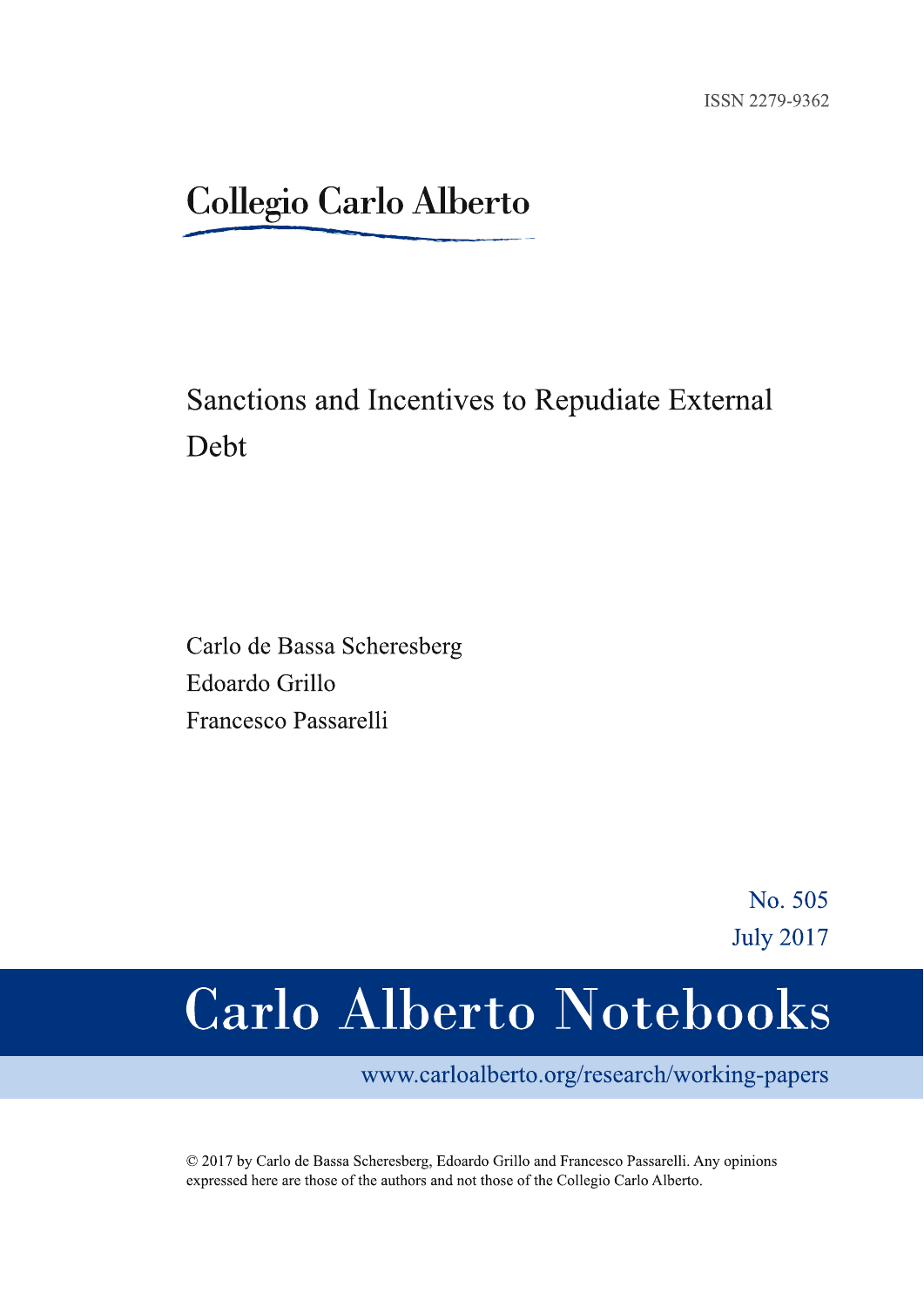ISSN 2279-9362

Collegio Carlo Alberto

# Sanctions and Incentives to Repudiate External Debt

Carlo de Bassa Scheresberg
Edoardo Grillo
Francesco Passarelli

No. 505
July 2017

Carlo Alberto Notebooks

www.carloalberto.org/research/working-papers

© 2017 by Carlo de Bassa Scheresberg, Edoardo Grillo and Francesco Passarelli. Any opinions expressed here are those of the authors and not those of the Collegio Carlo Alberto.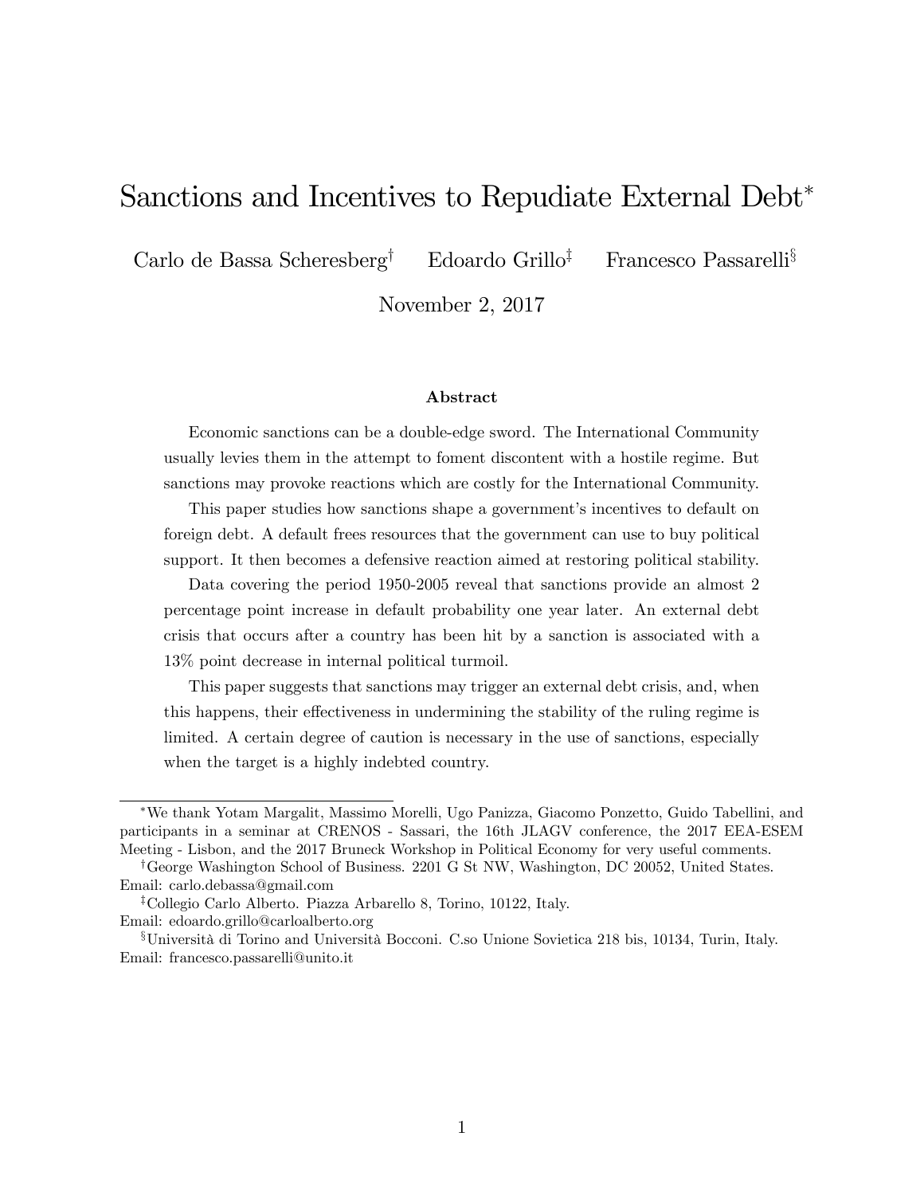# Sanctions and Incentives to Repudiate External Debt[*]

Carlo de Bassa Scheresberg[†] Edoardo Grillo[‡] Francesco Passarelli[§]

November 2, 2017

### Abstract

Economic sanctions can be a double-edge sword. The International Community usually levies them in the attempt to foment discontent with a hostile regime. But sanctions may provoke reactions which are costly for the International Community.

This paper studies how sanctions shape a government's incentives to default on foreign debt. A default frees resources that the government can use to buy political support. It then becomes a defensive reaction aimed at restoring political stability.

Data covering the period 1950-2005 reveal that sanctions provide an almost 2 percentage point increase in default probability one year later. An external debt crisis that occurs after a country has been hit by a sanction is associated with a 13% point decrease in internal political turmoil.

This paper suggests that sanctions may trigger an external debt crisis, and, when this happens, their effectiveness in undermining the stability of the ruling regime is limited. A certain degree of caution is necessary in the use of sanctions, especially when the target is a highly indebted country.

---

[*] We thank Yotam Margalit, Massimo Morelli, Ugo Panizza, Giacomo Ponzetto, Guido Tabellini, and participants in a seminar at CRENOS - Sassari, the 16th JLAGV conference, the 2017 EEA-ESEM Meeting - Lisbon, and the 2017 Bruneck Workshop in Political Economy for very useful comments.

[†] George Washington School of Business. 2201 G St NW, Washington, DC 20052, United States. Email: carlo.debassa@gmail.com

[‡] Collegio Carlo Alberto. Piazza Arbarello 8, Torino, 10122, Italy. Email: edoardo.grillo@carloalberto.org

[§] Università di Torino and Università Bocconi. C.so Unione Sovietica 218 bis, 10134, Turin, Italy. Email: francesco.passarelli@unito.it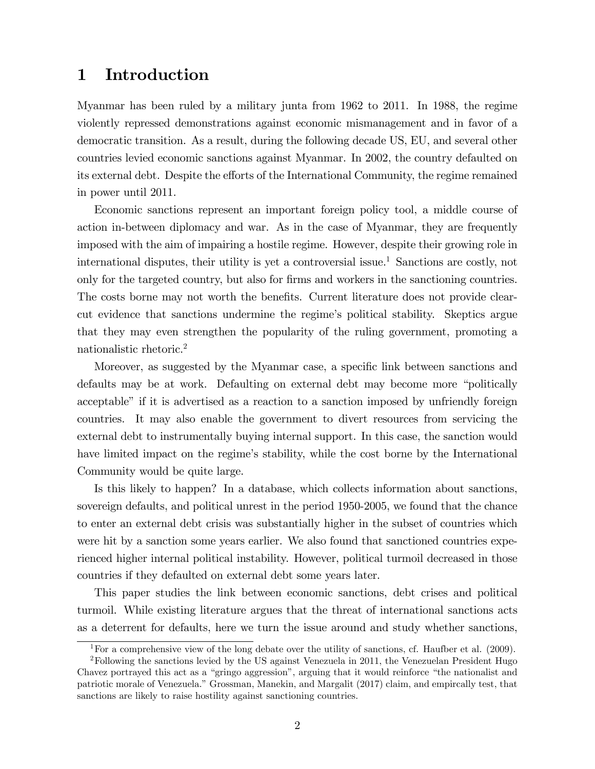# 1 Introduction

Myanmar has been ruled by a military junta from 1962 to 2011. In 1988, the regime violently repressed demonstrations against economic mismanagement and in favor of a democratic transition. As a result, during the following decade US, EU, and several other countries levied economic sanctions against Myanmar. In 2002, the country defaulted on its external debt. Despite the efforts of the International Community, the regime remained in power until 2011.

Economic sanctions represent an important foreign policy tool, a middle course of action in-between diplomacy and war. As in the case of Myanmar, they are frequently imposed with the aim of impairing a hostile regime. However, despite their growing role in international disputes, their utility is yet a controversial issue.[1] Sanctions are costly, not only for the targeted country, but also for firms and workers in the sanctioning countries. The costs borne may not worth the benefits. Current literature does not provide clear-cut evidence that sanctions undermine the regime's political stability. Skeptics argue that they may even strengthen the popularity of the ruling government, promoting a nationalistic rhetoric.[2]

Moreover, as suggested by the Myanmar case, a specific link between sanctions and defaults may be at work. Defaulting on external debt may become more "politically acceptable" if it is advertised as a reaction to a sanction imposed by unfriendly foreign countries. It may also enable the government to divert resources from servicing the external debt to instrumentally buying internal support. In this case, the sanction would have limited impact on the regime's stability, while the cost borne by the International Community would be quite large.

Is this likely to happen? In a database, which collects information about sanctions, sovereign defaults, and political unrest in the period 1950-2005, we found that the chance to enter an external debt crisis was substantially higher in the subset of countries which were hit by a sanction some years earlier. We also found that sanctioned countries experienced higher internal political instability. However, political turmoil decreased in those countries if they defaulted on external debt some years later.

This paper studies the link between economic sanctions, debt crises and political turmoil. While existing literature argues that the threat of international sanctions acts as a deterrent for defaults, here we turn the issue around and study whether sanctions,

[1] For a comprehensive view of the long debate over the utility of sanctions, cf. Haufber et al. (2009).

[2] Following the sanctions levied by the US against Venezuela in 2011, the Venezuelan President Hugo Chavez portrayed this act as a "gringo aggression", arguing that it would reinforce "the nationalist and patriotic morale of Venezuela." Grossman, Manekin, and Margalit (2017) claim, and empircally test, that sanctions are likely to raise hostility against sanctioning countries.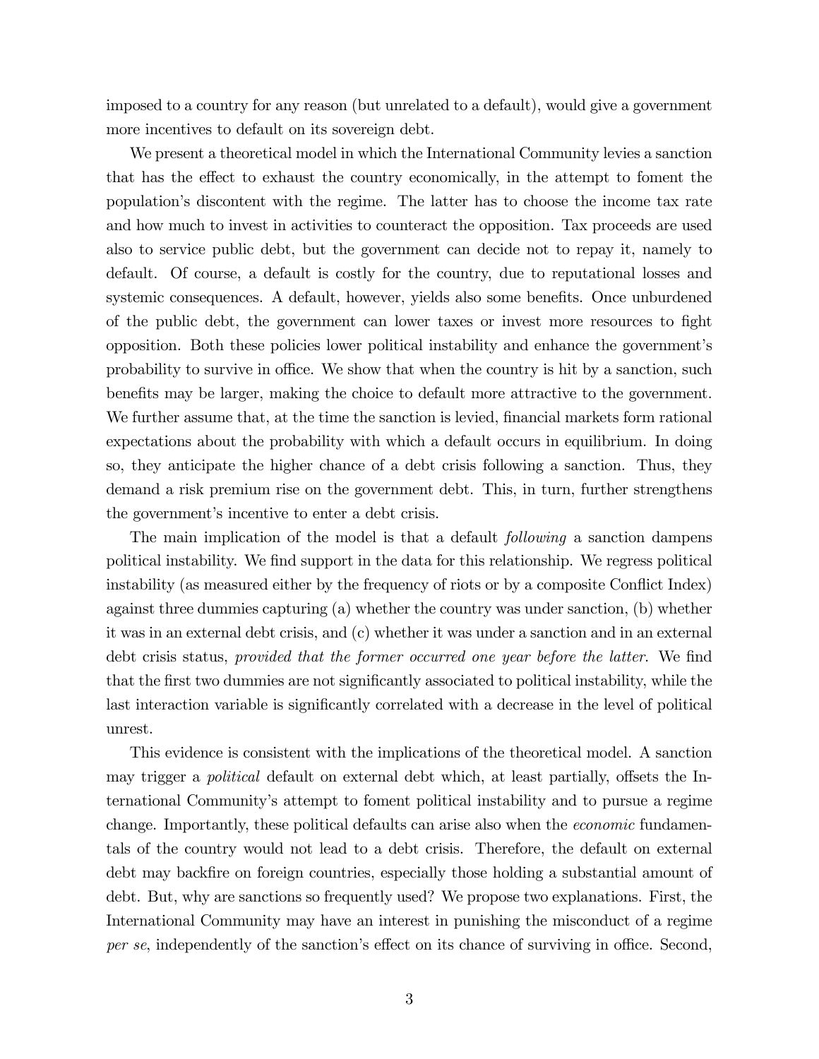imposed to a country for any reason (but unrelated to a default), would give a government more incentives to default on its sovereign debt.

We present a theoretical model in which the International Community levies a sanction that has the effect to exhaust the country economically, in the attempt to foment the population's discontent with the regime. The latter has to choose the income tax rate and how much to invest in activities to counteract the opposition. Tax proceeds are used also to service public debt, but the government can decide not to repay it, namely to default. Of course, a default is costly for the country, due to reputational losses and systemic consequences. A default, however, yields also some benefits. Once unburdened of the public debt, the government can lower taxes or invest more resources to fight opposition. Both these policies lower political instability and enhance the government's probability to survive in office. We show that when the country is hit by a sanction, such benefits may be larger, making the choice to default more attractive to the government. We further assume that, at the time the sanction is levied, financial markets form rational expectations about the probability with which a default occurs in equilibrium. In doing so, they anticipate the higher chance of a debt crisis following a sanction. Thus, they demand a risk premium rise on the government debt. This, in turn, further strengthens the government's incentive to enter a debt crisis.

The main implication of the model is that a default *following* a sanction dampens political instability. We find support in the data for this relationship. We regress political instability (as measured either by the frequency of riots or by a composite Conflict Index) against three dummies capturing (a) whether the country was under sanction, (b) whether it was in an external debt crisis, and (c) whether it was under a sanction and in an external debt crisis status, *provided that the former occurred one year before the latter*. We find that the first two dummies are not significantly associated to political instability, while the last interaction variable is significantly correlated with a decrease in the level of political unrest.

This evidence is consistent with the implications of the theoretical model. A sanction may trigger a *political* default on external debt which, at least partially, offsets the International Community's attempt to foment political instability and to pursue a regime change. Importantly, these political defaults can arise also when the *economic* fundamentals of the country would not lead to a debt crisis. Therefore, the default on external debt may backfire on foreign countries, especially those holding a substantial amount of debt. But, why are sanctions so frequently used? We propose two explanations. First, the International Community may have an interest in punishing the misconduct of a regime *per se*, independently of the sanction's effect on its chance of surviving in office. Second,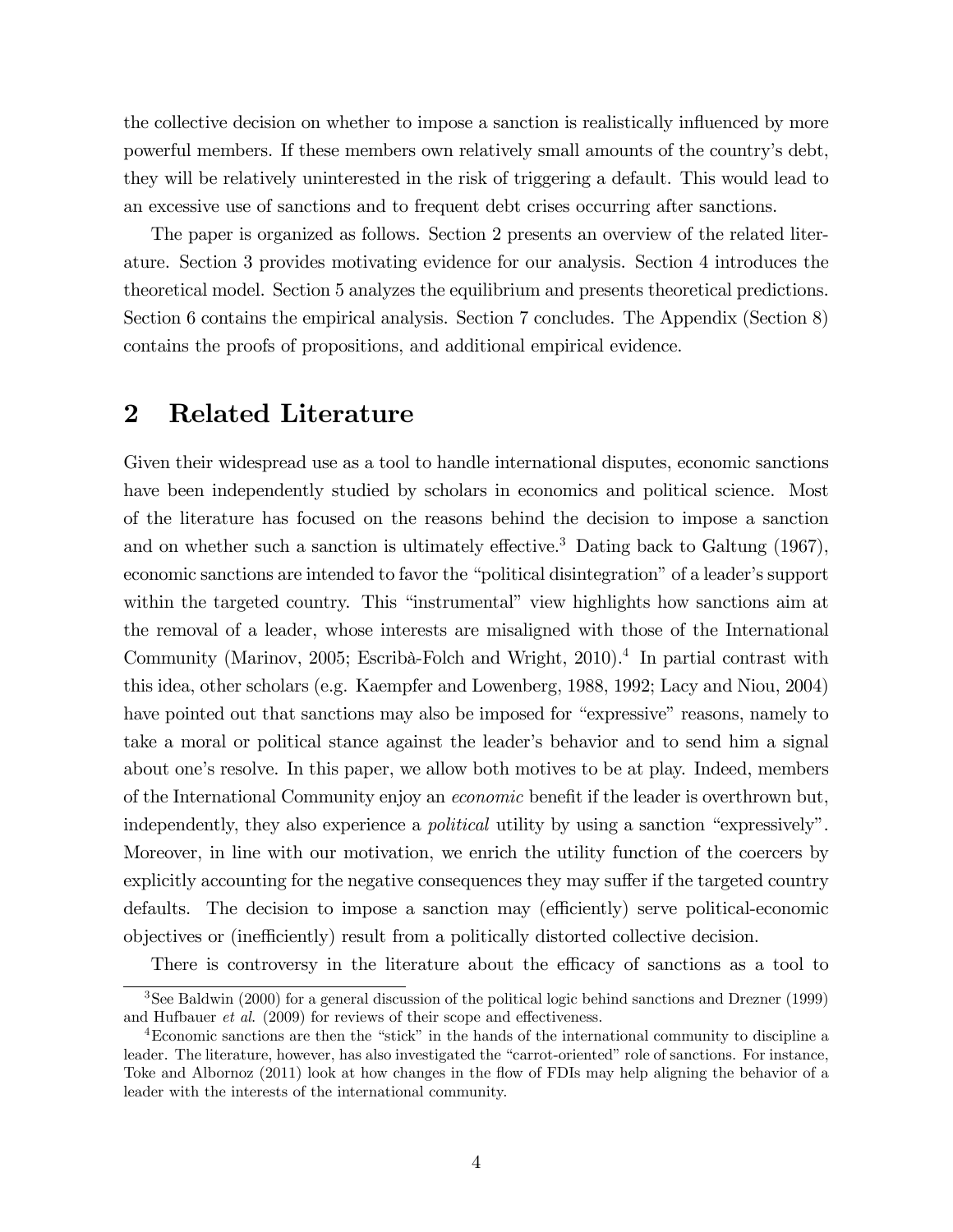the collective decision on whether to impose a sanction is realistically influenced by more powerful members. If these members own relatively small amounts of the country's debt, they will be relatively uninterested in the risk of triggering a default. This would lead to an excessive use of sanctions and to frequent debt crises occurring after sanctions.

The paper is organized as follows. Section 2 presents an overview of the related literature. Section 3 provides motivating evidence for our analysis. Section 4 introduces the theoretical model. Section 5 analyzes the equilibrium and presents theoretical predictions. Section 6 contains the empirical analysis. Section 7 concludes. The Appendix (Section 8) contains the proofs of propositions, and additional empirical evidence.

## 2 Related Literature

Given their widespread use as a tool to handle international disputes, economic sanctions have been independently studied by scholars in economics and political science. Most of the literature has focused on the reasons behind the decision to impose a sanction and on whether such a sanction is ultimately effective.[3] Dating back to Galtung (1967), economic sanctions are intended to favor the "political disintegration" of a leader's support within the targeted country. This "instrumental" view highlights how sanctions aim at the removal of a leader, whose interests are misaligned with those of the International Community (Marinov, 2005; Escribà-Folch and Wright, 2010).[4] In partial contrast with this idea, other scholars (e.g. Kaempfer and Lowenberg, 1988, 1992; Lacy and Niou, 2004) have pointed out that sanctions may also be imposed for "expressive" reasons, namely to take a moral or political stance against the leader's behavior and to send him a signal about one's resolve. In this paper, we allow both motives to be at play. Indeed, members of the International Community enjoy an *economic* benefit if the leader is overthrown but, independently, they also experience a *political* utility by using a sanction "expressively". Moreover, in line with our motivation, we enrich the utility function of the coercers by explicitly accounting for the negative consequences they may suffer if the targeted country defaults. The decision to impose a sanction may (efficiently) serve political-economic objectives or (inefficiently) result from a politically distorted collective decision.

There is controversy in the literature about the efficacy of sanctions as a tool to

[3] See Baldwin (2000) for a general discussion of the political logic behind sanctions and Drezner (1999) and Hufbauer *et al.* (2009) for reviews of their scope and effectiveness.

[4] Economic sanctions are then the "stick" in the hands of the international community to discipline a leader. The literature, however, has also investigated the "carrot-oriented" role of sanctions. For instance, Toke and Albornoz (2011) look at how changes in the flow of FDIs may help aligning the behavior of a leader with the interests of the international community.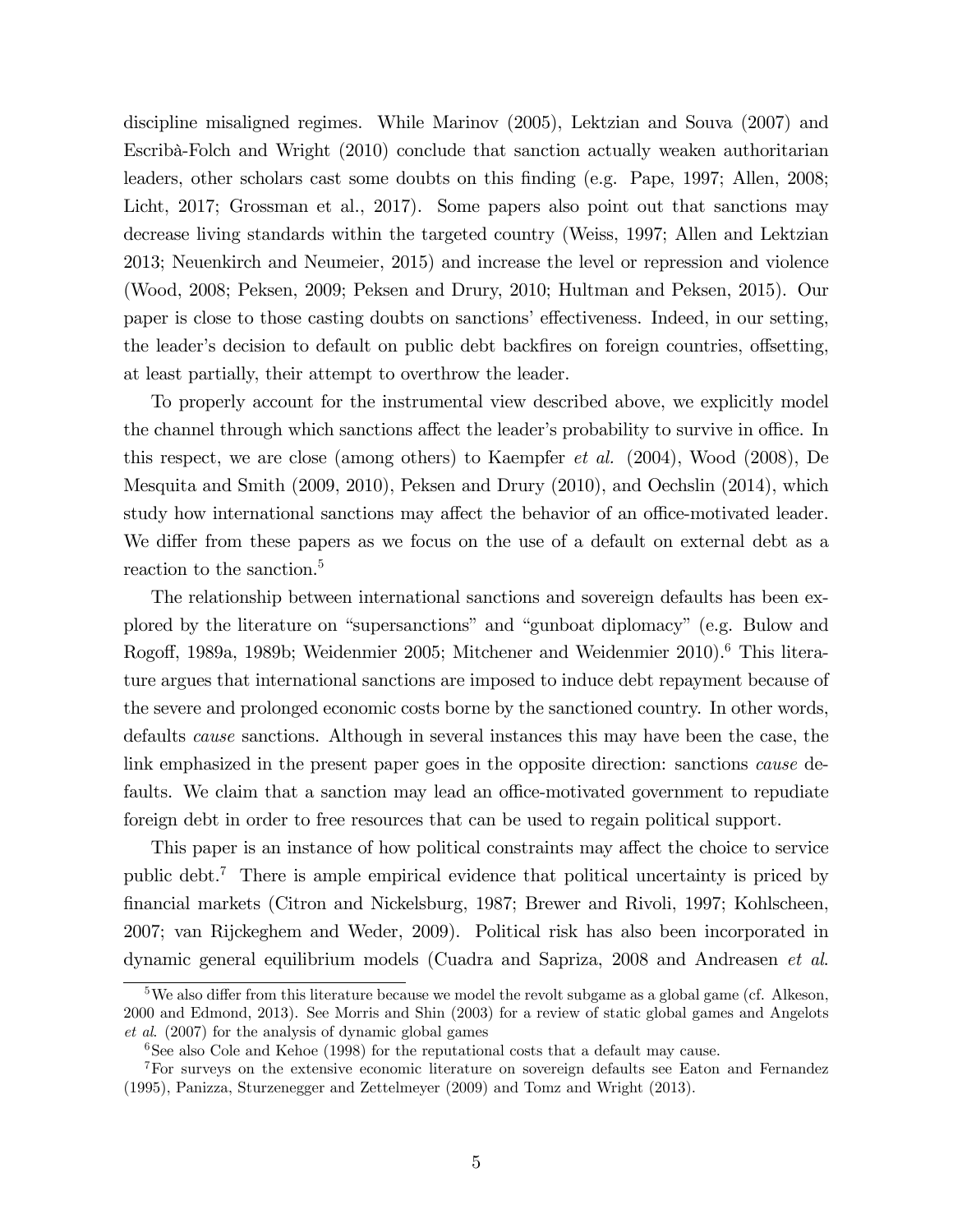discipline misaligned regimes. While Marinov (2005), Lektzian and Souva (2007) and Escribà-Folch and Wright (2010) conclude that sanction actually weaken authoritarian leaders, other scholars cast some doubts on this finding (e.g. Pape, 1997; Allen, 2008; Licht, 2017; Grossman et al., 2017). Some papers also point out that sanctions may decrease living standards within the targeted country (Weiss, 1997; Allen and Lektzian 2013; Neuenkirch and Neumeier, 2015) and increase the level or repression and violence (Wood, 2008; Peksen, 2009; Peksen and Drury, 2010; Hultman and Peksen, 2015). Our paper is close to those casting doubts on sanctions' effectiveness. Indeed, in our setting, the leader's decision to default on public debt backfires on foreign countries, offsetting, at least partially, their attempt to overthrow the leader.

To properly account for the instrumental view described above, we explicitly model the channel through which sanctions affect the leader's probability to survive in office. In this respect, we are close (among others) to Kaempfer *et al.* (2004), Wood (2008), De Mesquita and Smith (2009, 2010), Peksen and Drury (2010), and Oechslin (2014), which study how international sanctions may affect the behavior of an office-motivated leader. We differ from these papers as we focus on the use of a default on external debt as a reaction to the sanction.[5]

The relationship between international sanctions and sovereign defaults has been explored by the literature on "supersanctions" and "gunboat diplomacy" (e.g. Bulow and Rogoff, 1989a, 1989b; Weidenmier 2005; Mitchener and Weidenmier 2010).[6] This literature argues that international sanctions are imposed to induce debt repayment because of the severe and prolonged economic costs borne by the sanctioned country. In other words, defaults *cause* sanctions. Although in several instances this may have been the case, the link emphasized in the present paper goes in the opposite direction: sanctions *cause* defaults. We claim that a sanction may lead an office-motivated government to repudiate foreign debt in order to free resources that can be used to regain political support.

This paper is an instance of how political constraints may affect the choice to service public debt.[7] There is ample empirical evidence that political uncertainty is priced by financial markets (Citron and Nickelsburg, 1987; Brewer and Rivoli, 1997; Kohlscheen, 2007; van Rijckeghem and Weder, 2009). Political risk has also been incorporated in dynamic general equilibrium models (Cuadra and Sapriza, 2008 and Andreasen *et al.*

[5] We also differ from this literature because we model the revolt subgame as a global game (cf. Alkeson, 2000 and Edmond, 2013). See Morris and Shin (2003) for a review of static global games and Angelots *et al.* (2007) for the analysis of dynamic global games

[6] See also Cole and Kehoe (1998) for the reputational costs that a default may cause.

[7] For surveys on the extensive economic literature on sovereign defaults see Eaton and Fernandez (1995), Panizza, Sturzenegger and Zettelmeyer (2009) and Tomz and Wright (2013).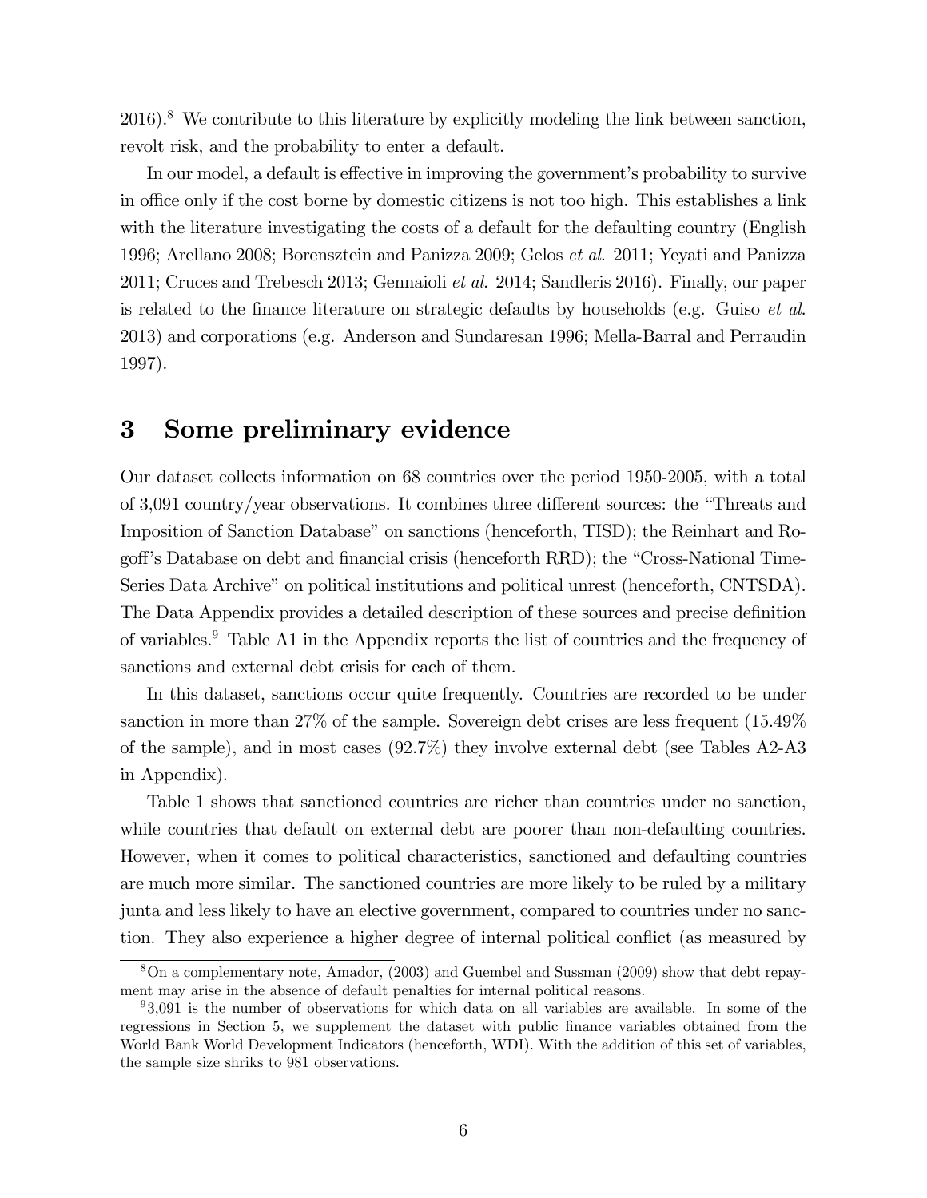2016).[8] We contribute to this literature by explicitly modeling the link between sanction, revolt risk, and the probability to enter a default.

In our model, a default is effective in improving the government's probability to survive in office only if the cost borne by domestic citizens is not too high. This establishes a link with the literature investigating the costs of a default for the defaulting country (English 1996; Arellano 2008; Borensztein and Panizza 2009; Gelos *et al.* 2011; Yeyati and Panizza 2011; Cruces and Trebesch 2013; Gennaioli *et al.* 2014; Sandleris 2016). Finally, our paper is related to the finance literature on strategic defaults by households (e.g. Guiso *et al.* 2013) and corporations (e.g. Anderson and Sundaresan 1996; Mella-Barral and Perraudin 1997).

## 3 Some preliminary evidence

Our dataset collects information on 68 countries over the period 1950-2005, with a total of 3,091 country/year observations. It combines three different sources: the "Threats and Imposition of Sanction Database" on sanctions (henceforth, TISD); the Reinhart and Rogoff's Database on debt and financial crisis (henceforth RRD); the "Cross-National Time-Series Data Archive" on political institutions and political unrest (henceforth, CNTSDA). The Data Appendix provides a detailed description of these sources and precise definition of variables.[9] Table A1 in the Appendix reports the list of countries and the frequency of sanctions and external debt crisis for each of them.

In this dataset, sanctions occur quite frequently. Countries are recorded to be under sanction in more than 27% of the sample. Sovereign debt crises are less frequent (15.49% of the sample), and in most cases (92.7%) they involve external debt (see Tables A2-A3 in Appendix).

Table 1 shows that sanctioned countries are richer than countries under no sanction, while countries that default on external debt are poorer than non-defaulting countries. However, when it comes to political characteristics, sanctioned and defaulting countries are much more similar. The sanctioned countries are more likely to be ruled by a military junta and less likely to have an elective government, compared to countries under no sanction. They also experience a higher degree of internal political conflict (as measured by

[8] On a complementary note, Amador, (2003) and Guembel and Sussman (2009) show that debt repayment may arise in the absence of default penalties for internal political reasons.

[9] 3,091 is the number of observations for which data on all variables are available. In some of the regressions in Section 5, we supplement the dataset with public finance variables obtained from the World Bank World Development Indicators (henceforth, WDI). With the addition of this set of variables, the sample size shriks to 981 observations.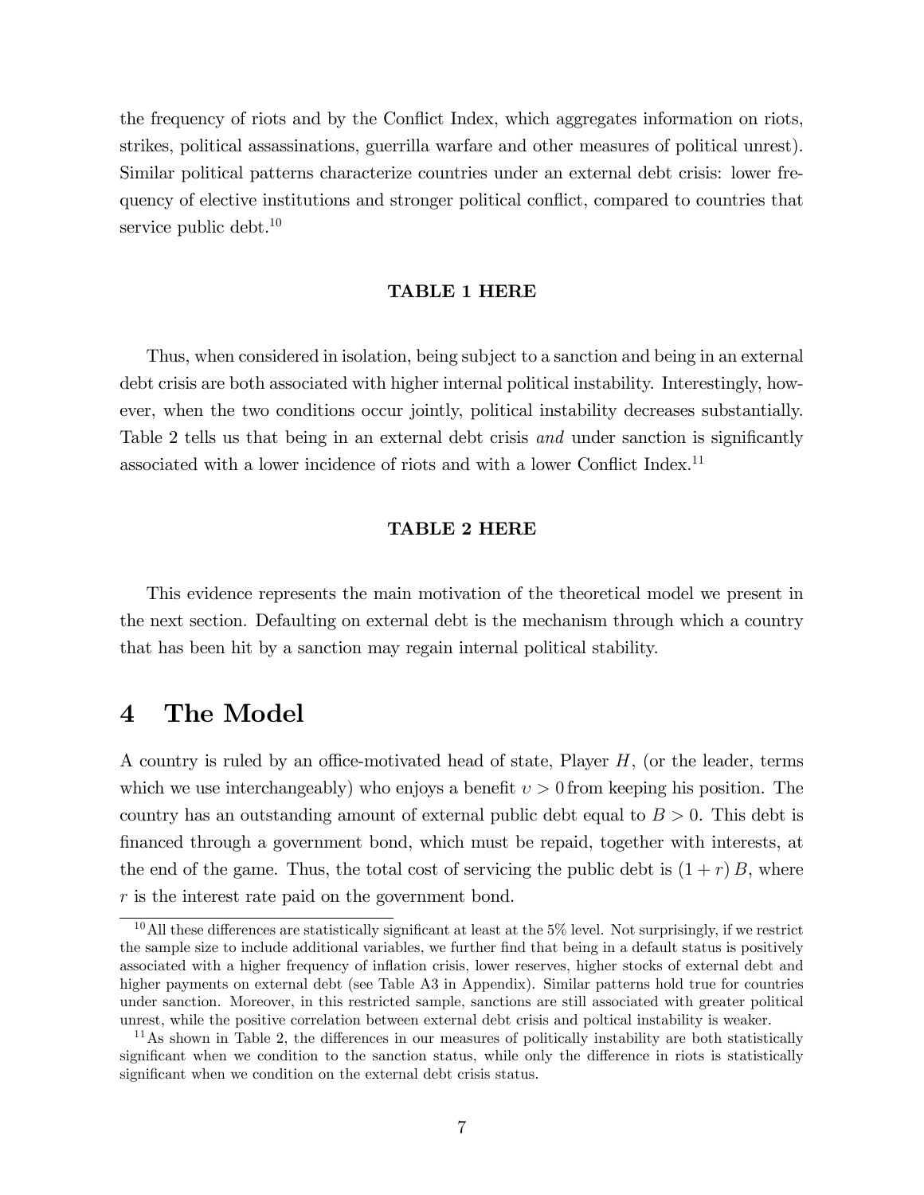the frequency of riots and by the Conflict Index, which aggregates information on riots, strikes, political assassinations, guerrilla warfare and other measures of political unrest). Similar political patterns characterize countries under an external debt crisis: lower frequency of elective institutions and stronger political conflict, compared to countries that service public debt.[10]

**TABLE 1 HERE**

Thus, when considered in isolation, being subject to a sanction and being in an external debt crisis are both associated with higher internal political instability. Interestingly, however, when the two conditions occur jointly, political instability decreases substantially. Table 2 tells us that being in an external debt crisis *and* under sanction is significantly associated with a lower incidence of riots and with a lower Conflict Index.[11]

**TABLE 2 HERE**

This evidence represents the main motivation of the theoretical model we present in the next section. Defaulting on external debt is the mechanism through which a country that has been hit by a sanction may regain internal political stability.

# 4 The Model

A country is ruled by an office-motivated head of state, Player $H$, (or the leader, terms which we use interchangeably) who enjoys a benefit $v > 0$ from keeping his position. The country has an outstanding amount of external public debt equal to $B > 0$. This debt is financed through a government bond, which must be repaid, together with interests, at the end of the game. Thus, the total cost of servicing the public debt is $(1 + r) B$, where $r$ is the interest rate paid on the government bond.

[10] All these differences are statistically significant at least at the 5% level. Not surprisingly, if we restrict the sample size to include additional variables, we further find that being in a default status is positively associated with a higher frequency of inflation crisis, lower reserves, higher stocks of external debt and higher payments on external debt (see Table A3 in Appendix). Similar patterns hold true for countries under sanction. Moreover, in this restricted sample, sanctions are still associated with greater political unrest, while the positive correlation between external debt crisis and poltical instability is weaker.

[11] As shown in Table 2, the differences in our measures of politically instability are both statistically significant when we condition to the sanction status, while only the difference in riots is statistically significant when we condition on the external debt crisis status.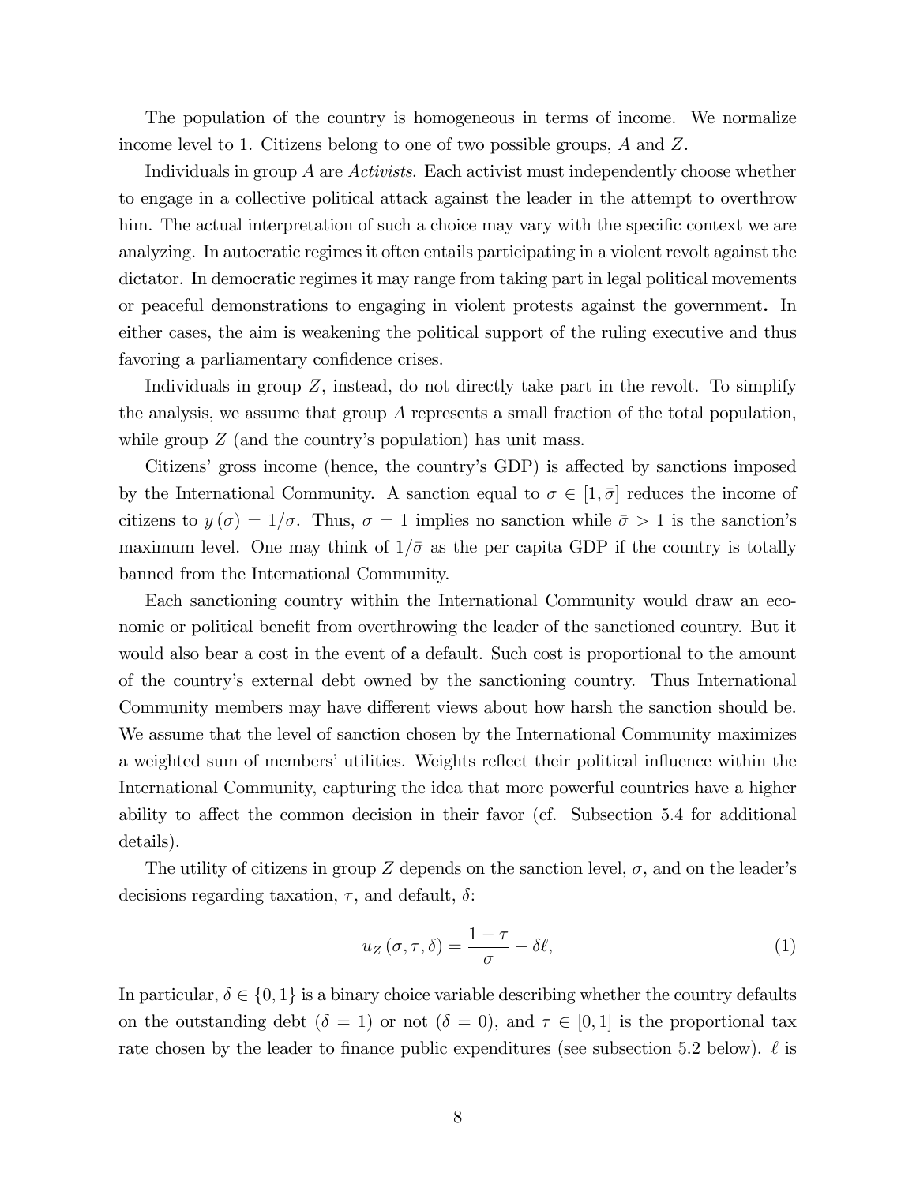The population of the country is homogeneous in terms of income. We normalize income level to 1. Citizens belong to one of two possible groups, $A$ and $Z$.

Individuals in group $A$ are *Activists*. Each activist must independently choose whether to engage in a collective political attack against the leader in the attempt to overthrow him. The actual interpretation of such a choice may vary with the specific context we are analyzing. In autocratic regimes it often entails participating in a violent revolt against the dictator. In democratic regimes it may range from taking part in legal political movements or peaceful demonstrations to engaging in violent protests against the government. In either cases, the aim is weakening the political support of the ruling executive and thus favoring a parliamentary confidence crises.

Individuals in group $Z$, instead, do not directly take part in the revolt. To simplify the analysis, we assume that group $A$ represents a small fraction of the total population, while group $Z$ (and the country's population) has unit mass.

Citizens' gross income (hence, the country's GDP) is affected by sanctions imposed by the International Community. A sanction equal to $\sigma \in [1, \bar{\sigma}]$ reduces the income of citizens to $y(\sigma) = 1/\sigma$. Thus, $\sigma = 1$ implies no sanction while $\bar{\sigma} > 1$ is the sanction's maximum level. One may think of $1/\bar{\sigma}$ as the per capita GDP if the country is totally banned from the International Community.

Each sanctioning country within the International Community would draw an economic or political benefit from overthrowing the leader of the sanctioned country. But it would also bear a cost in the event of a default. Such cost is proportional to the amount of the country's external debt owned by the sanctioning country. Thus International Community members may have different views about how harsh the sanction should be. We assume that the level of sanction chosen by the International Community maximizes a weighted sum of members' utilities. Weights reflect their political influence within the International Community, capturing the idea that more powerful countries have a higher ability to affect the common decision in their favor (cf. Subsection 5.4 for additional details).

The utility of citizens in group $Z$ depends on the sanction level, $\sigma$, and on the leader's decisions regarding taxation, $\tau$, and default, $\delta$:

$$u_Z(\sigma, \tau, \delta) = \frac{1-\tau}{\sigma} - \delta \ell, \tag{1}$$

In particular, $\delta \in \{0, 1\}$ is a binary choice variable describing whether the country defaults on the outstanding debt ($\delta = 1$) or not ($\delta = 0$), and $\tau \in [0, 1]$ is the proportional tax rate chosen by the leader to finance public expenditures (see subsection 5.2 below). $\ell$ is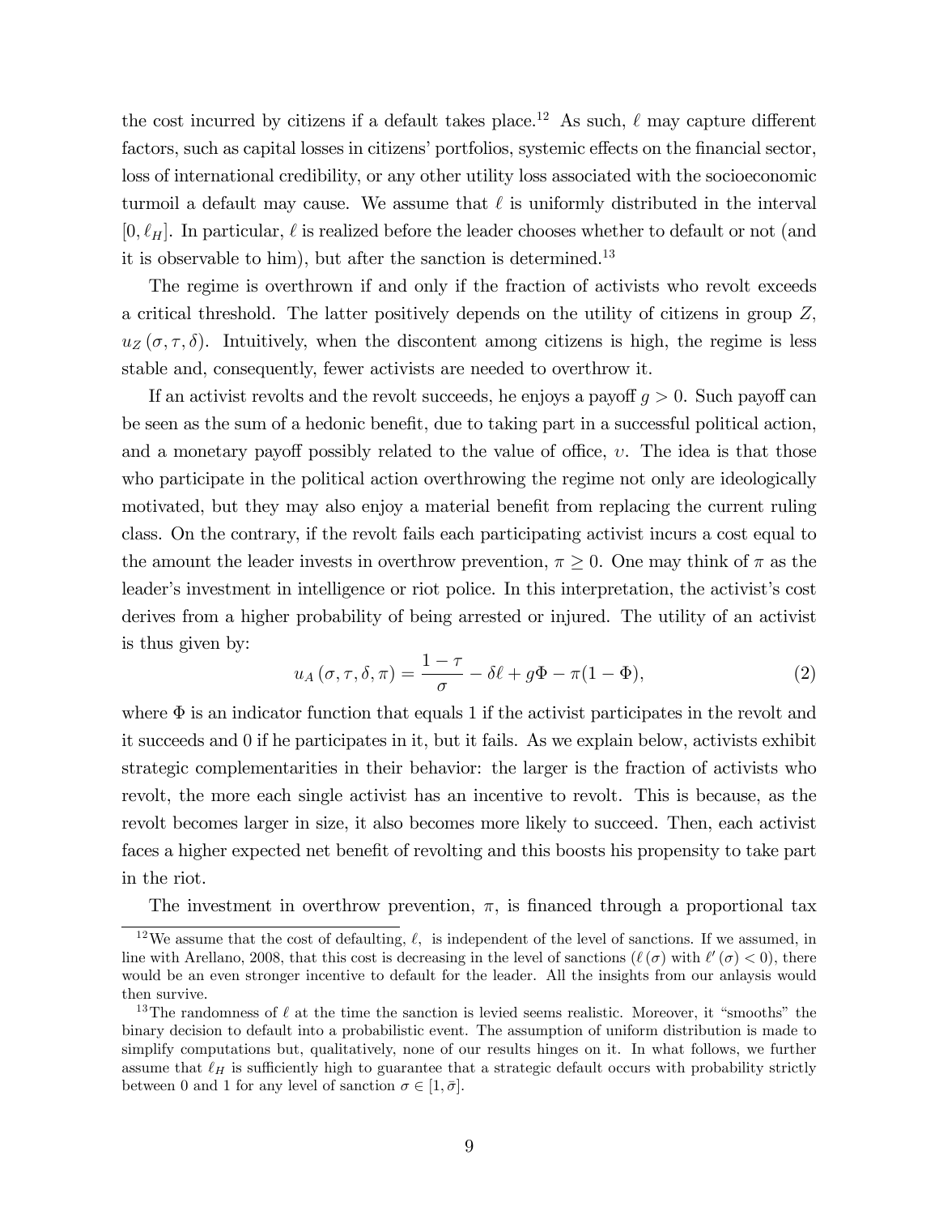the cost incurred by citizens if a default takes place.[12] As such, $\ell$ may capture different factors, such as capital losses in citizens' portfolios, systemic effects on the financial sector, loss of international credibility, or any other utility loss associated with the socioeconomic turmoil a default may cause. We assume that $\ell$ is uniformly distributed in the interval $[0, \ell_H]$. In particular, $\ell$ is realized before the leader chooses whether to default or not (and it is observable to him), but after the sanction is determined.[13]

The regime is overthrown if and only if the fraction of activists who revolt exceeds a critical threshold. The latter positively depends on the utility of citizens in group $Z$, $u_Z(\sigma, \tau, \delta)$. Intuitively, when the discontent among citizens is high, the regime is less stable and, consequently, fewer activists are needed to overthrow it.

If an activist revolts and the revolt succeeds, he enjoys a payoff $g > 0$. Such payoff can be seen as the sum of a hedonic benefit, due to taking part in a successful political action, and a monetary payoff possibly related to the value of office, $\upsilon$. The idea is that those who participate in the political action overthrowing the regime not only are ideologically motivated, but they may also enjoy a material benefit from replacing the current ruling class. On the contrary, if the revolt fails each participating activist incurs a cost equal to the amount the leader invests in overthrow prevention, $\pi \geq 0$. One may think of $\pi$ as the leader's investment in intelligence or riot police. In this interpretation, the activist's cost derives from a higher probability of being arrested or injured. The utility of an activist is thus given by:

$$u_A(\sigma, \tau, \delta, \pi) = \frac{1-\tau}{\sigma} - \delta\ell + g\Phi - \pi(1-\Phi), \tag{2}$$

where $\Phi$ is an indicator function that equals 1 if the activist participates in the revolt and it succeeds and 0 if he participates in it, but it fails. As we explain below, activists exhibit strategic complementarities in their behavior: the larger is the fraction of activists who revolt, the more each single activist has an incentive to revolt. This is because, as the revolt becomes larger in size, it also becomes more likely to succeed. Then, each activist faces a higher expected net benefit of revolting and this boosts his propensity to take part in the riot.

The investment in overthrow prevention, $\pi$, is financed through a proportional tax

[12] We assume that the cost of defaulting, $\ell$, is independent of the level of sanctions. If we assumed, in line with Arellano, 2008, that this cost is decreasing in the level of sanctions ($\ell(\sigma)$ with $\ell'(\sigma) < 0$), there would be an even stronger incentive to default for the leader. All the insights from our anlaysis would then survive.

[13] The randomness of $\ell$ at the time the sanction is levied seems realistic. Moreover, it "smooths" the binary decision to default into a probabilistic event. The assumption of uniform distribution is made to simplify computations but, qualitatively, none of our results hinges on it. In what follows, we further assume that $\ell_H$ is sufficiently high to guarantee that a strategic default occurs with probability strictly between 0 and 1 for any level of sanction $\sigma \in [1, \bar{\sigma}]$.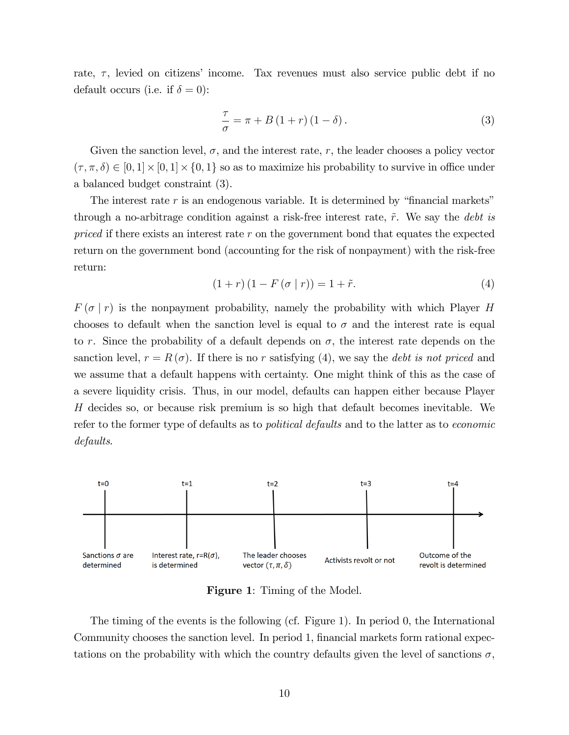rate, $\tau$, levied on citizens' income. Tax revenues must also service public debt if no default occurs (i.e. if $\delta = 0$):

$$\frac{\tau}{\sigma} = \pi + B(1+r)(1-\delta). \tag{3}$$

Given the sanction level, $\sigma$, and the interest rate, $r$, the leader chooses a policy vector $(\tau, \pi, \delta) \in [0,1] \times [0,1] \times \{0,1\}$ so as to maximize his probability to survive in office under a balanced budget constraint (3).

The interest rate $r$ is an endogenous variable. It is determined by "financial markets" through a no-arbitrage condition against a risk-free interest rate, $\tilde{r}$. We say the *debt is priced* if there exists an interest rate $r$ on the government bond that equates the expected return on the government bond (accounting for the risk of nonpayment) with the risk-free return:

$$(1+r)(1-F(\sigma \mid r)) = 1+\tilde{r}. \tag{4}$$

$F(\sigma \mid r)$ is the nonpayment probability, namely the probability with which Player $H$ chooses to default when the sanction level is equal to $\sigma$ and the interest rate is equal to $r$. Since the probability of a default depends on $\sigma$, the interest rate depends on the sanction level, $r = R(\sigma)$. If there is no $r$ satisfying (4), we say the *debt is not priced* and we assume that a default happens with certainty. One might think of this as the case of a severe liquidity crisis. Thus, in our model, defaults can happen either because Player $H$ decides so, or because risk premium is so high that default becomes inevitable. We refer to the former type of defaults as to *political defaults* and to the latter as to *economic defaults*.

| t=0 | t=1 | t=2 | t=3 | t=4 |
|---|---|---|---|---|
| Sanctions $\sigma$ are determined | Interest rate, $r=R(\sigma)$, is determined | The leader chooses vector $(\tau, \pi, \delta)$ | Activists revolt or not | Outcome of the revolt is determined |

**Figure 1**: Timing of the Model.

The timing of the events is the following (cf. Figure 1). In period 0, the International Community chooses the sanction level. In period 1, financial markets form rational expectations on the probability with which the country defaults given the level of sanctions $\sigma$,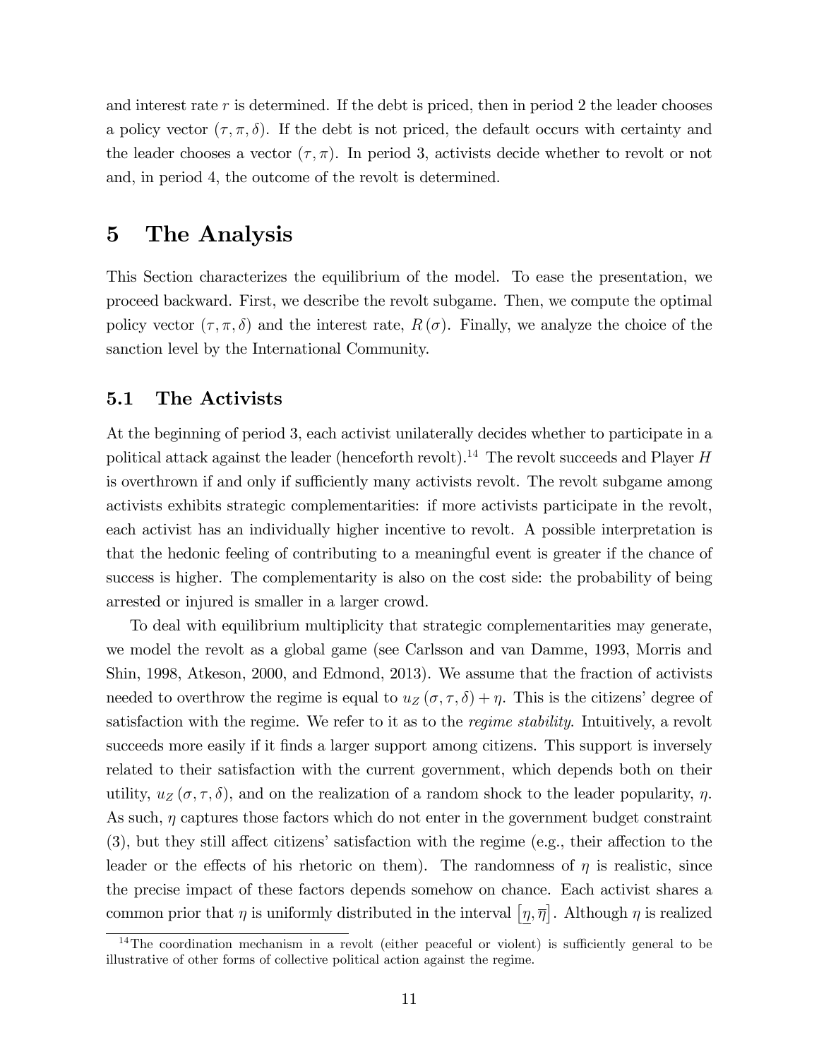and interest rate $r$ is determined. If the debt is priced, then in period 2 the leader chooses a policy vector $(\tau, \pi, \delta)$. If the debt is not priced, the default occurs with certainty and the leader chooses a vector $(\tau, \pi)$. In period 3, activists decide whether to revolt or not and, in period 4, the outcome of the revolt is determined.

# 5 The Analysis

This Section characterizes the equilibrium of the model. To ease the presentation, we proceed backward. First, we describe the revolt subgame. Then, we compute the optimal policy vector $(\tau, \pi, \delta)$ and the interest rate, $R(\sigma)$. Finally, we analyze the choice of the sanction level by the International Community.

## 5.1 The Activists

At the beginning of period 3, each activist unilaterally decides whether to participate in a political attack against the leader (henceforth revolt).[14] The revolt succeeds and Player $H$ is overthrown if and only if sufficiently many activists revolt. The revolt subgame among activists exhibits strategic complementarities: if more activists participate in the revolt, each activist has an individually higher incentive to revolt. A possible interpretation is that the hedonic feeling of contributing to a meaningful event is greater if the chance of success is higher. The complementarity is also on the cost side: the probability of being arrested or injured is smaller in a larger crowd.

To deal with equilibrium multiplicity that strategic complementarities may generate, we model the revolt as a global game (see Carlsson and van Damme, 1993, Morris and Shin, 1998, Atkeson, 2000, and Edmond, 2013). We assume that the fraction of activists needed to overthrow the regime is equal to $u_Z(\sigma, \tau, \delta) + \eta$. This is the citizens' degree of satisfaction with the regime. We refer to it as to the *regime stability*. Intuitively, a revolt succeeds more easily if it finds a larger support among citizens. This support is inversely related to their satisfaction with the current government, which depends both on their utility, $u_Z(\sigma, \tau, \delta)$, and on the realization of a random shock to the leader popularity, $\eta$. As such, $\eta$ captures those factors which do not enter in the government budget constraint (3), but they still affect citizens' satisfaction with the regime (e.g., their affection to the leader or the effects of his rhetoric on them). The randomness of $\eta$ is realistic, since the precise impact of these factors depends somehow on chance. Each activist shares a common prior that $\eta$ is uniformly distributed in the interval $\left[\underline{\eta}, \overline{\eta}\right]$. Although $\eta$ is realized

[14] The coordination mechanism in a revolt (either peaceful or violent) is sufficiently general to be illustrative of other forms of collective political action against the regime.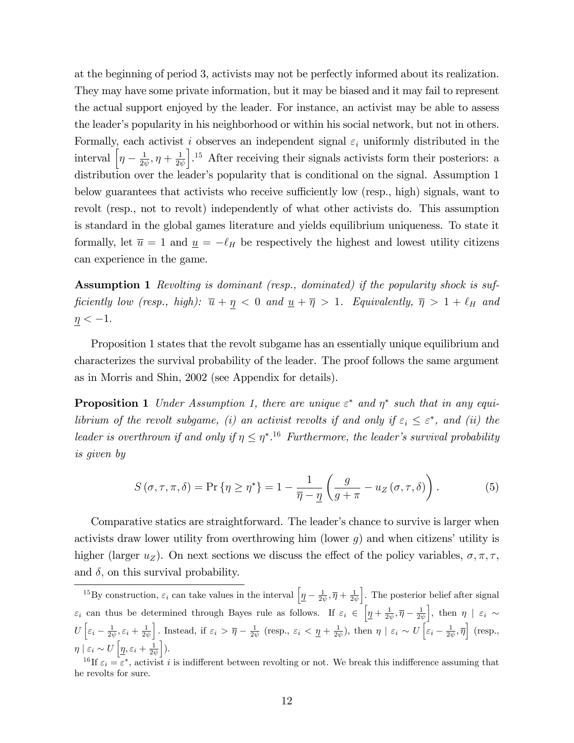at the beginning of period 3, activists may not be perfectly informed about its realization. They may have some private information, but it may be biased and it may fail to represent the actual support enjoyed by the leader. For instance, an activist may be able to assess the leader's popularity in his neighborhood or within his social network, but not in others. Formally, each activist $i$ observes an independent signal $\varepsilon_i$ uniformly distributed in the interval $\left[\eta - \frac{1}{2\psi}, \eta + \frac{1}{2\psi}\right]$.[15] After receiving their signals activists form their posteriors: a distribution over the leader's popularity that is conditional on the signal. Assumption 1 below guarantees that activists who receive sufficiently low (resp., high) signals, want to revolt (resp., not to revolt) independently of what other activists do. This assumption is standard in the global games literature and yields equilibrium uniqueness. To state it formally, let $\overline{u} = 1$ and $\underline{u} = -\ell_H$ be respectively the highest and lowest utility citizens can experience in the game.

**Assumption 1** *Revolting is dominant (resp., dominated) if the popularity shock is sufficiently low (resp., high):* $\overline{u} + \underline{\eta} < 0$ *and* $\underline{u} + \overline{\eta} > 1$*. Equivalently,* $\overline{\eta} > 1 + \ell_H$ *and* $\underline{\eta} < -1$*.*

Proposition 1 states that the revolt subgame has an essentially unique equilibrium and characterizes the survival probability of the leader. The proof follows the same argument as in Morris and Shin, 2002 (see Appendix for details).

**Proposition 1** *Under Assumption 1, there are unique* $\varepsilon^*$ *and* $\eta^*$ *such that in any equilibrium of the revolt subgame, (i) an activist revolts if and only if* $\varepsilon_i \leq \varepsilon^*$*, and (ii) the leader is overthrown if and only if* $\eta \leq \eta^*$*.*[16] *Furthermore, the leader's survival probability is given by*

$$S(\sigma, \tau, \pi, \delta) = \Pr\{\eta \geq \eta^*\} = 1 - \frac{1}{\overline{\eta} - \underline{\eta}} \left( \frac{g}{g + \pi} - u_Z(\sigma, \tau, \delta) \right). \tag{5}$$

Comparative statics are straightforward. The leader's chance to survive is larger when activists draw lower utility from overthrowing him (lower $g$) and when citizens' utility is higher (larger $u_Z$). On next sections we discuss the effect of the policy variables, $\sigma, \pi, \tau$, and $\delta$, on this survival probability.

---

[15] By construction, $\varepsilon_i$ can take values in the interval $\left[\underline{\eta} - \frac{1}{2\psi}, \overline{\eta} + \frac{1}{2\psi}\right]$. The posterior belief after signal $\varepsilon_i$ can thus be determined through Bayes rule as follows. If $\varepsilon_i \in \left[\underline{\eta} + \frac{1}{2\psi}, \overline{\eta} - \frac{1}{2\psi}\right]$, then $\eta \mid \varepsilon_i \sim U\left[\varepsilon_i - \frac{1}{2\psi}, \varepsilon_i + \frac{1}{2\psi}\right]$. Instead, if $\varepsilon_i > \overline{\eta} - \frac{1}{2\psi}$ (resp., $\varepsilon_i < \underline{\eta} + \frac{1}{2\psi}$), then $\eta \mid \varepsilon_i \sim U\left[\varepsilon_i - \frac{1}{2\psi}, \overline{\eta}\right]$ (resp., $\eta \mid \varepsilon_i \sim U\left[\underline{\eta}, \varepsilon_i + \frac{1}{2\psi}\right]$).

[16] If $\varepsilon_i = \varepsilon^*$, activist $i$ is indifferent between revolting or not. We break this indifference assuming that he revolts for sure.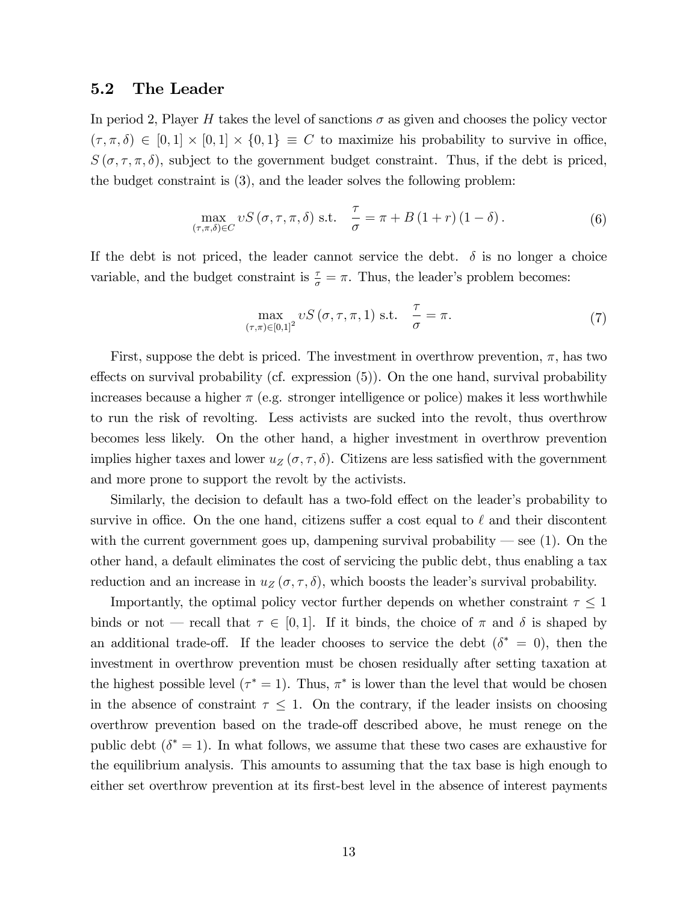### 5.2 The Leader

In period 2, Player $H$ takes the level of sanctions $\sigma$ as given and chooses the policy vector $(\tau, \pi, \delta) \in [0,1] \times [0,1] \times \{0,1\} \equiv C$ to maximize his probability to survive in office, $S(\sigma, \tau, \pi, \delta)$, subject to the government budget constraint. Thus, if the debt is priced, the budget constraint is (3), and the leader solves the following problem:

$$\max_{(\tau,\pi,\delta)\in C} \upsilon S(\sigma, \tau, \pi, \delta) \text{ s.t. } \frac{\tau}{\sigma} = \pi + B(1+r)(1-\delta). \tag{6}$$

If the debt is not priced, the leader cannot service the debt. $\delta$ is no longer a choice variable, and the budget constraint is $\frac{\tau}{\sigma} = \pi$. Thus, the leader's problem becomes:

$$\max_{(\tau,\pi)\in[0,1]^2} \upsilon S(\sigma, \tau, \pi, 1) \text{ s.t. } \frac{\tau}{\sigma} = \pi. \tag{7}$$

First, suppose the debt is priced. The investment in overthrow prevention, $\pi$, has two effects on survival probability (cf. expression (5)). On the one hand, survival probability increases because a higher $\pi$ (e.g. stronger intelligence or police) makes it less worthwhile to run the risk of revolting. Less activists are sucked into the revolt, thus overthrow becomes less likely. On the other hand, a higher investment in overthrow prevention implies higher taxes and lower $u_Z(\sigma, \tau, \delta)$. Citizens are less satisfied with the government and more prone to support the revolt by the activists.

Similarly, the decision to default has a two-fold effect on the leader's probability to survive in office. On the one hand, citizens suffer a cost equal to $\ell$ and their discontent with the current government goes up, dampening survival probability — see (1). On the other hand, a default eliminates the cost of servicing the public debt, thus enabling a tax reduction and an increase in $u_Z(\sigma, \tau, \delta)$, which boosts the leader's survival probability.

Importantly, the optimal policy vector further depends on whether constraint $\tau \leq 1$ binds or not — recall that $\tau \in [0,1]$. If it binds, the choice of $\pi$ and $\delta$ is shaped by an additional trade-off. If the leader chooses to service the debt ($\delta^* = 0$), then the investment in overthrow prevention must be chosen residually after setting taxation at the highest possible level ($\tau^* = 1$). Thus, $\pi^*$ is lower than the level that would be chosen in the absence of constraint $\tau \leq 1$. On the contrary, if the leader insists on choosing overthrow prevention based on the trade-off described above, he must renege on the public debt ($\delta^* = 1$). In what follows, we assume that these two cases are exhaustive for the equilibrium analysis. This amounts to assuming that the tax base is high enough to either set overthrow prevention at its first-best level in the absence of interest payments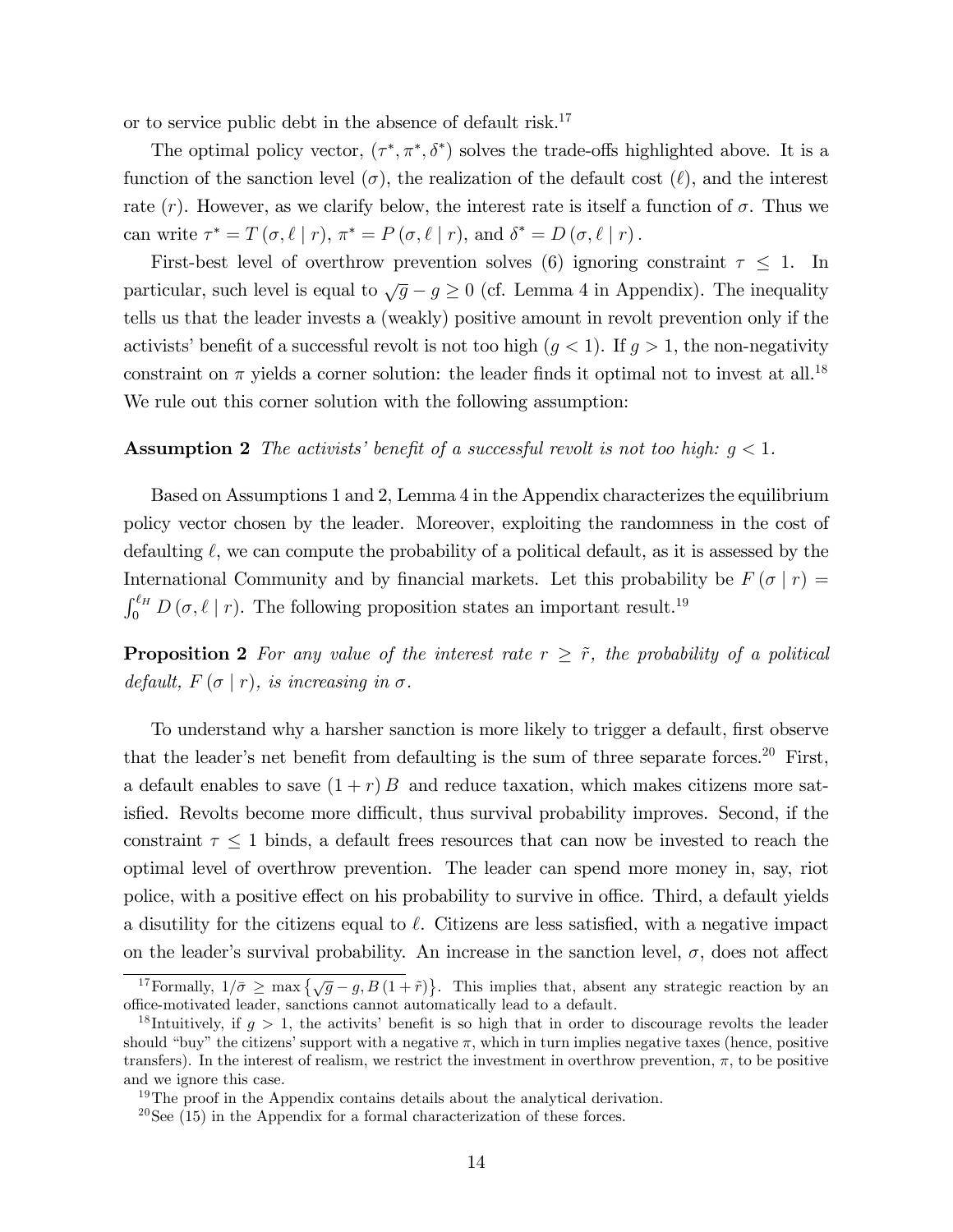or to service public debt in the absence of default risk.[17]

The optimal policy vector, $(\tau^*, \pi^*, \delta^*)$ solves the trade-offs highlighted above. It is a function of the sanction level ($\sigma$), the realization of the default cost ($\ell$), and the interest rate ($r$). However, as we clarify below, the interest rate is itself a function of $\sigma$. Thus we can write $\tau^* = T(\sigma, \ell \mid r)$, $\pi^* = P(\sigma, \ell \mid r)$, and $\delta^* = D(\sigma, \ell \mid r)$.

First-best level of overthrow prevention solves (6) ignoring constraint $\tau \leq 1$. In particular, such level is equal to $\sqrt{g} - g \geq 0$ (cf. Lemma 4 in Appendix). The inequality tells us that the leader invests a (weakly) positive amount in revolt prevention only if the activists' benefit of a successful revolt is not too high ($g < 1$). If $g > 1$, the non-negativity constraint on $\pi$ yields a corner solution: the leader finds it optimal not to invest at all.[18] We rule out this corner solution with the following assumption:

**Assumption 2** *The activists' benefit of a successful revolt is not too high: $g < 1$.*

Based on Assumptions 1 and 2, Lemma 4 in the Appendix characterizes the equilibrium policy vector chosen by the leader. Moreover, exploiting the randomness in the cost of defaulting $\ell$, we can compute the probability of a political default, as it is assessed by the International Community and by financial markets. Let this probability be $F(\sigma \mid r) = \int_0^{\ell_H} D(\sigma, \ell \mid r)$. The following proposition states an important result.[19]

**Proposition 2** *For any value of the interest rate $r \geq \tilde{r}$, the probability of a political default, $F(\sigma \mid r)$, is increasing in $\sigma$.*

To understand why a harsher sanction is more likely to trigger a default, first observe that the leader's net benefit from defaulting is the sum of three separate forces.[20] First, a default enables to save $(1 + r) B$ and reduce taxation, which makes citizens more satisfied. Revolts become more difficult, thus survival probability improves. Second, if the constraint $\tau \leq 1$ binds, a default frees resources that can now be invested to reach the optimal level of overthrow prevention. The leader can spend more money in, say, riot police, with a positive effect on his probability to survive in office. Third, a default yields a disutility for the citizens equal to $\ell$. Citizens are less satisfied, with a negative impact on the leader's survival probability. An increase in the sanction level, $\sigma$, does not affect

[17] Formally, $1/\bar{\sigma} \geq \max\left\{\sqrt{g} - g, B(1 + \tilde{r})\right\}$. This implies that, absent any strategic reaction by an office-motivated leader, sanctions cannot automatically lead to a default.

[18] Intuitively, if $g > 1$, the activits' benefit is so high that in order to discourage revolts the leader should "buy" the citizens' support with a negative $\pi$, which in turn implies negative taxes (hence, positive transfers). In the interest of realism, we restrict the investment in overthrow prevention, $\pi$, to be positive and we ignore this case.

[19] The proof in the Appendix contains details about the analytical derivation.

[20] See (15) in the Appendix for a formal characterization of these forces.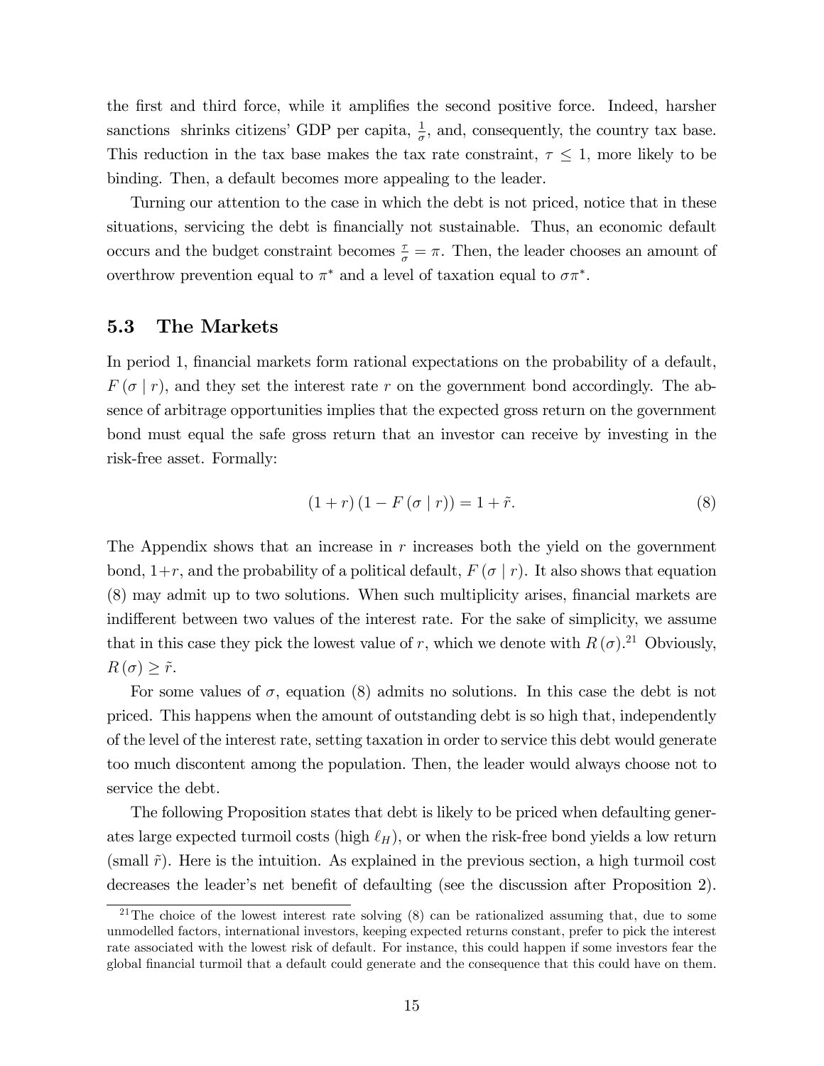the first and third force, while it amplifies the second positive force. Indeed, harsher sanctions shrinks citizens' GDP per capita, $\frac{1}{\sigma}$, and, consequently, the country tax base. This reduction in the tax base makes the tax rate constraint, $\tau \leq 1$, more likely to be binding. Then, a default becomes more appealing to the leader.

Turning our attention to the case in which the debt is not priced, notice that in these situations, servicing the debt is financially not sustainable. Thus, an economic default occurs and the budget constraint becomes $\frac{\tau}{\sigma} = \pi$. Then, the leader chooses an amount of overthrow prevention equal to $\pi^*$ and a level of taxation equal to $\sigma\pi^*$.

## 5.3 The Markets

In period 1, financial markets form rational expectations on the probability of a default, $F(\sigma \mid r)$, and they set the interest rate $r$ on the government bond accordingly. The absence of arbitrage opportunities implies that the expected gross return on the government bond must equal the safe gross return that an investor can receive by investing in the risk-free asset. Formally:

$$(1 + r)(1 - F(\sigma \mid r)) = 1 + \tilde{r}. \tag{8}$$

The Appendix shows that an increase in $r$ increases both the yield on the government bond, $1+r$, and the probability of a political default, $F(\sigma \mid r)$. It also shows that equation (8) may admit up to two solutions. When such multiplicity arises, financial markets are indifferent between two values of the interest rate. For the sake of simplicity, we assume that in this case they pick the lowest value of $r$, which we denote with $R(\sigma)$.[21] Obviously, $R(\sigma) \geq \tilde{r}$.

For some values of $\sigma$, equation (8) admits no solutions. In this case the debt is not priced. This happens when the amount of outstanding debt is so high that, independently of the level of the interest rate, setting taxation in order to service this debt would generate too much discontent among the population. Then, the leader would always choose not to service the debt.

The following Proposition states that debt is likely to be priced when defaulting generates large expected turmoil costs (high $\ell_H$), or when the risk-free bond yields a low return (small $\tilde{r}$). Here is the intuition. As explained in the previous section, a high turmoil cost decreases the leader's net benefit of defaulting (see the discussion after Proposition 2).

[21] The choice of the lowest interest rate solving (8) can be rationalized assuming that, due to some unmodelled factors, international investors, keeping expected returns constant, prefer to pick the interest rate associated with the lowest risk of default. For instance, this could happen if some investors fear the global financial turmoil that a default could generate and the consequence that this could have on them.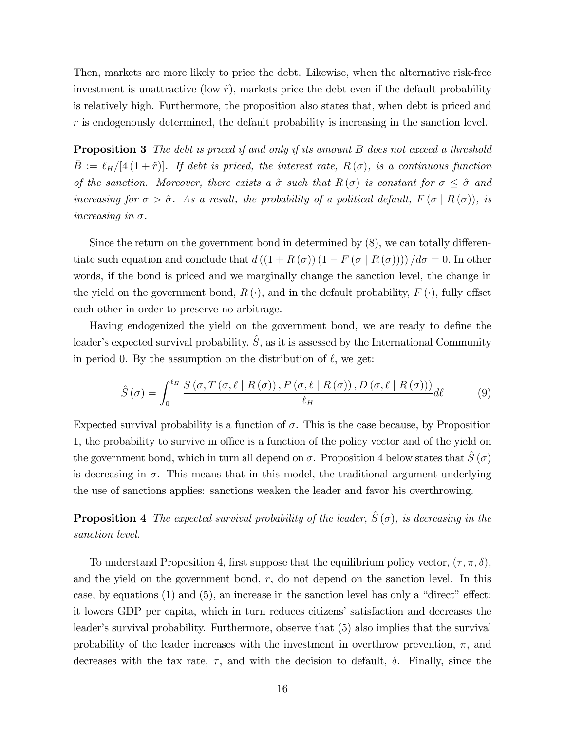Then, markets are more likely to price the debt. Likewise, when the alternative risk-free investment is unattractive (low $\tilde{r}$), markets price the debt even if the default probability is relatively high. Furthermore, the proposition also states that, when debt is priced and $r$ is endogenously determined, the default probability is increasing in the sanction level.

**Proposition 3** *The debt is priced if and only if its amount $B$ does not exceed a threshold $\bar{B} := \ell_H/[4(1+\tilde{r})]$. If debt is priced, the interest rate, $R(\sigma)$, is a continuous function of the sanction. Moreover, there exists a $\hat{\sigma}$ such that $R(\sigma)$ is constant for $\sigma \leq \hat{\sigma}$ and increasing for $\sigma > \hat{\sigma}$. As a result, the probability of a political default, $F(\sigma \mid R(\sigma))$, is increasing in $\sigma$.*

Since the return on the government bond in determined by (8), we can totally differentiate such equation and conclude that $d\left((1+R(\sigma))(1-F(\sigma \mid R(\sigma)))\right)/d\sigma = 0$. In other words, if the bond is priced and we marginally change the sanction level, the change in the yield on the government bond, $R(\cdot)$, and in the default probability, $F(\cdot)$, fully offset each other in order to preserve no-arbitrage.

Having endogenized the yield on the government bond, we are ready to define the leader's expected survival probability, $\hat{S}$, as it is assessed by the International Community in period 0. By the assumption on the distribution of $\ell$, we get:

$$\hat{S}(\sigma) = \int_0^{\ell_H} \frac{S\left(\sigma, T\left(\sigma, \ell \mid R(\sigma)\right), P\left(\sigma, \ell \mid R(\sigma)\right), D\left(\sigma, \ell \mid R(\sigma)\right)\right)}{\ell_H} d\ell \tag{9}$$

Expected survival probability is a function of $\sigma$. This is the case because, by Proposition 1, the probability to survive in office is a function of the policy vector and of the yield on the government bond, which in turn all depend on $\sigma$. Proposition 4 below states that $\hat{S}(\sigma)$ is decreasing in $\sigma$. This means that in this model, the traditional argument underlying the use of sanctions applies: sanctions weaken the leader and favor his overthrowing.

**Proposition 4** *The expected survival probability of the leader, $\hat{S}(\sigma)$, is decreasing in the sanction level.*

To understand Proposition 4, first suppose that the equilibrium policy vector, $(\tau, \pi, \delta)$, and the yield on the government bond, $r$, do not depend on the sanction level. In this case, by equations (1) and (5), an increase in the sanction level has only a "direct" effect: it lowers GDP per capita, which in turn reduces citizens' satisfaction and decreases the leader's survival probability. Furthermore, observe that (5) also implies that the survival probability of the leader increases with the investment in overthrow prevention, $\pi$, and decreases with the tax rate, $\tau$, and with the decision to default, $\delta$. Finally, since the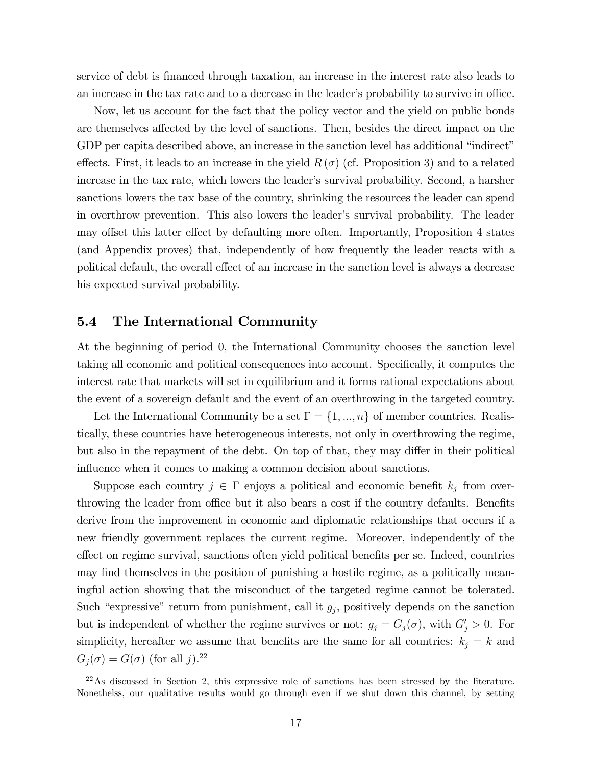service of debt is financed through taxation, an increase in the interest rate also leads to an increase in the tax rate and to a decrease in the leader's probability to survive in office.

Now, let us account for the fact that the policy vector and the yield on public bonds are themselves affected by the level of sanctions. Then, besides the direct impact on the GDP per capita described above, an increase in the sanction level has additional "indirect" effects. First, it leads to an increase in the yield $R(\sigma)$ (cf. Proposition 3) and to a related increase in the tax rate, which lowers the leader's survival probability. Second, a harsher sanctions lowers the tax base of the country, shrinking the resources the leader can spend in overthrow prevention. This also lowers the leader's survival probability. The leader may offset this latter effect by defaulting more often. Importantly, Proposition 4 states (and Appendix proves) that, independently of how frequently the leader reacts with a political default, the overall effect of an increase in the sanction level is always a decrease his expected survival probability.

## 5.4 The International Community

At the beginning of period 0, the International Community chooses the sanction level taking all economic and political consequences into account. Specifically, it computes the interest rate that markets will set in equilibrium and it forms rational expectations about the event of a sovereign default and the event of an overthrowing in the targeted country.

Let the International Community be a set $\Gamma = \{1, ..., n\}$ of member countries. Realistically, these countries have heterogeneous interests, not only in overthrowing the regime, but also in the repayment of the debt. On top of that, they may differ in their political influence when it comes to making a common decision about sanctions.

Suppose each country $j \in \Gamma$ enjoys a political and economic benefit $k_j$ from overthrowing the leader from office but it also bears a cost if the country defaults. Benefits derive from the improvement in economic and diplomatic relationships that occurs if a new friendly government replaces the current regime. Moreover, independently of the effect on regime survival, sanctions often yield political benefits per se. Indeed, countries may find themselves in the position of punishing a hostile regime, as a politically meaningful action showing that the misconduct of the targeted regime cannot be tolerated. Such "expressive" return from punishment, call it $g_j$, positively depends on the sanction but is independent of whether the regime survives or not: $g_j = G_j(\sigma)$, with $G'_j > 0$. For simplicity, hereafter we assume that benefits are the same for all countries: $k_j = k$ and $G_j(\sigma) = G(\sigma)$ (for all $j$).[22]

[22] As discussed in Section 2, this expressive role of sanctions has been stressed by the literature. Nonethelss, our qualitative results would go through even if we shut down this channel, by setting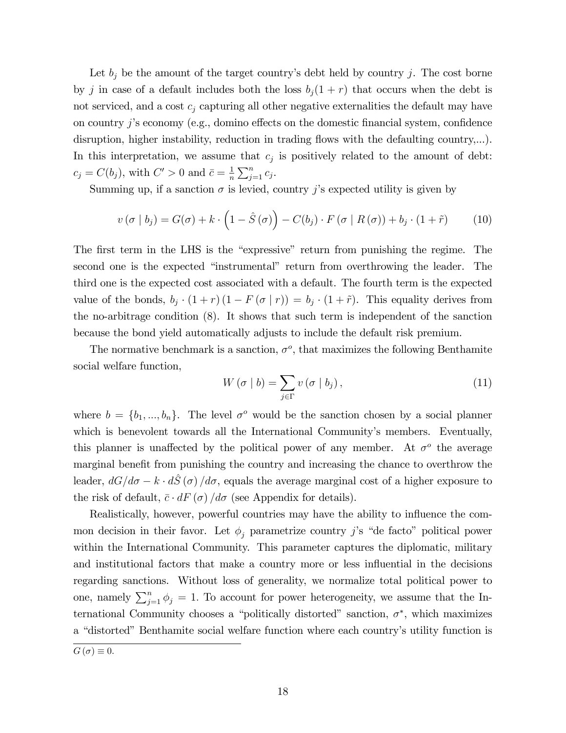Let $b_j$ be the amount of the target country's debt held by country $j$. The cost borne by $j$ in case of a default includes both the loss $b_j(1+r)$ that occurs when the debt is not serviced, and a cost $c_j$ capturing all other negative externalities the default may have on country $j$'s economy (e.g., domino effects on the domestic financial system, confidence disruption, higher instability, reduction in trading flows with the defaulting country,...). In this interpretation, we assume that $c_j$ is positively related to the amount of debt: $c_j = C(b_j)$, with $C' > 0$ and $\bar{c} = \frac{1}{n}\sum_{j=1}^{n} c_j$.

Summing up, if a sanction $\sigma$ is levied, country $j$'s expected utility is given by

$$v(\sigma \mid b_j) = G(\sigma) + k \cdot \left(1 - \hat{S}(\sigma)\right) - C(b_j) \cdot F(\sigma \mid R(\sigma)) + b_j \cdot (1 + \tilde{r}) \tag{10}$$

The first term in the LHS is the "expressive" return from punishing the regime. The second one is the expected "instrumental" return from overthrowing the leader. The third one is the expected cost associated with a default. The fourth term is the expected value of the bonds, $b_j \cdot (1+r)(1 - F(\sigma \mid r)) = b_j \cdot (1+\tilde{r})$. This equality derives from the no-arbitrage condition (8). It shows that such term is independent of the sanction because the bond yield automatically adjusts to include the default risk premium.

The normative benchmark is a sanction, $\sigma^o$, that maximizes the following Benthamite social welfare function,

$$W(\sigma \mid b) = \sum_{j \in \Gamma} v(\sigma \mid b_j), \tag{11}$$

where $b = \{b_1, ..., b_n\}$. The level $\sigma^o$ would be the sanction chosen by a social planner which is benevolent towards all the International Community's members. Eventually, this planner is unaffected by the political power of any member. At $\sigma^o$ the average marginal benefit from punishing the country and increasing the chance to overthrow the leader, $dG/d\sigma - k \cdot d\hat{S}(\sigma)/d\sigma$, equals the average marginal cost of a higher exposure to the risk of default, $\bar{c} \cdot dF(\sigma)/d\sigma$ (see Appendix for details).

Realistically, however, powerful countries may have the ability to influence the common decision in their favor. Let $\phi_j$ parametrize country $j$'s "de facto" political power within the International Community. This parameter captures the diplomatic, military and institutional factors that make a country more or less influential in the decisions regarding sanctions. Without loss of generality, we normalize total political power to one, namely $\sum_{j=1}^{n} \phi_j = 1$. To account for power heterogeneity, we assume that the International Community chooses a "politically distorted" sanction, $\sigma^*$, which maximizes a "distorted" Benthamite social welfare function where each country's utility function is

$G(\sigma) \equiv 0$.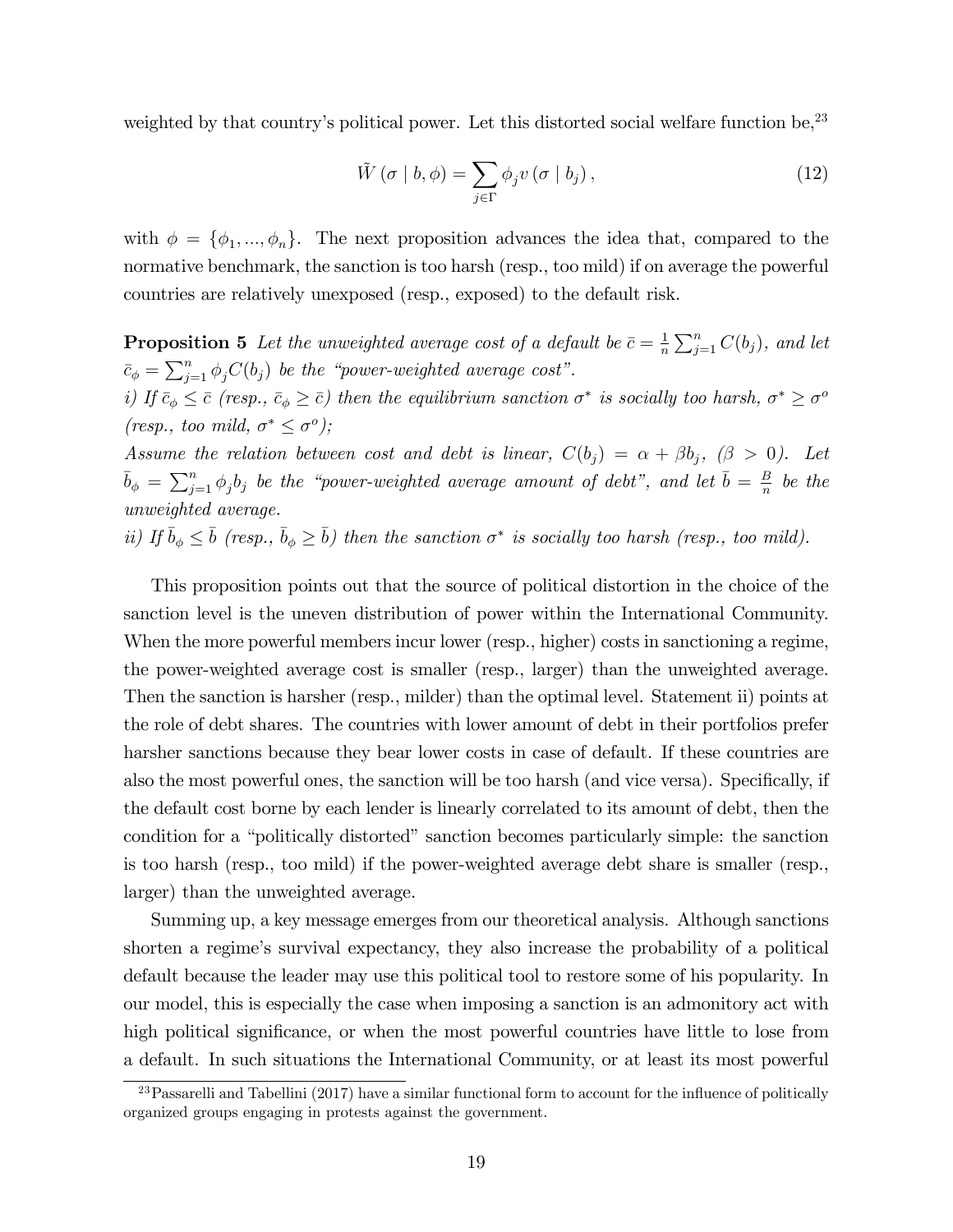weighted by that country's political power. Let this distorted social welfare function be,[23]

$$\tilde{W}(\sigma \mid b, \phi) = \sum_{j \in \Gamma} \phi_j v(\sigma \mid b_j), \tag{12}$$

with $\phi = \{\phi_1, ..., \phi_n\}$. The next proposition advances the idea that, compared to the normative benchmark, the sanction is too harsh (resp., too mild) if on average the powerful countries are relatively unexposed (resp., exposed) to the default risk.

**Proposition 5** *Let the unweighted average cost of a default be* $\bar{c} = \frac{1}{n}\sum_{j=1}^{n} C(b_j)$*, and let* $\bar{c}_\phi = \sum_{j=1}^{n} \phi_j C(b_j)$ *be the "power-weighted average cost".*

*i) If* $\bar{c}_\phi \leq \bar{c}$ *(resp.,* $\bar{c}_\phi \geq \bar{c}$*) then the equilibrium sanction* $\sigma^*$ *is socially too harsh,* $\sigma^* \geq \sigma^o$ *(resp., too mild,* $\sigma^* \leq \sigma^o$*);*

*Assume the relation between cost and debt is linear,* $C(b_j) = \alpha + \beta b_j$*, (*$\beta > 0$*). Let* $\bar{b}_\phi = \sum_{j=1}^{n} \phi_j b_j$ *be the "power-weighted average amount of debt", and let* $\bar{b} = \frac{B}{n}$ *be the unweighted average.*

*ii) If* $\bar{b}_\phi \leq \bar{b}$ *(resp.,* $\bar{b}_\phi \geq \bar{b}$*) then the sanction* $\sigma^*$ *is socially too harsh (resp., too mild).*

This proposition points out that the source of political distortion in the choice of the sanction level is the uneven distribution of power within the International Community. When the more powerful members incur lower (resp., higher) costs in sanctioning a regime, the power-weighted average cost is smaller (resp., larger) than the unweighted average. Then the sanction is harsher (resp., milder) than the optimal level. Statement ii) points at the role of debt shares. The countries with lower amount of debt in their portfolios prefer harsher sanctions because they bear lower costs in case of default. If these countries are also the most powerful ones, the sanction will be too harsh (and vice versa). Specifically, if the default cost borne by each lender is linearly correlated to its amount of debt, then the condition for a "politically distorted" sanction becomes particularly simple: the sanction is too harsh (resp., too mild) if the power-weighted average debt share is smaller (resp., larger) than the unweighted average.

Summing up, a key message emerges from our theoretical analysis. Although sanctions shorten a regime's survival expectancy, they also increase the probability of a political default because the leader may use this political tool to restore some of his popularity. In our model, this is especially the case when imposing a sanction is an admonitory act with high political significance, or when the most powerful countries have little to lose from a default. In such situations the International Community, or at least its most powerful

[23] Passarelli and Tabellini (2017) have a similar functional form to account for the influence of politically organized groups engaging in protests against the government.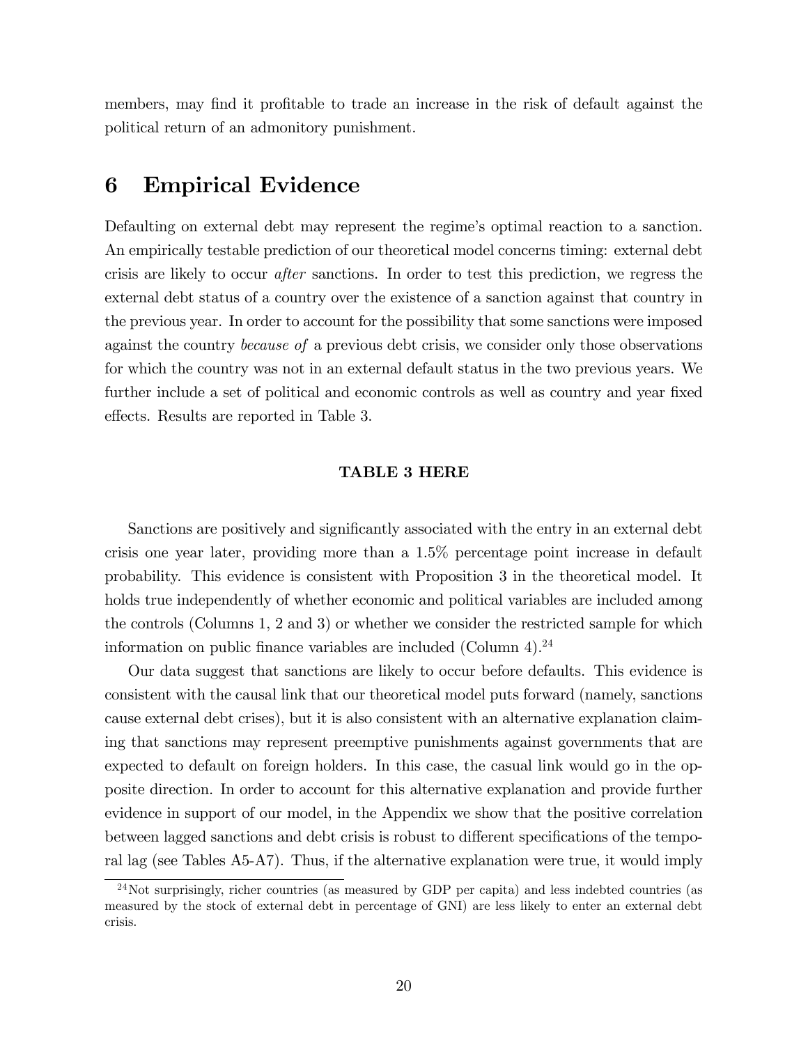members, may find it profitable to trade an increase in the risk of default against the political return of an admonitory punishment.

# 6 Empirical Evidence

Defaulting on external debt may represent the regime's optimal reaction to a sanction. An empirically testable prediction of our theoretical model concerns timing: external debt crisis are likely to occur *after* sanctions. In order to test this prediction, we regress the external debt status of a country over the existence of a sanction against that country in the previous year. In order to account for the possibility that some sanctions were imposed against the country *because of* a previous debt crisis, we consider only those observations for which the country was not in an external default status in the two previous years. We further include a set of political and economic controls as well as country and year fixed effects. Results are reported in Table 3.

**TABLE 3 HERE**

Sanctions are positively and significantly associated with the entry in an external debt crisis one year later, providing more than a 1.5% percentage point increase in default probability. This evidence is consistent with Proposition 3 in the theoretical model. It holds true independently of whether economic and political variables are included among the controls (Columns 1, 2 and 3) or whether we consider the restricted sample for which information on public finance variables are included (Column 4).[24]

Our data suggest that sanctions are likely to occur before defaults. This evidence is consistent with the causal link that our theoretical model puts forward (namely, sanctions cause external debt crises), but it is also consistent with an alternative explanation claiming that sanctions may represent preemptive punishments against governments that are expected to default on foreign holders. In this case, the casual link would go in the opposite direction. In order to account for this alternative explanation and provide further evidence in support of our model, in the Appendix we show that the positive correlation between lagged sanctions and debt crisis is robust to different specifications of the temporal lag (see Tables A5-A7). Thus, if the alternative explanation were true, it would imply

[24] Not surprisingly, richer countries (as measured by GDP per capita) and less indebted countries (as measured by the stock of external debt in percentage of GNI) are less likely to enter an external debt crisis.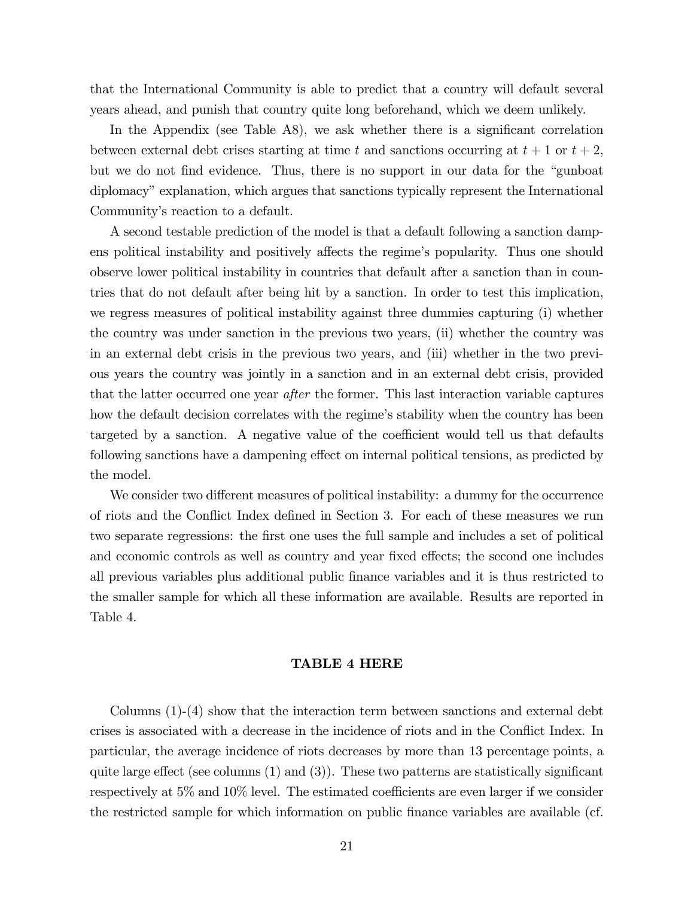that the International Community is able to predict that a country will default several years ahead, and punish that country quite long beforehand, which we deem unlikely.

In the Appendix (see Table A8), we ask whether there is a significant correlation between external debt crises starting at time $t$ and sanctions occurring at $t+1$ or $t+2$, but we do not find evidence. Thus, there is no support in our data for the "gunboat diplomacy" explanation, which argues that sanctions typically represent the International Community's reaction to a default.

A second testable prediction of the model is that a default following a sanction dampens political instability and positively affects the regime's popularity. Thus one should observe lower political instability in countries that default after a sanction than in countries that do not default after being hit by a sanction. In order to test this implication, we regress measures of political instability against three dummies capturing (i) whether the country was under sanction in the previous two years, (ii) whether the country was in an external debt crisis in the previous two years, and (iii) whether in the two previous years the country was jointly in a sanction and in an external debt crisis, provided that the latter occurred one year *after* the former. This last interaction variable captures how the default decision correlates with the regime's stability when the country has been targeted by a sanction. A negative value of the coefficient would tell us that defaults following sanctions have a dampening effect on internal political tensions, as predicted by the model.

We consider two different measures of political instability: a dummy for the occurrence of riots and the Conflict Index defined in Section 3. For each of these measures we run two separate regressions: the first one uses the full sample and includes a set of political and economic controls as well as country and year fixed effects; the second one includes all previous variables plus additional public finance variables and it is thus restricted to the smaller sample for which all these information are available. Results are reported in Table 4.

**TABLE 4 HERE**

Columns (1)-(4) show that the interaction term between sanctions and external debt crises is associated with a decrease in the incidence of riots and in the Conflict Index. In particular, the average incidence of riots decreases by more than 13 percentage points, a quite large effect (see columns (1) and (3)). These two patterns are statistically significant respectively at 5% and 10% level. The estimated coefficients are even larger if we consider the restricted sample for which information on public finance variables are available (cf.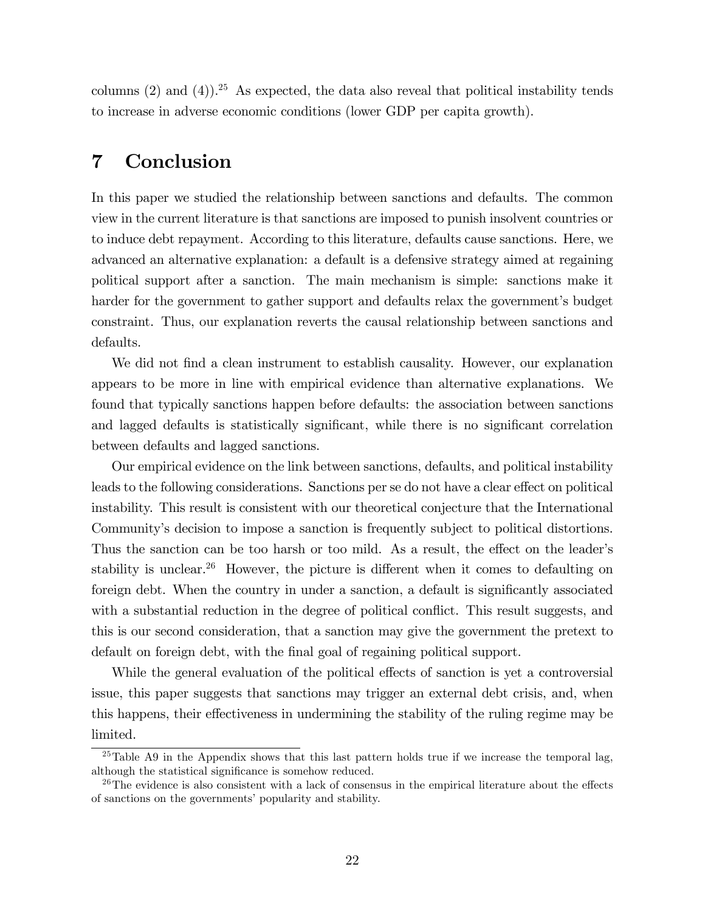columns (2) and (4)).[25] As expected, the data also reveal that political instability tends to increase in adverse economic conditions (lower GDP per capita growth).

# 7 Conclusion

In this paper we studied the relationship between sanctions and defaults. The common view in the current literature is that sanctions are imposed to punish insolvent countries or to induce debt repayment. According to this literature, defaults cause sanctions. Here, we advanced an alternative explanation: a default is a defensive strategy aimed at regaining political support after a sanction. The main mechanism is simple: sanctions make it harder for the government to gather support and defaults relax the government's budget constraint. Thus, our explanation reverts the causal relationship between sanctions and defaults.

We did not find a clean instrument to establish causality. However, our explanation appears to be more in line with empirical evidence than alternative explanations. We found that typically sanctions happen before defaults: the association between sanctions and lagged defaults is statistically significant, while there is no significant correlation between defaults and lagged sanctions.

Our empirical evidence on the link between sanctions, defaults, and political instability leads to the following considerations. Sanctions per se do not have a clear effect on political instability. This result is consistent with our theoretical conjecture that the International Community's decision to impose a sanction is frequently subject to political distortions. Thus the sanction can be too harsh or too mild. As a result, the effect on the leader's stability is unclear.[26] However, the picture is different when it comes to defaulting on foreign debt. When the country in under a sanction, a default is significantly associated with a substantial reduction in the degree of political conflict. This result suggests, and this is our second consideration, that a sanction may give the government the pretext to default on foreign debt, with the final goal of regaining political support.

While the general evaluation of the political effects of sanction is yet a controversial issue, this paper suggests that sanctions may trigger an external debt crisis, and, when this happens, their effectiveness in undermining the stability of the ruling regime may be limited.

[25] Table A9 in the Appendix shows that this last pattern holds true if we increase the temporal lag, although the statistical significance is somehow reduced.

[26] The evidence is also consistent with a lack of consensus in the empirical literature about the effects of sanctions on the governments' popularity and stability.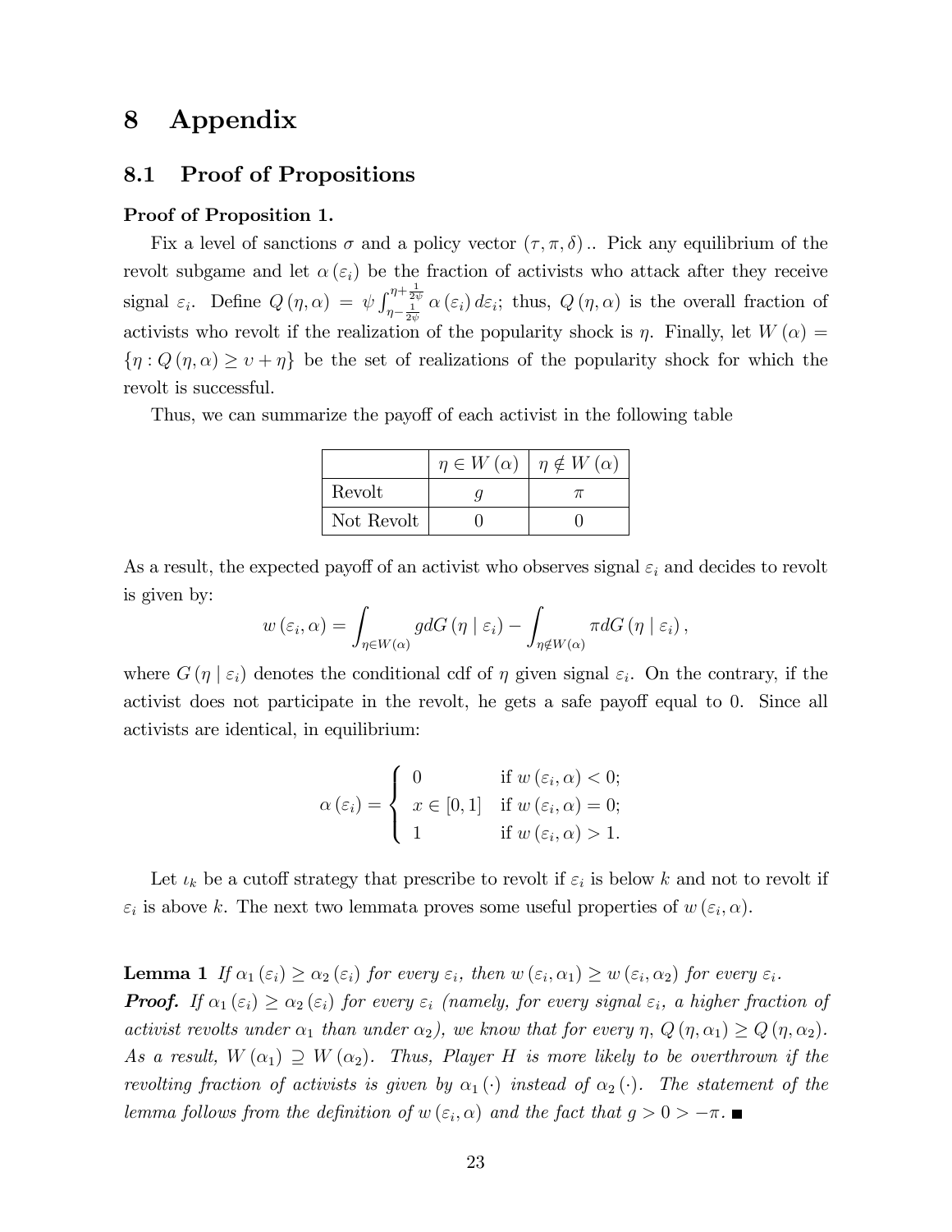# 8 Appendix

## 8.1 Proof of Propositions

**Proof of Proposition 1.**

Fix a level of sanctions $\sigma$ and a policy vector $(\tau, \pi, \delta)$.. Pick any equilibrium of the revolt subgame and let $\alpha(\varepsilon_i)$ be the fraction of activists who attack after they receive signal $\varepsilon_i$. Define $Q(\eta, \alpha) = \psi \int_{\eta - \frac{1}{2\psi}}^{\eta + \frac{1}{2\psi}} \alpha(\varepsilon_i) d\varepsilon_i$; thus, $Q(\eta, \alpha)$ is the overall fraction of activists who revolt if the realization of the popularity shock is $\eta$. Finally, let $W(\alpha) = \{\eta : Q(\eta, \alpha) \geq \upsilon + \eta\}$ be the set of realizations of the popularity shock for which the revolt is successful.

Thus, we can summarize the payoff of each activist in the following table

| | $\eta \in W(\alpha)$ | $\eta \notin W(\alpha)$ |
|---|---|---|
| Revolt | $g$ | $\pi$ |
| Not Revolt | 0 | 0 |

As a result, the expected payoff of an activist who observes signal $\varepsilon_i$ and decides to revolt is given by:

$$w(\varepsilon_i, \alpha) = \int_{\eta \in W(\alpha)} g dG(\eta \mid \varepsilon_i) - \int_{\eta \notin W(\alpha)} \pi dG(\eta \mid \varepsilon_i),$$

where $G(\eta \mid \varepsilon_i)$ denotes the conditional cdf of $\eta$ given signal $\varepsilon_i$. On the contrary, if the activist does not participate in the revolt, he gets a safe payoff equal to 0. Since all activists are identical, in equilibrium:

$$\alpha(\varepsilon_i) = \begin{cases} 0 & \text{if } w(\varepsilon_i, \alpha) < 0; \\ x \in [0, 1] & \text{if } w(\varepsilon_i, \alpha) = 0; \\ 1 & \text{if } w(\varepsilon_i, \alpha) > 1. \end{cases}$$

Let $\iota_k$ be a cutoff strategy that prescribe to revolt if $\varepsilon_i$ is below $k$ and not to revolt if $\varepsilon_i$ is above $k$. The next two lemmata proves some useful properties of $w(\varepsilon_i, \alpha)$.

**Lemma 1** *If $\alpha_1(\varepsilon_i) \geq \alpha_2(\varepsilon_i)$ for every $\varepsilon_i$, then $w(\varepsilon_i, \alpha_1) \geq w(\varepsilon_i, \alpha_2)$ for every $\varepsilon_i$.*

***Proof.*** *If $\alpha_1(\varepsilon_i) \geq \alpha_2(\varepsilon_i)$ for every $\varepsilon_i$ (namely, for every signal $\varepsilon_i$, a higher fraction of activist revolts under $\alpha_1$ than under $\alpha_2$), we know that for every $\eta$, $Q(\eta, \alpha_1) \geq Q(\eta, \alpha_2)$. As a result, $W(\alpha_1) \supseteq W(\alpha_2)$. Thus, Player H is more likely to be overthrown if the revolting fraction of activists is given by $\alpha_1(\cdot)$ instead of $\alpha_2(\cdot)$. The statement of the lemma follows from the definition of $w(\varepsilon_i, \alpha)$ and the fact that $g > 0 > -\pi$.* ■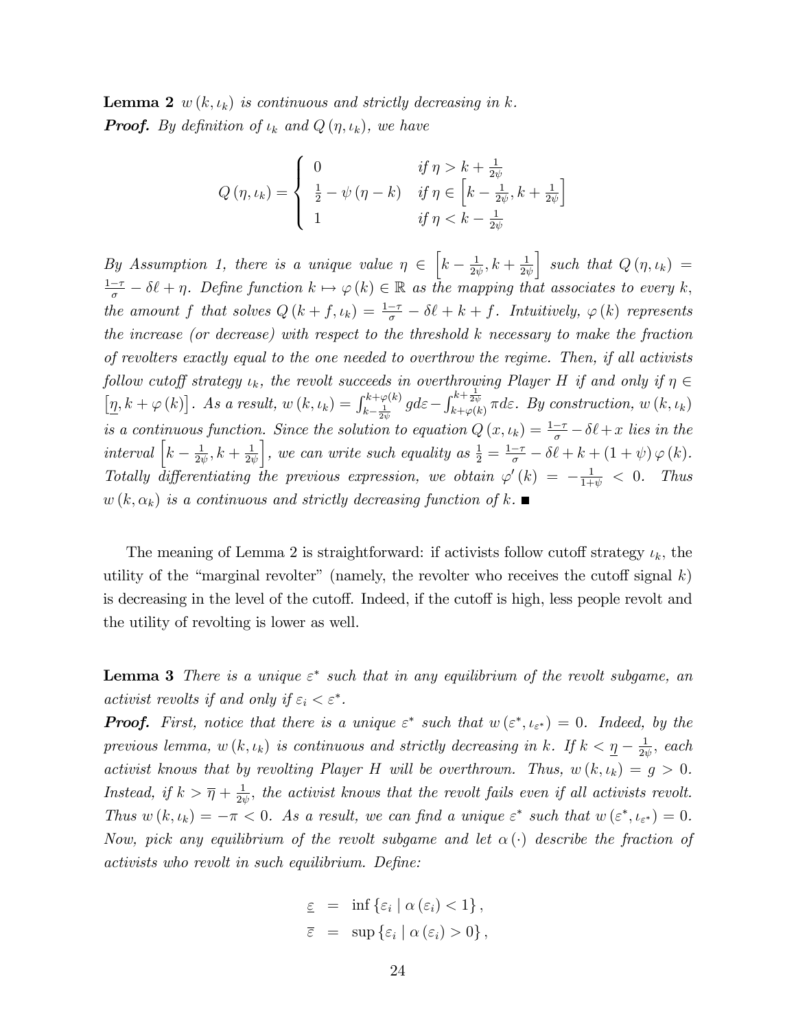**Lemma 2** *$w(k, \iota_k)$ is continuous and strictly decreasing in $k$.*

***Proof.*** *By definition of $\iota_k$ and $Q(\eta, \iota_k)$, we have*

$$Q(\eta, \iota_k) = \begin{cases} 0 & \text{if } \eta > k + \frac{1}{2\psi} \\ \frac{1}{2} - \psi(\eta - k) & \text{if } \eta \in \left[k - \frac{1}{2\psi}, k + \frac{1}{2\psi}\right] \\ 1 & \text{if } \eta < k - \frac{1}{2\psi} \end{cases}$$

*By Assumption 1, there is a unique value $\eta \in \left[k - \frac{1}{2\psi}, k + \frac{1}{2\psi}\right]$ such that $Q(\eta, \iota_k) = \frac{1-\tau}{\sigma} - \delta\ell + \eta$. Define function $k \mapsto \varphi(k) \in \mathbb{R}$ as the mapping that associates to every $k$, the amount $f$ that solves $Q(k + f, \iota_k) = \frac{1-\tau}{\sigma} - \delta\ell + k + f$. Intuitively, $\varphi(k)$ represents the increase (or decrease) with respect to the threshold $k$ necessary to make the fraction of revolters exactly equal to the one needed to overthrow the regime. Then, if all activists follow cutoff strategy $\iota_k$, the revolt succeeds in overthrowing Player H if and only if $\eta \in [\underline{\eta}, k + \varphi(k)]$. As a result, $w(k, \iota_k) = \int_{k - \frac{1}{2\psi}}^{k+\varphi(k)} g d\varepsilon - \int_{k+\varphi(k)}^{k+\frac{1}{2\psi}} \pi d\varepsilon$. By construction, $w(k, \iota_k)$ is a continuous function. Since the solution to equation $Q(x, \iota_k) = \frac{1-\tau}{\sigma} - \delta\ell + x$ lies in the interval $\left[k - \frac{1}{2\psi}, k + \frac{1}{2\psi}\right]$, we can write such equality as $\frac{1}{2} = \frac{1-\tau}{\sigma} - \delta\ell + k + (1 + \psi)\varphi(k)$. Totally differentiating the previous expression, we obtain $\varphi'(k) = -\frac{1}{1+\psi} < 0$. Thus $w(k, \alpha_k)$ is a continuous and strictly decreasing function of $k$.* ■

The meaning of Lemma 2 is straightforward: if activists follow cutoff strategy $\iota_k$, the utility of the "marginal revolter" (namely, the revolter who receives the cutoff signal $k$) is decreasing in the level of the cutoff. Indeed, if the cutoff is high, less people revolt and the utility of revolting is lower as well.

**Lemma 3** *There is a unique $\varepsilon^*$ such that in any equilibrium of the revolt subgame, an activist revolts if and only if $\varepsilon_i < \varepsilon^*$.*

***Proof.*** *First, notice that there is a unique $\varepsilon^*$ such that $w(\varepsilon^*, \iota_{\varepsilon^*}) = 0$. Indeed, by the previous lemma, $w(k, \iota_k)$ is continuous and strictly decreasing in $k$. If $k < \underline{\eta} - \frac{1}{2\psi}$, each activist knows that by revolting Player H will be overthrown. Thus, $w(k, \iota_k) = g > 0$. Instead, if $k > \overline{\eta} + \frac{1}{2\psi}$, the activist knows that the revolt fails even if all activists revolt. Thus $w(k, \iota_k) = -\pi < 0$. As a result, we can find a unique $\varepsilon^*$ such that $w(\varepsilon^*, \iota_{\varepsilon^*}) = 0$. Now, pick any equilibrium of the revolt subgame and let $\alpha(\cdot)$ describe the fraction of activists who revolt in such equilibrium. Define:*

$$\begin{aligned} \underline{\varepsilon} &= \inf \{\varepsilon_i \mid \alpha(\varepsilon_i) < 1\}, \\ \overline{\varepsilon} &= \sup \{\varepsilon_i \mid \alpha(\varepsilon_i) > 0\}, \end{aligned}$$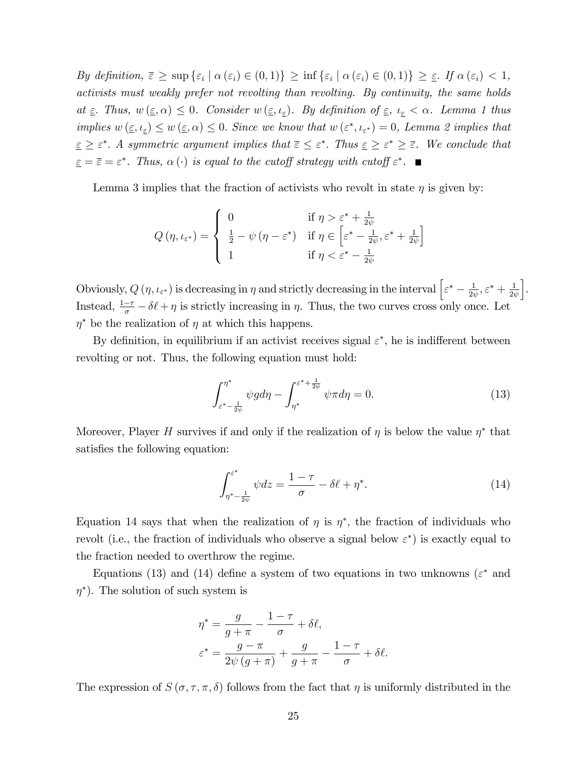*By definition, $\bar{\varepsilon} \geq \sup\{\varepsilon_i \mid \alpha(\varepsilon_i) \in (0,1)\} \geq \inf\{\varepsilon_i \mid \alpha(\varepsilon_i) \in (0,1)\} \geq \underline{\varepsilon}$. If $\alpha(\varepsilon_i) < 1$, activists must weakly prefer not revolting than revolting. By continuity, the same holds at $\underline{\varepsilon}$. Thus, $w(\underline{\varepsilon}, \alpha) \leq 0$. Consider $w(\underline{\varepsilon}, \iota_{\underline{\varepsilon}})$. By definition of $\underline{\varepsilon}$, $\iota_{\underline{\varepsilon}} < \alpha$. Lemma 1 thus implies $w(\underline{\varepsilon}, \iota_{\underline{\varepsilon}}) \leq w(\underline{\varepsilon}, \alpha) \leq 0$. Since we know that $w(\varepsilon^*, \iota_{\varepsilon^*}) = 0$, Lemma 2 implies that $\underline{\varepsilon} \geq \varepsilon^*$. A symmetric argument implies that $\bar{\varepsilon} \leq \varepsilon^*$. Thus $\underline{\varepsilon} \geq \varepsilon^* \geq \bar{\varepsilon}$. We conclude that $\underline{\varepsilon} = \bar{\varepsilon} = \varepsilon^*$. Thus, $\alpha(\cdot)$ is equal to the cutoff strategy with cutoff $\varepsilon^*$.* ■

Lemma 3 implies that the fraction of activists who revolt in state $\eta$ is given by:

$$
Q(\eta, \iota_{\varepsilon^*}) = \begin{cases} 0 & \text{if } \eta > \varepsilon^* + \frac{1}{2\psi} \\ \frac{1}{2} - \psi(\eta - \varepsilon^*) & \text{if } \eta \in \left[\varepsilon^* - \frac{1}{2\psi}, \varepsilon^* + \frac{1}{2\psi}\right] \\ 1 & \text{if } \eta < \varepsilon^* - \frac{1}{2\psi} \end{cases}
$$

Obviously, $Q(\eta, \iota_{\varepsilon^*})$ is decreasing in $\eta$ and strictly decreasing in the interval $\left[\varepsilon^* - \frac{1}{2\psi}, \varepsilon^* + \frac{1}{2\psi}\right]$. Instead, $\frac{1-\tau}{\sigma} - \delta\ell + \eta$ is strictly increasing in $\eta$. Thus, the two curves cross only once. Let $\eta^*$ be the realization of $\eta$ at which this happens.

By definition, in equilibrium if an activist receives signal $\varepsilon^*$, he is indifferent between revolting or not. Thus, the following equation must hold:

$$
\int_{\varepsilon^* - \frac{1}{2\psi}}^{\eta^*} \psi g d\eta - \int_{\eta^*}^{\varepsilon^* + \frac{1}{2\psi}} \psi \pi d\eta = 0. \tag{13}
$$

Moreover, Player $H$ survives if and only if the realization of $\eta$ is below the value $\eta^*$ that satisfies the following equation:

$$
\int_{\eta^* - \frac{1}{2\psi}}^{\varepsilon^*} \psi dz = \frac{1-\tau}{\sigma} - \delta\ell + \eta^*. \tag{14}
$$

Equation 14 says that when the realization of $\eta$ is $\eta^*$, the fraction of individuals who revolt (i.e., the fraction of individuals who observe a signal below $\varepsilon^*$) is exactly equal to the fraction needed to overthrow the regime.

Equations (13) and (14) define a system of two equations in two unknowns ($\varepsilon^*$ and $\eta^*$). The solution of such system is

$$
\eta^* = \frac{g}{g+\pi} - \frac{1-\tau}{\sigma} + \delta\ell,
$$

$$
\varepsilon^* = \frac{g-\pi}{2\psi(g+\pi)} + \frac{g}{g+\pi} - \frac{1-\tau}{\sigma} + \delta\ell.
$$

The expression of $S(\sigma, \tau, \pi, \delta)$ follows from the fact that $\eta$ is uniformly distributed in the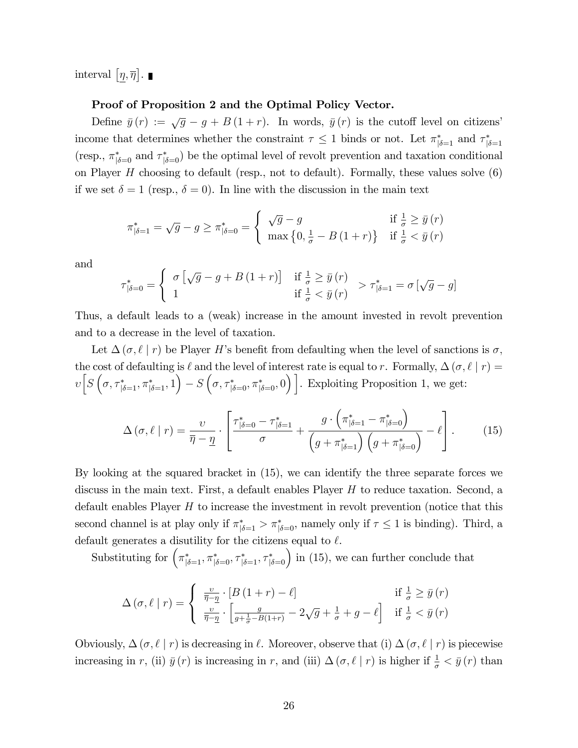interval $\left[\underline{\eta}, \overline{\eta}\right]$. ∎

**Proof of Proposition 2 and the Optimal Policy Vector.**

Define $\bar{y}(r) := \sqrt{g} - g + B(1+r)$. In words, $\bar{y}(r)$ is the cutoff level on citizens' income that determines whether the constraint $\tau \leq 1$ binds or not. Let $\pi^*_{|\delta=1}$ and $\tau^*_{|\delta=1}$ (resp., $\pi^*_{|\delta=0}$ and $\tau^*_{|\delta=0}$) be the optimal level of revolt prevention and taxation conditional on Player $H$ choosing to default (resp., not to default). Formally, these values solve (6) if we set $\delta = 1$ (resp., $\delta = 0$). In line with the discussion in the main text

$$\pi^*_{|\delta=1} = \sqrt{g} - g \geq \pi^*_{|\delta=0} = \begin{cases} \sqrt{g} - g & \text{if } \frac{1}{\sigma} \geq \bar{y}(r) \\ \max\left\{0, \frac{1}{\sigma} - B(1+r)\right\} & \text{if } \frac{1}{\sigma} < \bar{y}(r) \end{cases}$$

and

$$\tau^*_{|\delta=0} = \begin{cases} \sigma\left[\sqrt{g} - g + B(1+r)\right] & \text{if } \frac{1}{\sigma} \geq \bar{y}(r) \\ 1 & \text{if } \frac{1}{\sigma} < \bar{y}(r) \end{cases} > \tau^*_{|\delta=1} = \sigma\left[\sqrt{g} - g\right]$$

Thus, a default leads to a (weak) increase in the amount invested in revolt prevention and to a decrease in the level of taxation.

Let $\Delta(\sigma, \ell \mid r)$ be Player $H$'s benefit from defaulting when the level of sanctions is $\sigma$, the cost of defaulting is $\ell$ and the level of interest rate is equal to $r$. Formally, $\Delta(\sigma, \ell \mid r) = \upsilon\left[S\left(\sigma, \tau^*_{|\delta=1}, \pi^*_{|\delta=1}, 1\right) - S\left(\sigma, \tau^*_{|\delta=0}, \pi^*_{|\delta=0}, 0\right)\right]$. Exploiting Proposition 1, we get:

$$\Delta(\sigma, \ell \mid r) = \frac{\upsilon}{\overline{\eta} - \underline{\eta}} \cdot \left[\frac{\tau^*_{|\delta=0} - \tau^*_{|\delta=1}}{\sigma} + \frac{g \cdot \left(\pi^*_{|\delta=1} - \pi^*_{|\delta=0}\right)}{\left(g + \pi^*_{|\delta=1}\right)\left(g + \pi^*_{|\delta=0}\right)} - \ell\right]. \tag{15}$$

By looking at the squared bracket in (15), we can identify the three separate forces we discuss in the main text. First, a default enables Player $H$ to reduce taxation. Second, a default enables Player $H$ to increase the investment in revolt prevention (notice that this second channel is at play only if $\pi^*_{|\delta=1} > \pi^*_{|\delta=0}$, namely only if $\tau \leq 1$ is binding). Third, a default generates a disutility for the citizens equal to $\ell$.

Substituting for $\left(\pi^*_{|\delta=1}, \pi^*_{|\delta=0}, \tau^*_{|\delta=1}, \tau^*_{|\delta=0}\right)$ in (15), we can further conclude that

$$\Delta(\sigma, \ell \mid r) = \begin{cases} \frac{\upsilon}{\overline{\eta} - \underline{\eta}} \cdot \left[B(1+r) - \ell\right] & \text{if } \frac{1}{\sigma} \geq \bar{y}(r) \\ \frac{\upsilon}{\overline{\eta} - \underline{\eta}} \cdot \left[\frac{g}{g + \frac{1}{\sigma} - B(1+r)} - 2\sqrt{g} + \frac{1}{\sigma} + g - \ell\right] & \text{if } \frac{1}{\sigma} < \bar{y}(r) \end{cases}$$

Obviously, $\Delta(\sigma, \ell \mid r)$ is decreasing in $\ell$. Moreover, observe that (i) $\Delta(\sigma, \ell \mid r)$ is piecewise increasing in $r$, (ii) $\bar{y}(r)$ is increasing in $r$, and (iii) $\Delta(\sigma, \ell \mid r)$ is higher if $\frac{1}{\sigma} < \bar{y}(r)$ than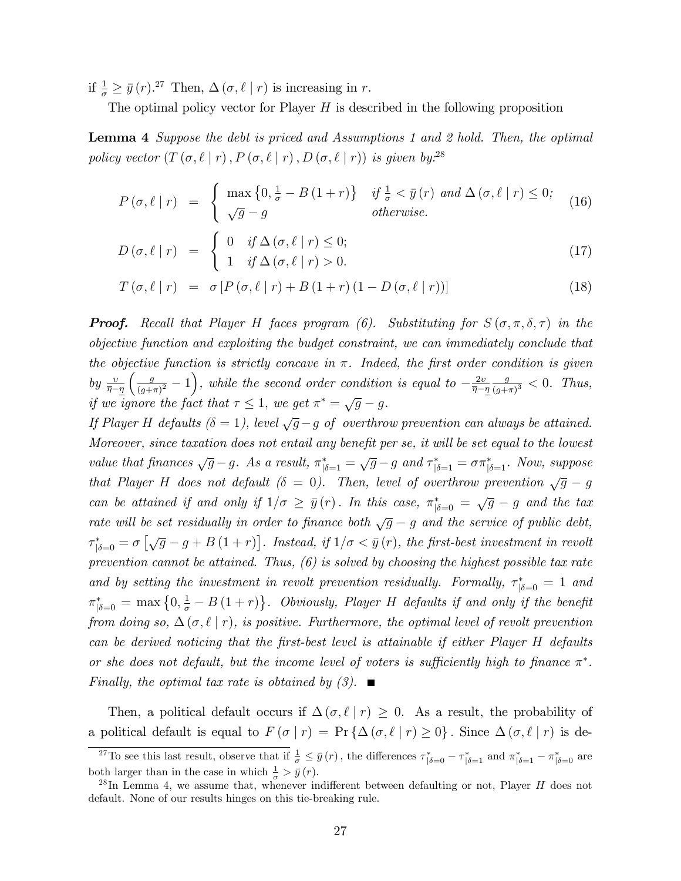if $\frac{1}{\sigma} \geq \bar{y}(r)$.[27] Then, $\Delta(\sigma, \ell \mid r)$ is increasing in $r$.

The optimal policy vector for Player $H$ is described in the following proposition

**Lemma 4** *Suppose the debt is priced and Assumptions 1 and 2 hold. Then, the optimal policy vector* $(T(\sigma, \ell \mid r), P(\sigma, \ell \mid r), D(\sigma, \ell \mid r))$ *is given by:*[28]

$$P(\sigma, \ell \mid r) = \begin{cases} \max\left\{0, \frac{1}{\sigma} - B(1+r)\right\} & \text{if } \frac{1}{\sigma} < \bar{y}(r) \text{ and } \Delta(\sigma, \ell \mid r) \leq 0; \\ \sqrt{g} - g & \text{otherwise.} \end{cases} \tag{16}$$

$$D(\sigma, \ell \mid r) = \begin{cases} 0 & \text{if } \Delta(\sigma, \ell \mid r) \leq 0; \\ 1 & \text{if } \Delta(\sigma, \ell \mid r) > 0. \end{cases} \tag{17}$$

$$T(\sigma, \ell \mid r) = \sigma\left[P(\sigma, \ell \mid r) + B(1+r)(1 - D(\sigma, \ell \mid r))\right] \tag{18}$$

***Proof.*** *Recall that Player H faces program (6). Substituting for $S(\sigma, \pi, \delta, \tau)$ in the objective function and exploiting the budget constraint, we can immediately conclude that the objective function is strictly concave in $\pi$. Indeed, the first order condition is given by $\frac{\upsilon}{\bar{\eta}-\underline{\eta}}\left(\frac{g}{(g+\pi)^2} - 1\right)$, while the second order condition is equal to $-\frac{2\upsilon}{\bar{\eta}-\underline{\eta}}\frac{g}{(g+\pi)^3} < 0$. Thus, if we ignore the fact that $\tau \leq 1$, we get $\pi^* = \sqrt{g} - g$.*
*If Player H defaults ($\delta = 1$), level $\sqrt{g} - g$ of overthrow prevention can always be attained. Moreover, since taxation does not entail any benefit per se, it will be set equal to the lowest value that finances $\sqrt{g} - g$. As a result, $\pi^*_{|\delta=1} = \sqrt{g} - g$ and $\tau^*_{|\delta=1} = \sigma\pi^*_{|\delta=1}$. Now, suppose that Player H does not default ($\delta = 0$). Then, level of overthrow prevention $\sqrt{g} - g$ can be attained if and only if $1/\sigma \geq \bar{y}(r)$. In this case, $\pi^*_{|\delta=0} = \sqrt{g} - g$ and the tax rate will be set residually in order to finance both $\sqrt{g} - g$ and the service of public debt, $\tau^*_{|\delta=0} = \sigma\left[\sqrt{g} - g + B(1+r)\right]$. Instead, if $1/\sigma < \bar{y}(r)$, the first-best investment in revolt prevention cannot be attained. Thus, (6) is solved by choosing the highest possible tax rate and by setting the investment in revolt prevention residually. Formally, $\tau^*_{|\delta=0} = 1$ and $\pi^*_{|\delta=0} = \max\left\{0, \frac{1}{\sigma} - B(1+r)\right\}$. Obviously, Player H defaults if and only if the benefit from doing so, $\Delta(\sigma, \ell \mid r)$, is positive. Furthermore, the optimal level of revolt prevention can be derived noticing that the first-best level is attainable if either Player H defaults or she does not default, but the income level of voters is sufficiently high to finance $\pi^*$. Finally, the optimal tax rate is obtained by (3).* ■

Then, a political default occurs if $\Delta(\sigma, \ell \mid r) \geq 0$. As a result, the probability of a political default is equal to $F(\sigma \mid r) = \Pr\{\Delta(\sigma, \ell \mid r) \geq 0\}$. Since $\Delta(\sigma, \ell \mid r)$ is de-

[27] To see this last result, observe that if $\frac{1}{\sigma} \leq \bar{y}(r)$, the differences $\tau^*_{|\delta=0} - \tau^*_{|\delta=1}$ and $\pi^*_{|\delta=1} - \pi^*_{|\delta=0}$ are both larger than in the case in which $\frac{1}{\sigma} > \bar{y}(r)$.

[28] In Lemma 4, we assume that, whenever indifferent between defaulting or not, Player $H$ does not default. None of our results hinges on this tie-breaking rule.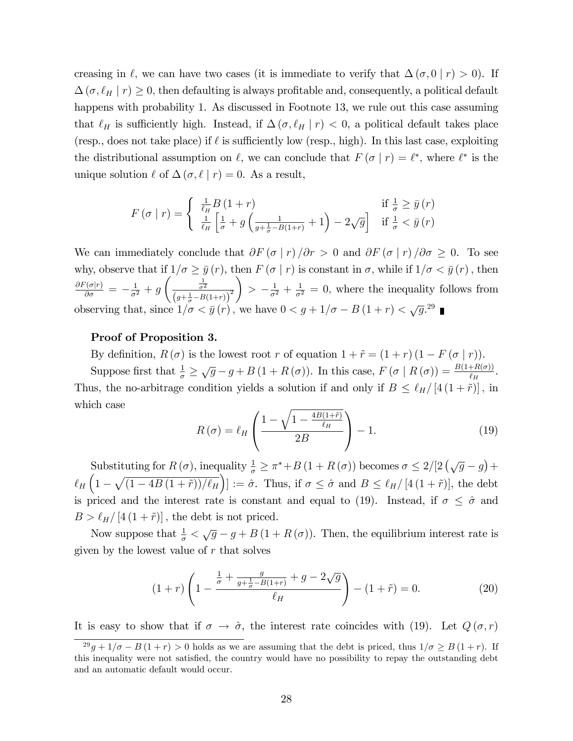creasing in $\ell$, we can have two cases (it is immediate to verify that $\Delta(\sigma, 0 \mid r) > 0$). If $\Delta(\sigma, \ell_H \mid r) \geq 0$, then defaulting is always profitable and, consequently, a political default happens with probability 1. As discussed in Footnote 13, we rule out this case assuming that $\ell_H$ is sufficiently high. Instead, if $\Delta(\sigma, \ell_H \mid r) < 0$, a political default takes place (resp., does not take place) if $\ell$ is sufficiently low (resp., high). In this last case, exploiting the distributional assumption on $\ell$, we can conclude that $F(\sigma \mid r) = \ell^*$, where $\ell^*$ is the unique solution $\ell$ of $\Delta(\sigma, \ell \mid r) = 0$. As a result,

$$F(\sigma \mid r) = \begin{cases} \frac{1}{\ell_H} B(1+r) & \text{if } \frac{1}{\sigma} \geq \bar{y}(r) \\ \frac{1}{\ell_H}\left[\frac{1}{\sigma} + g\left(\frac{1}{g+\frac{1}{\sigma}-B(1+r)} + 1\right) - 2\sqrt{g}\right] & \text{if } \frac{1}{\sigma} < \bar{y}(r) \end{cases}$$

We can immediately conclude that $\partial F(\sigma \mid r)/\partial r > 0$ and $\partial F(\sigma \mid r)/\partial \sigma \geq 0$. To see why, observe that if $1/\sigma \geq \bar{y}(r)$, then $F(\sigma \mid r)$ is constant in $\sigma$, while if $1/\sigma < \bar{y}(r)$, then $\frac{\partial F(\sigma|r)}{\partial \sigma} = -\frac{1}{\sigma^2} + g\left(\frac{\frac{1}{\sigma^2}}{\left(g+\frac{1}{\sigma}-B(1+r)\right)^2}\right) > -\frac{1}{\sigma^2} + \frac{1}{\sigma^2} = 0$, where the inequality follows from observing that, since $1/\sigma < \bar{y}(r)$, we have $0 < g + 1/\sigma - B(1+r) < \sqrt{g}$.[29] ∎

**Proof of Proposition 3.**

By definition, $R(\sigma)$ is the lowest root $r$ of equation $1 + \tilde{r} = (1+r)(1 - F(\sigma \mid r))$.

Suppose first that $\frac{1}{\sigma} \geq \sqrt{g} - g + B(1 + R(\sigma))$. In this case, $F(\sigma \mid R(\sigma)) = \frac{B(1+R(\sigma))}{\ell_H}$. Thus, the no-arbitrage condition yields a solution if and only if $B \leq \ell_H / [4(1+\tilde{r})]$, in which case

$$R(\sigma) = \ell_H\left(\frac{1 - \sqrt{1 - \frac{4B(1+\tilde{r})}{\ell_H}}}{2B}\right) - 1. \tag{19}$$

Substituting for $R(\sigma)$, inequality $\frac{1}{\sigma} \geq \pi^* + B(1 + R(\sigma))$ becomes $\sigma \leq 2/[2(\sqrt{g} - g) + \ell_H\left(1 - \sqrt{(1 - 4B(1+\tilde{r}))/\ell_H}\right)] := \hat{\sigma}$. Thus, if $\sigma \leq \hat{\sigma}$ and $B \leq \ell_H/[4(1+\tilde{r})]$, the debt is priced and the interest rate is constant and equal to (19). Instead, if $\sigma \leq \hat{\sigma}$ and $B > \ell_H/[4(1+\tilde{r})]$, the debt is not priced.

Now suppose that $\frac{1}{\sigma} < \sqrt{g} - g + B(1 + R(\sigma))$. Then, the equilibrium interest rate is given by the lowest value of $r$ that solves

$$(1+r)\left(1 - \frac{\frac{1}{\sigma} + \frac{g}{g+\frac{1}{\sigma}-B(1+r)} + g - 2\sqrt{g}}{\ell_H}\right) - (1+\tilde{r}) = 0. \tag{20}$$

It is easy to show that if $\sigma \to \hat{\sigma}$, the interest rate coincides with (19). Let $Q(\sigma, r)$

[29] $g + 1/\sigma - B(1+r) > 0$ holds as we are assuming that the debt is priced, thus $1/\sigma \geq B(1+r)$. If this inequality were not satisfied, the country would have no possibility to repay the outstanding debt and an automatic default would occur.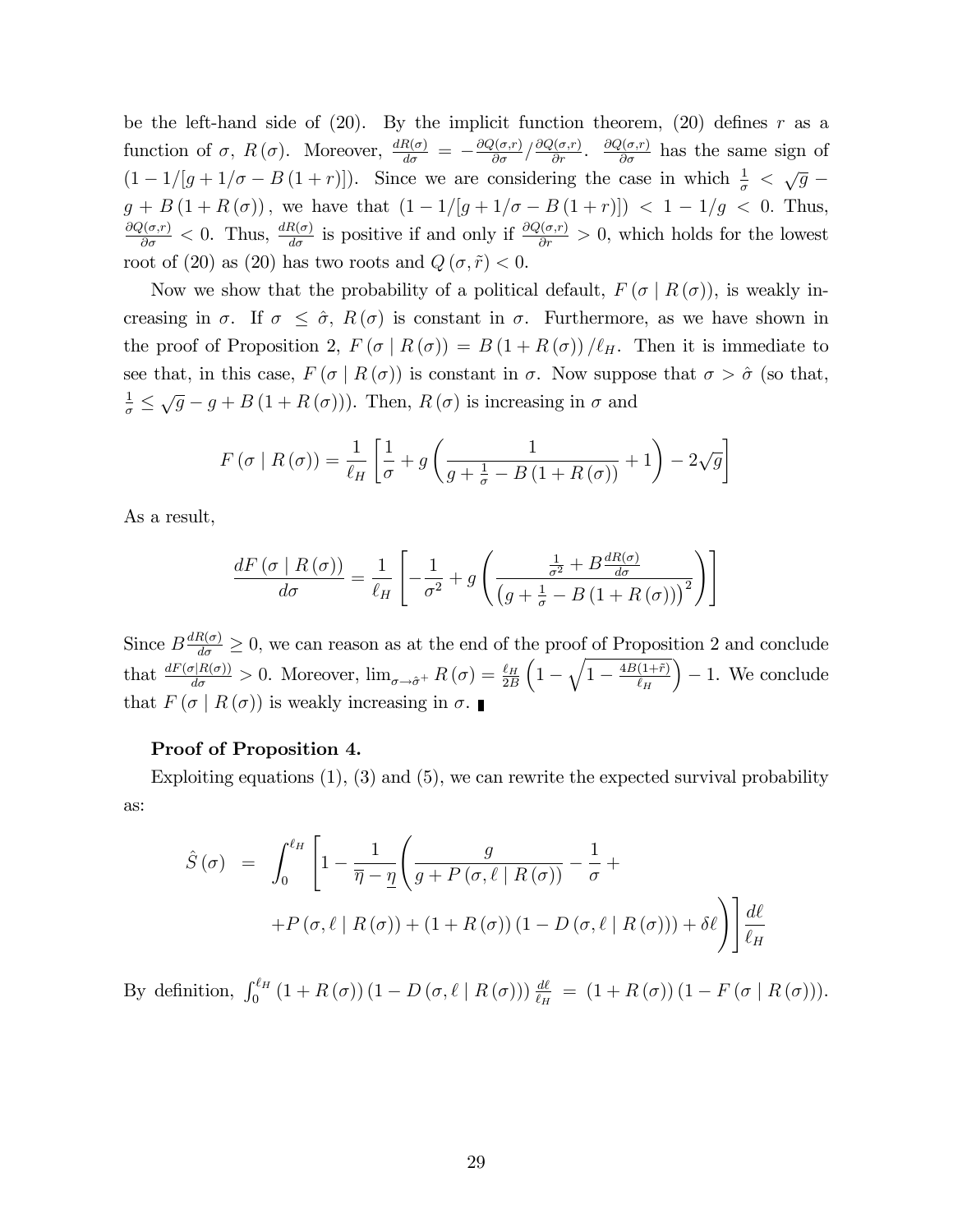be the left-hand side of (20). By the implicit function theorem, (20) defines $r$ as a function of $\sigma$, $R(\sigma)$. Moreover, $\frac{dR(\sigma)}{d\sigma} = -\frac{\partial Q(\sigma,r)}{\partial \sigma} / \frac{\partial Q(\sigma,r)}{\partial r}$. $\frac{\partial Q(\sigma,r)}{\partial \sigma}$ has the same sign of $(1 - 1/[g + 1/\sigma - B(1+r)])$. Since we are considering the case in which $\frac{1}{\sigma} < \sqrt{g} - g + B(1 + R(\sigma))$, we have that $(1 - 1/[g + 1/\sigma - B(1+r)]) < 1 - 1/g < 0$. Thus, $\frac{\partial Q(\sigma,r)}{\partial \sigma} < 0$. Thus, $\frac{dR(\sigma)}{d\sigma}$ is positive if and only if $\frac{\partial Q(\sigma,r)}{\partial r} > 0$, which holds for the lowest root of (20) as (20) has two roots and $Q(\sigma, \tilde{r}) < 0$.

Now we show that the probability of a political default, $F(\sigma \mid R(\sigma))$, is weakly increasing in $\sigma$. If $\sigma \leq \hat{\sigma}$, $R(\sigma)$ is constant in $\sigma$. Furthermore, as we have shown in the proof of Proposition 2, $F(\sigma \mid R(\sigma)) = B(1 + R(\sigma))/\ell_H$. Then it is immediate to see that, in this case, $F(\sigma \mid R(\sigma))$ is constant in $\sigma$. Now suppose that $\sigma > \hat{\sigma}$ (so that, $\frac{1}{\sigma} \leq \sqrt{g} - g + B(1 + R(\sigma))$). Then, $R(\sigma)$ is increasing in $\sigma$ and

$$F(\sigma \mid R(\sigma)) = \frac{1}{\ell_H}\left[\frac{1}{\sigma} + g\left(\frac{1}{g + \frac{1}{\sigma} - B(1 + R(\sigma))} + 1\right) - 2\sqrt{g}\right]$$

As a result,

$$\frac{dF(\sigma \mid R(\sigma))}{d\sigma} = \frac{1}{\ell_H}\left[-\frac{1}{\sigma^2} + g\left(\frac{\frac{1}{\sigma^2} + B\frac{dR(\sigma)}{d\sigma}}{\left(g + \frac{1}{\sigma} - B(1 + R(\sigma))\right)^2}\right)\right]$$

Since $B\frac{dR(\sigma)}{d\sigma} \geq 0$, we can reason as at the end of the proof of Proposition 2 and conclude that $\frac{dF(\sigma|R(\sigma))}{d\sigma} > 0$. Moreover, $\lim_{\sigma \to \hat{\sigma}^+} R(\sigma) = \frac{\ell_H}{2B}\left(1 - \sqrt{1 - \frac{4B(1+\tilde{r})}{\ell_H}}\right) - 1$. We conclude that $F(\sigma \mid R(\sigma))$ is weakly increasing in $\sigma$. ∎

**Proof of Proposition 4.**

Exploiting equations (1), (3) and (5), we can rewrite the expected survival probability as:

$$\begin{aligned}
\hat{S}(\sigma) \;=\; & \int_0^{\ell_H}\left[1 - \frac{1}{\overline{\eta} - \underline{\eta}}\left(\frac{g}{g + P(\sigma, \ell \mid R(\sigma))} - \frac{1}{\sigma} + \right.\right. \\
& \left.\left. + P(\sigma, \ell \mid R(\sigma)) + (1 + R(\sigma))(1 - D(\sigma, \ell \mid R(\sigma))) + \delta\ell\right)\right]\frac{d\ell}{\ell_H}
\end{aligned}$$

By definition, $\int_0^{\ell_H}(1 + R(\sigma))(1 - D(\sigma, \ell \mid R(\sigma)))\frac{d\ell}{\ell_H} = (1 + R(\sigma))(1 - F(\sigma \mid R(\sigma)))$.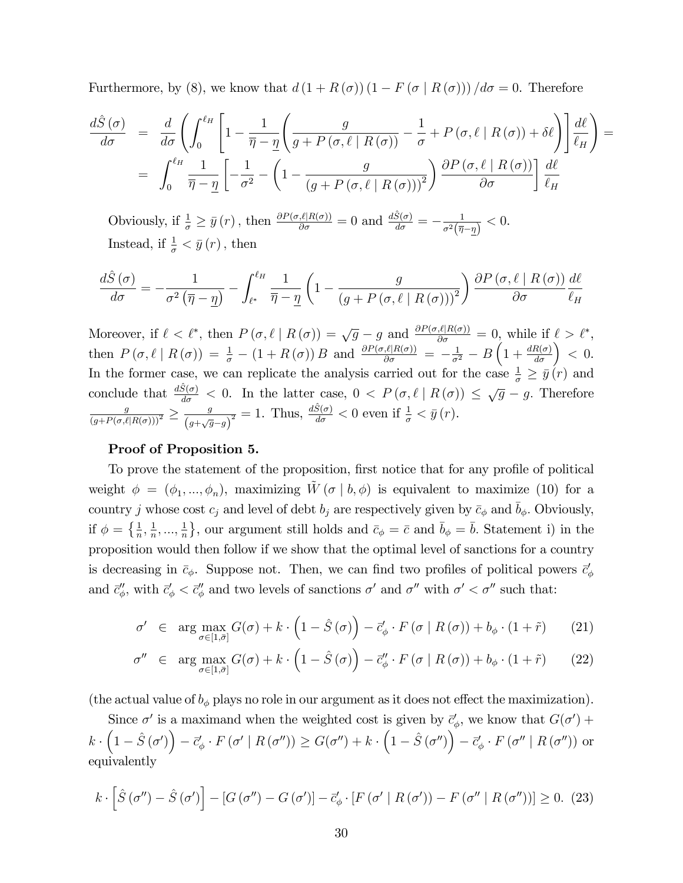Furthermore, by (8), we know that $d(1+R(\sigma))(1-F(\sigma \mid R(\sigma)))/d\sigma = 0$. Therefore

$$
\begin{aligned}
\frac{d\hat{S}(\sigma)}{d\sigma} &= \frac{d}{d\sigma}\left(\int_0^{\ell_H}\left[1-\frac{1}{\overline{\eta}-\underline{\eta}}\left(\frac{g}{g+P(\sigma,\ell \mid R(\sigma))}-\frac{1}{\sigma}+P(\sigma,\ell \mid R(\sigma))+\delta\ell\right)\right]\frac{d\ell}{\ell_H}\right) = \\
&= \int_0^{\ell_H}\frac{1}{\overline{\eta}-\underline{\eta}}\left[-\frac{1}{\sigma^2}-\left(1-\frac{g}{(g+P(\sigma,\ell \mid R(\sigma)))^2}\right)\frac{\partial P(\sigma,\ell \mid R(\sigma))}{\partial\sigma}\right]\frac{d\ell}{\ell_H}
\end{aligned}
$$

Obviously, if $\frac{1}{\sigma} \geq \bar{y}(r)$, then $\frac{\partial P(\sigma,\ell|R(\sigma))}{\partial\sigma} = 0$ and $\frac{d\hat{S}(\sigma)}{d\sigma} = -\frac{1}{\sigma^2(\overline{\eta}-\underline{\eta})} < 0$.

Instead, if $\frac{1}{\sigma} < \bar{y}(r)$, then

$$
\frac{d\hat{S}(\sigma)}{d\sigma} = -\frac{1}{\sigma^2(\overline{\eta}-\underline{\eta})} - \int_{\ell^*}^{\ell_H}\frac{1}{\overline{\eta}-\underline{\eta}}\left(1-\frac{g}{(g+P(\sigma,\ell \mid R(\sigma)))^2}\right)\frac{\partial P(\sigma,\ell \mid R(\sigma))}{\partial\sigma}\frac{d\ell}{\ell_H}
$$

Moreover, if $\ell < \ell^*$, then $P(\sigma,\ell \mid R(\sigma)) = \sqrt{g}-g$ and $\frac{\partial P(\sigma,\ell|R(\sigma))}{\partial\sigma} = 0$, while if $\ell > \ell^*$, then $P(\sigma,\ell \mid R(\sigma)) = \frac{1}{\sigma}-(1+R(\sigma))B$ and $\frac{\partial P(\sigma,\ell|R(\sigma))}{\partial\sigma} = -\frac{1}{\sigma^2}-B\left(1+\frac{dR(\sigma)}{d\sigma}\right) < 0$. In the former case, we can replicate the analysis carried out for the case $\frac{1}{\sigma} \geq \bar{y}(r)$ and conclude that $\frac{d\hat{S}(\sigma)}{d\sigma} < 0$. In the latter case, $0 < P(\sigma,\ell \mid R(\sigma)) \leq \sqrt{g}-g$. Therefore $\frac{g}{(g+P(\sigma,\ell|R(\sigma)))^2} \geq \frac{g}{(g+\sqrt{g}-g)^2} = 1$. Thus, $\frac{d\hat{S}(\sigma)}{d\sigma} < 0$ even if $\frac{1}{\sigma} < \bar{y}(r)$.

**Proof of Proposition 5.**

To prove the statement of the proposition, first notice that for any profile of political weight $\phi = (\phi_1,...,\phi_n)$, maximizing $\tilde{W}(\sigma \mid b,\phi)$ is equivalent to maximize (10) for a country $j$ whose cost $c_j$ and level of debt $b_j$ are respectively given by $\bar{c}_\phi$ and $\bar{b}_\phi$. Obviously, if $\phi = \left\{\frac{1}{n},\frac{1}{n},...,\frac{1}{n}\right\}$, our argument still holds and $\bar{c}_\phi = \bar{c}$ and $\bar{b}_\phi = \bar{b}$. Statement i) in the proposition would then follow if we show that the optimal level of sanctions for a country is decreasing in $\bar{c}_\phi$. Suppose not. Then, we can find two profiles of political powers $\bar{c}'_\phi$ and $\bar{c}''_\phi$, with $\bar{c}'_\phi < \bar{c}''_\phi$ and two levels of sanctions $\sigma'$ and $\sigma''$ with $\sigma' < \sigma''$ such that:

$$
\sigma' \in \arg\max_{\sigma\in[1,\bar{\sigma}]} G(\sigma)+k\cdot\left(1-\hat{S}(\sigma)\right)-\bar{c}'_\phi\cdot F(\sigma \mid R(\sigma))+b_\phi\cdot(1+\tilde{r}) \tag{21}
$$

$$
\sigma'' \in \arg\max_{\sigma\in[1,\bar{\sigma}]} G(\sigma)+k\cdot\left(1-\hat{S}(\sigma)\right)-\bar{c}''_\phi\cdot F(\sigma \mid R(\sigma))+b_\phi\cdot(1+\tilde{r}) \tag{22}
$$

(the actual value of $b_\phi$ plays no role in our argument as it does not effect the maximization).

Since $\sigma'$ is a maximand when the weighted cost is given by $\bar{c}'_\phi$, we know that $G(\sigma')+k\cdot\left(1-\hat{S}(\sigma')\right)-\bar{c}'_\phi\cdot F(\sigma' \mid R(\sigma'')) \geq G(\sigma'')+k\cdot\left(1-\hat{S}(\sigma'')\right)-\bar{c}'_\phi\cdot F(\sigma'' \mid R(\sigma''))$ or equivalently

$$
k\cdot\left[\hat{S}(\sigma'')-\hat{S}(\sigma')\right]-\left[G(\sigma'')-G(\sigma')\right]-\bar{c}'_\phi\cdot\left[F(\sigma' \mid R(\sigma'))-F(\sigma'' \mid R(\sigma''))\right] \geq 0. \tag{23}
$$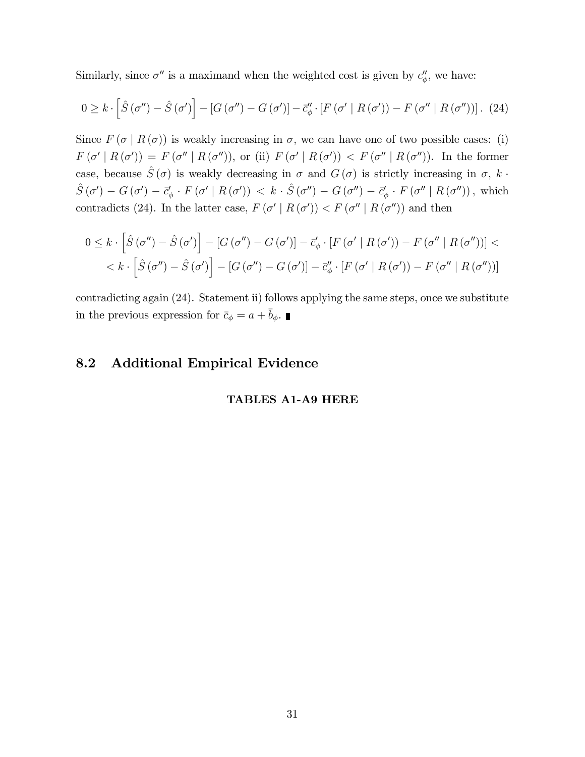Similarly, since $\sigma''$ is a maximand when the weighted cost is given by $c''_\phi$, we have:

$$0 \geq k \cdot \left[ \hat{S}(\sigma'') - \hat{S}(\sigma') \right] - \left[ G(\sigma'') - G(\sigma') \right] - \bar{c}''_\phi \cdot \left[ F(\sigma' \mid R(\sigma')) - F(\sigma'' \mid R(\sigma'')) \right]. \quad (24)$$

Since $F(\sigma \mid R(\sigma))$ is weakly increasing in $\sigma$, we can have one of two possible cases: (i) $F(\sigma' \mid R(\sigma')) = F(\sigma'' \mid R(\sigma''))$, or (ii) $F(\sigma' \mid R(\sigma')) < F(\sigma'' \mid R(\sigma''))$. In the former case, because $\hat{S}(\sigma)$ is weakly decreasing in $\sigma$ and $G(\sigma)$ is strictly increasing in $\sigma$, $k \cdot \hat{S}(\sigma') - G(\sigma') - \bar{c}'_\phi \cdot F(\sigma' \mid R(\sigma')) < k \cdot \hat{S}(\sigma'') - G(\sigma'') - \bar{c}'_\phi \cdot F(\sigma'' \mid R(\sigma''))$, which contradicts (24). In the latter case, $F(\sigma' \mid R(\sigma')) < F(\sigma'' \mid R(\sigma''))$ and then

$$0 \leq k \cdot \left[ \hat{S}(\sigma'') - \hat{S}(\sigma') \right] - \left[ G(\sigma'') - G(\sigma') \right] - \bar{c}'_\phi \cdot \left[ F(\sigma' \mid R(\sigma')) - F(\sigma'' \mid R(\sigma'')) \right] <$$
$$< k \cdot \left[ \hat{S}(\sigma'') - \hat{S}(\sigma') \right] - \left[ G(\sigma'') - G(\sigma') \right] - \bar{c}''_\phi \cdot \left[ F(\sigma' \mid R(\sigma')) - F(\sigma'' \mid R(\sigma'')) \right]$$

contradicting again (24). Statement ii) follows applying the same steps, once we substitute in the previous expression for $\bar{c}_\phi = a + \bar{b}_\phi$. ∎

## 8.2 Additional Empirical Evidence

**TABLES A1-A9 HERE**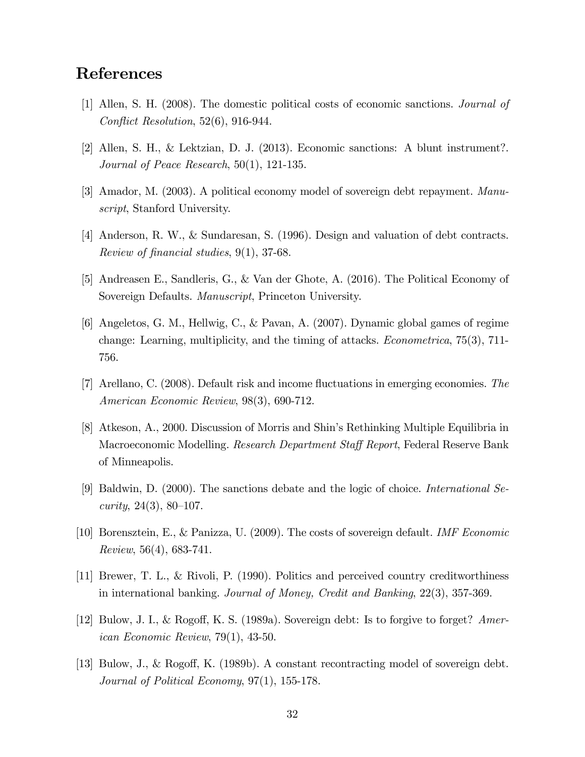# References

[1] Allen, S. H. (2008). The domestic political costs of economic sanctions. *Journal of Conflict Resolution*, 52(6), 916-944.

[2] Allen, S. H., & Lektzian, D. J. (2013). Economic sanctions: A blunt instrument?. *Journal of Peace Research*, 50(1), 121-135.

[3] Amador, M. (2003). A political economy model of sovereign debt repayment. *Manuscript*, Stanford University.

[4] Anderson, R. W., & Sundaresan, S. (1996). Design and valuation of debt contracts. *Review of financial studies*, 9(1), 37-68.

[5] Andreasen E., Sandleris, G., & Van der Ghote, A. (2016). The Political Economy of Sovereign Defaults. *Manuscript*, Princeton University.

[6] Angeletos, G. M., Hellwig, C., & Pavan, A. (2007). Dynamic global games of regime change: Learning, multiplicity, and the timing of attacks. *Econometrica*, 75(3), 711-756.

[7] Arellano, C. (2008). Default risk and income fluctuations in emerging economies. *The American Economic Review*, 98(3), 690-712.

[8] Atkeson, A., 2000. Discussion of Morris and Shin's Rethinking Multiple Equilibria in Macroeconomic Modelling. *Research Department Staff Report*, Federal Reserve Bank of Minneapolis.

[9] Baldwin, D. (2000). The sanctions debate and the logic of choice. *International Security*, 24(3), 80–107.

[10] Borensztein, E., & Panizza, U. (2009). The costs of sovereign default. *IMF Economic Review*, 56(4), 683-741.

[11] Brewer, T. L., & Rivoli, P. (1990). Politics and perceived country creditworthiness in international banking. *Journal of Money, Credit and Banking*, 22(3), 357-369.

[12] Bulow, J. I., & Rogoff, K. S. (1989a). Sovereign debt: Is to forgive to forget? *American Economic Review*, 79(1), 43-50.

[13] Bulow, J., & Rogoff, K. (1989b). A constant recontracting model of sovereign debt. *Journal of Political Economy*, 97(1), 155-178.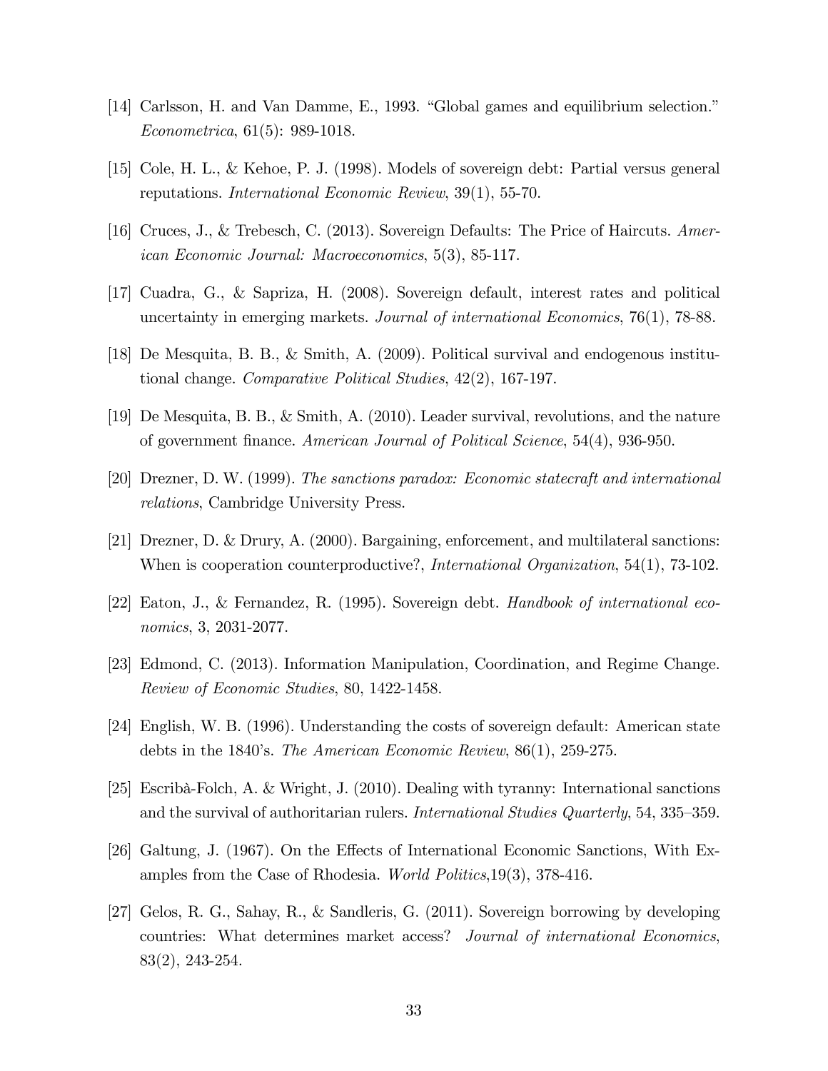[14] Carlsson, H. and Van Damme, E., 1993. "Global games and equilibrium selection." *Econometrica*, 61(5): 989-1018.

[15] Cole, H. L., & Kehoe, P. J. (1998). Models of sovereign debt: Partial versus general reputations. *International Economic Review*, 39(1), 55-70.

[16] Cruces, J., & Trebesch, C. (2013). Sovereign Defaults: The Price of Haircuts. *American Economic Journal: Macroeconomics*, 5(3), 85-117.

[17] Cuadra, G., & Sapriza, H. (2008). Sovereign default, interest rates and political uncertainty in emerging markets. *Journal of international Economics*, 76(1), 78-88.

[18] De Mesquita, B. B., & Smith, A. (2009). Political survival and endogenous institutional change. *Comparative Political Studies*, 42(2), 167-197.

[19] De Mesquita, B. B., & Smith, A. (2010). Leader survival, revolutions, and the nature of government finance. *American Journal of Political Science*, 54(4), 936-950.

[20] Drezner, D. W. (1999). *The sanctions paradox: Economic statecraft and international relations*, Cambridge University Press.

[21] Drezner, D. & Drury, A. (2000). Bargaining, enforcement, and multilateral sanctions: When is cooperation counterproductive?, *International Organization*, 54(1), 73-102.

[22] Eaton, J., & Fernandez, R. (1995). Sovereign debt. *Handbook of international economics*, 3, 2031-2077.

[23] Edmond, C. (2013). Information Manipulation, Coordination, and Regime Change. *Review of Economic Studies*, 80, 1422-1458.

[24] English, W. B. (1996). Understanding the costs of sovereign default: American state debts in the 1840's. *The American Economic Review*, 86(1), 259-275.

[25] Escribà-Folch, A. & Wright, J. (2010). Dealing with tyranny: International sanctions and the survival of authoritarian rulers. *International Studies Quarterly*, 54, 335–359.

[26] Galtung, J. (1967). On the Effects of International Economic Sanctions, With Examples from the Case of Rhodesia. *World Politics*,19(3), 378-416.

[27] Gelos, R. G., Sahay, R., & Sandleris, G. (2011). Sovereign borrowing by developing countries: What determines market access? *Journal of international Economics*, 83(2), 243-254.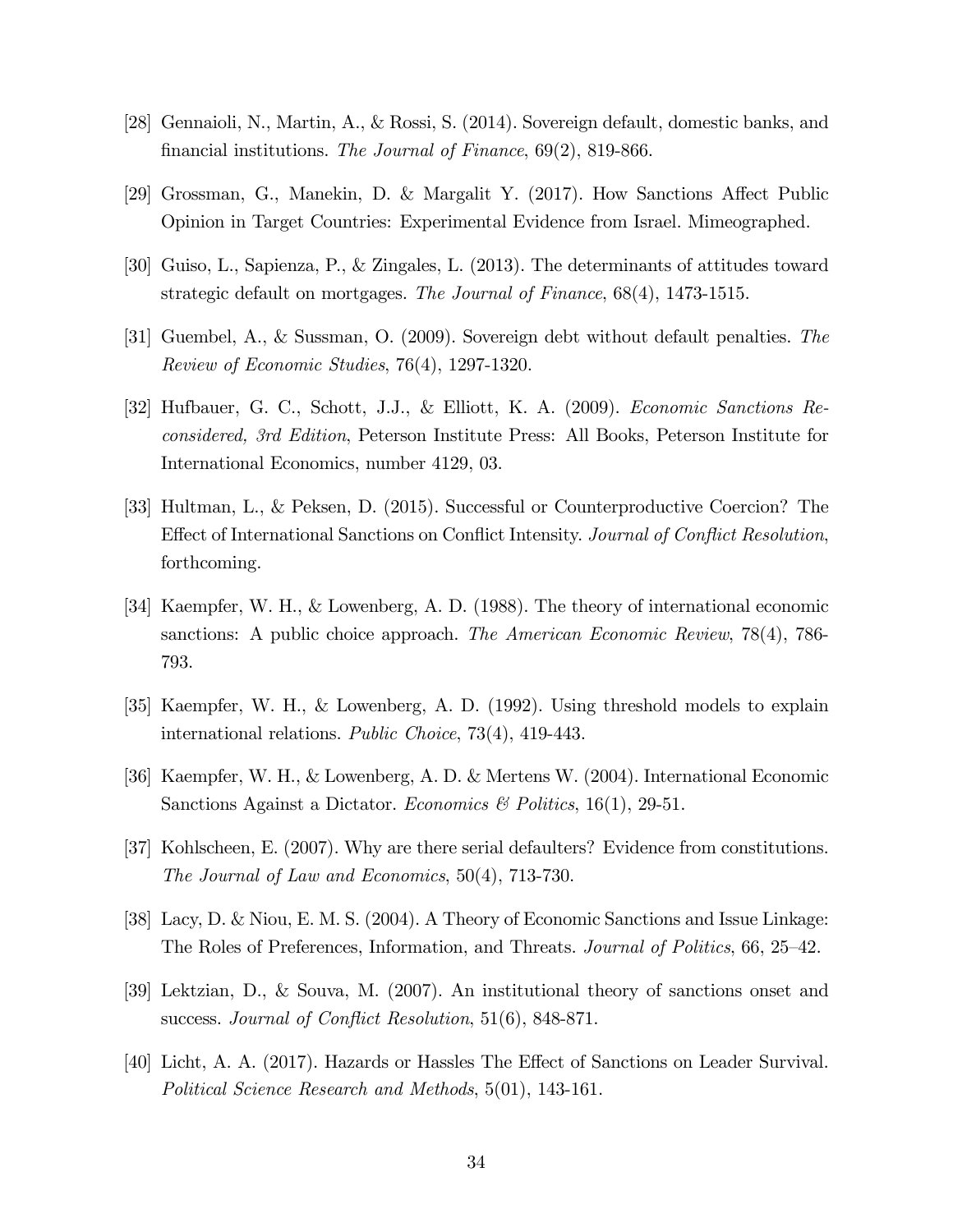[28] Gennaioli, N., Martin, A., & Rossi, S. (2014). Sovereign default, domestic banks, and financial institutions. *The Journal of Finance*, 69(2), 819-866.

[29] Grossman, G., Manekin, D. & Margalit Y. (2017). How Sanctions Affect Public Opinion in Target Countries: Experimental Evidence from Israel. Mimeographed.

[30] Guiso, L., Sapienza, P., & Zingales, L. (2013). The determinants of attitudes toward strategic default on mortgages. *The Journal of Finance*, 68(4), 1473-1515.

[31] Guembel, A., & Sussman, O. (2009). Sovereign debt without default penalties. *The Review of Economic Studies*, 76(4), 1297-1320.

[32] Hufbauer, G. C., Schott, J.J., & Elliott, K. A. (2009). *Economic Sanctions Reconsidered, 3rd Edition*, Peterson Institute Press: All Books, Peterson Institute for International Economics, number 4129, 03.

[33] Hultman, L., & Peksen, D. (2015). Successful or Counterproductive Coercion? The Effect of International Sanctions on Conflict Intensity. *Journal of Conflict Resolution*, forthcoming.

[34] Kaempfer, W. H., & Lowenberg, A. D. (1988). The theory of international economic sanctions: A public choice approach. *The American Economic Review*, 78(4), 786-793.

[35] Kaempfer, W. H., & Lowenberg, A. D. (1992). Using threshold models to explain international relations. *Public Choice*, 73(4), 419-443.

[36] Kaempfer, W. H., & Lowenberg, A. D. & Mertens W. (2004). International Economic Sanctions Against a Dictator. *Economics & Politics*, 16(1), 29-51.

[37] Kohlscheen, E. (2007). Why are there serial defaulters? Evidence from constitutions. *The Journal of Law and Economics*, 50(4), 713-730.

[38] Lacy, D. & Niou, E. M. S. (2004). A Theory of Economic Sanctions and Issue Linkage: The Roles of Preferences, Information, and Threats. *Journal of Politics*, 66, 25–42.

[39] Lektzian, D., & Souva, M. (2007). An institutional theory of sanctions onset and success. *Journal of Conflict Resolution*, 51(6), 848-871.

[40] Licht, A. A. (2017). Hazards or Hassles The Effect of Sanctions on Leader Survival. *Political Science Research and Methods*, 5(01), 143-161.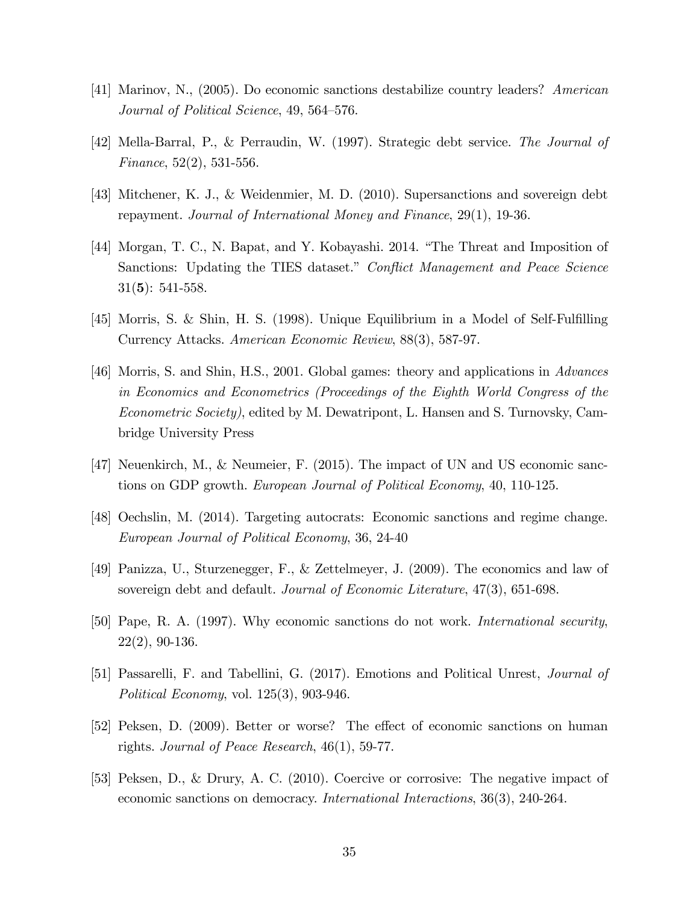[41] Marinov, N., (2005). Do economic sanctions destabilize country leaders? *American Journal of Political Science*, 49, 564–576.

[42] Mella-Barral, P., & Perraudin, W. (1997). Strategic debt service. *The Journal of Finance*, 52(2), 531-556.

[43] Mitchener, K. J., & Weidenmier, M. D. (2010). Supersanctions and sovereign debt repayment. *Journal of International Money and Finance*, 29(1), 19-36.

[44] Morgan, T. C., N. Bapat, and Y. Kobayashi. 2014. "The Threat and Imposition of Sanctions: Updating the TIES dataset." *Conflict Management and Peace Science* 31(**5**): 541-558.

[45] Morris, S. & Shin, H. S. (1998). Unique Equilibrium in a Model of Self-Fulfilling Currency Attacks. *American Economic Review*, 88(3), 587-97.

[46] Morris, S. and Shin, H.S., 2001. Global games: theory and applications in *Advances in Economics and Econometrics (Proceedings of the Eighth World Congress of the Econometric Society)*, edited by M. Dewatripont, L. Hansen and S. Turnovsky, Cambridge University Press

[47] Neuenkirch, M., & Neumeier, F. (2015). The impact of UN and US economic sanctions on GDP growth. *European Journal of Political Economy*, 40, 110-125.

[48] Oechslin, M. (2014). Targeting autocrats: Economic sanctions and regime change. *European Journal of Political Economy*, 36, 24-40

[49] Panizza, U., Sturzenegger, F., & Zettelmeyer, J. (2009). The economics and law of sovereign debt and default. *Journal of Economic Literature*, 47(3), 651-698.

[50] Pape, R. A. (1997). Why economic sanctions do not work. *International security*, 22(2), 90-136.

[51] Passarelli, F. and Tabellini, G. (2017). Emotions and Political Unrest, *Journal of Political Economy*, vol. 125(3), 903-946.

[52] Peksen, D. (2009). Better or worse? The effect of economic sanctions on human rights. *Journal of Peace Research*, 46(1), 59-77.

[53] Peksen, D., & Drury, A. C. (2010). Coercive or corrosive: The negative impact of economic sanctions on democracy. *International Interactions*, 36(3), 240-264.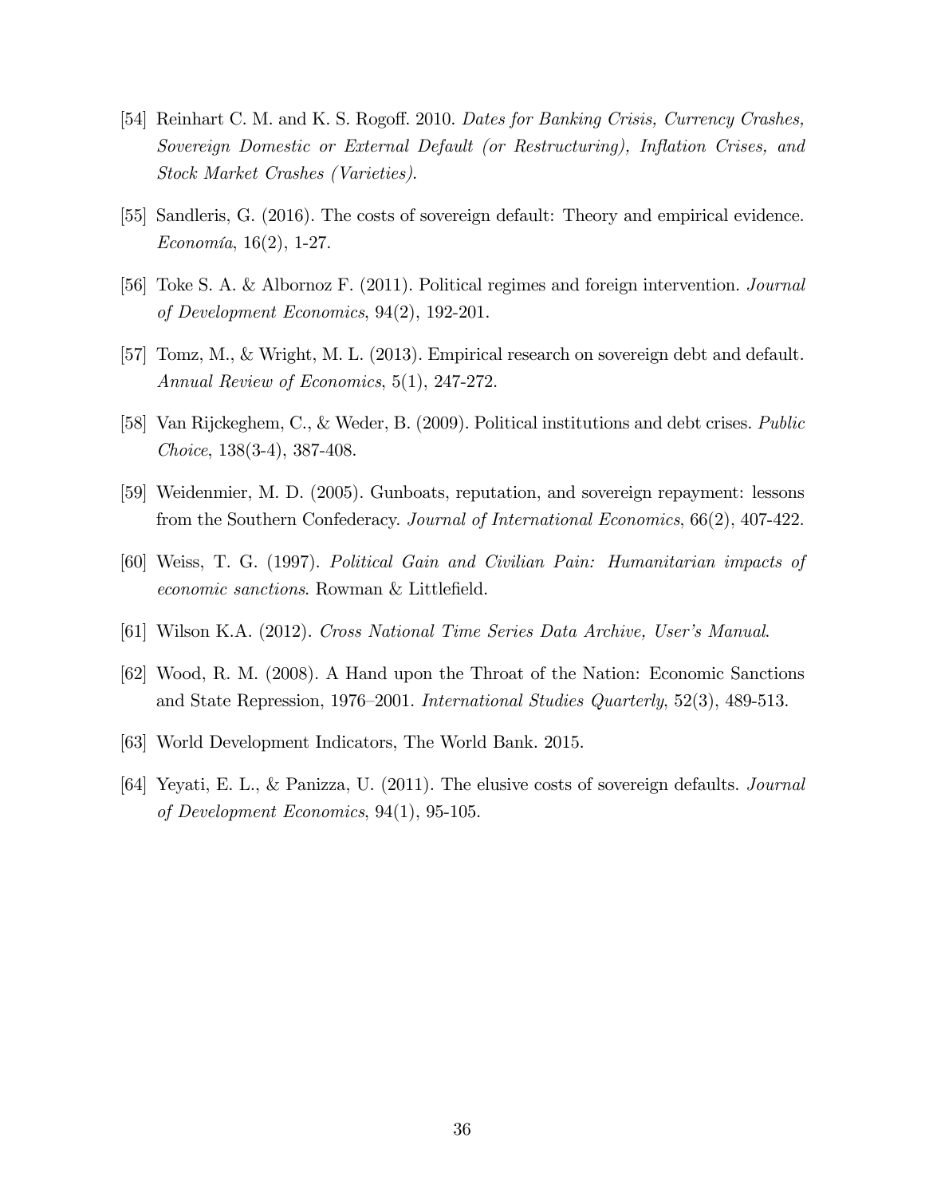[54] Reinhart C. M. and K. S. Rogoff. 2010. *Dates for Banking Crisis, Currency Crashes, Sovereign Domestic or External Default (or Restructuring), Inflation Crises, and Stock Market Crashes (Varieties)*.

[55] Sandleris, G. (2016). The costs of sovereign default: Theory and empirical evidence. *Economía*, 16(2), 1-27.

[56] Toke S. A. & Albornoz F. (2011). Political regimes and foreign intervention. *Journal of Development Economics*, 94(2), 192-201.

[57] Tomz, M., & Wright, M. L. (2013). Empirical research on sovereign debt and default. *Annual Review of Economics*, 5(1), 247-272.

[58] Van Rijckeghem, C., & Weder, B. (2009). Political institutions and debt crises. *Public Choice*, 138(3-4), 387-408.

[59] Weidenmier, M. D. (2005). Gunboats, reputation, and sovereign repayment: lessons from the Southern Confederacy. *Journal of International Economics*, 66(2), 407-422.

[60] Weiss, T. G. (1997). *Political Gain and Civilian Pain: Humanitarian impacts of economic sanctions*. Rowman & Littlefield.

[61] Wilson K.A. (2012). *Cross National Time Series Data Archive, User's Manual*.

[62] Wood, R. M. (2008). A Hand upon the Throat of the Nation: Economic Sanctions and State Repression, 1976–2001. *International Studies Quarterly*, 52(3), 489-513.

[63] World Development Indicators, The World Bank. 2015.

[64] Yeyati, E. L., & Panizza, U. (2011). The elusive costs of sovereign defaults. *Journal of Development Economics*, 94(1), 95-105.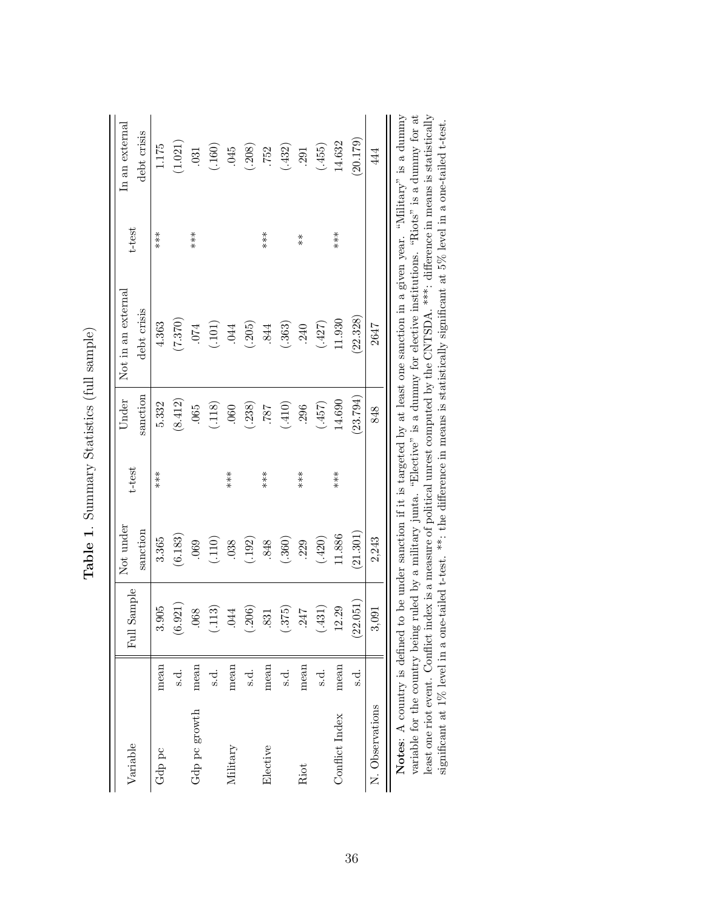**Table 1**. Summary Statistics (full sample)

| Variable | | Full Sample | Not under sanction | t-test | Under sanction | Not in an external debt crisis | t-test | In an external debt crisis |
|---|---|---|---|---|---|---|---|---|
| Gdp pc | mean | 3.905 | 3.365 | *** | 5.332 | 4.363 | *** | 1.175 |
| | s.d. | (6.921) | (6.183) | | (8.412) | (7.370) | | (1.021) |
| Gdp pc growth | mean | .068 | .069 | | .065 | .074 | *** | .031 |
| | s.d. | (.113) | (.110) | | (.118) | (.101) | | (.160) |
| Military | mean | .044 | .038 | *** | .060 | .044 | | .045 |
| | s.d. | (.206) | (.192) | | (.238) | (.205) | | (.208) |
| Elective | mean | .831 | .848 | *** | .787 | .844 | *** | .752 |
| | s.d. | (.375) | (.360) | | (.410) | (.363) | | (.432) |
| Riot | mean | .247 | .229 | *** | .296 | .240 | ** | .291 |
| | s.d. | (.431) | (.420) | | (.457) | (.427) | | (.455) |
| Conflict Index | mean | 12.29 | 11.886 | *** | 14.690 | 11.930 | *** | 14.632 |
| | s.d. | (22.051) | (21.301) | | (23.794) | (22.328) | | (20.179) |
| N. Observations | | 3,091 | 2,243 | | 848 | 2647 | | 444 |

**Notes**: A country is defined to be under sanction if it is targeted by at least one sanction in a given year. "Military" is a dummy variable for the country being ruled by a military junta. "Elective" is a dummy for elective institutions. "Riots" is a dummy for at least one riot event. Conflict index is a measure of political unrest computed by the CNTSDA. ***: difference in means is statistically significant at 1% level in a one-tailed t-test. **: the difference in means is statistically significant at 5% level in a one-tailed t-test.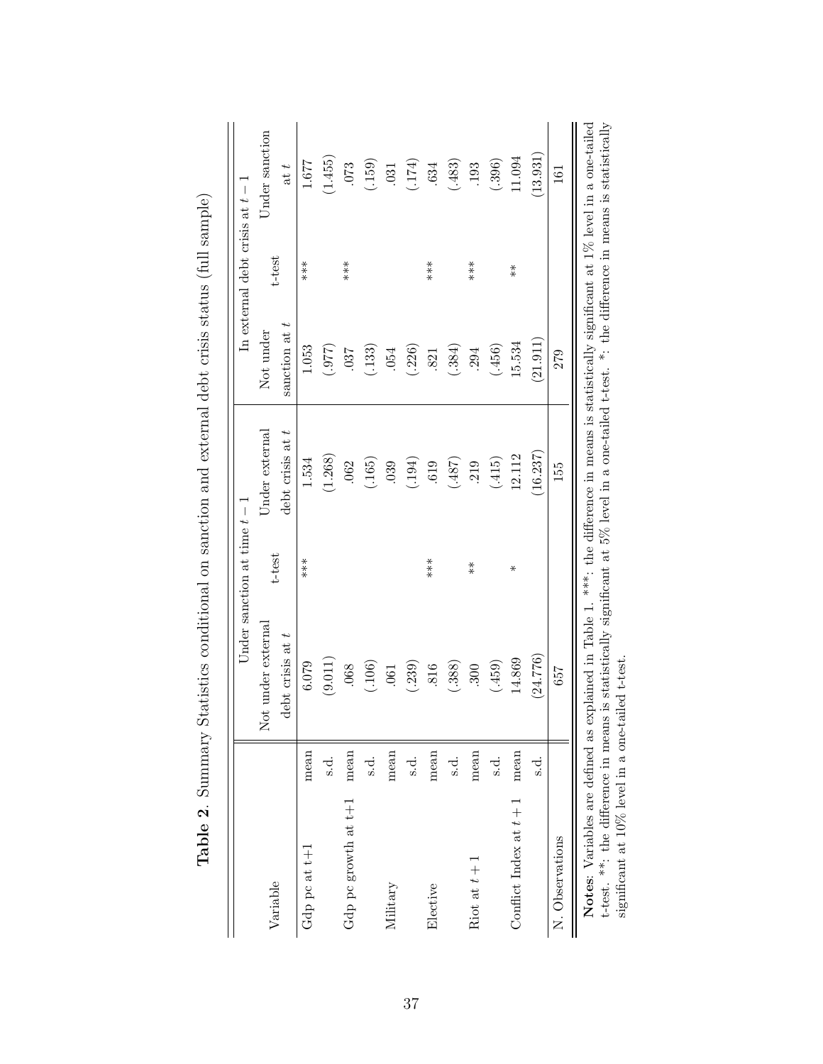**Table 2**. Summary Statistics conditional on sanction and external debt crisis status (full sample)

| Variable | | Under sanction at time $t-1$: Not under external debt crisis at $t$ | t-test | Under sanction at time $t-1$: Under external debt crisis at $t$ | In external debt crisis at $t-1$: Not under sanction at $t$ | t-test | In external debt crisis at $t-1$: Under sanction at $t$ |
|---|---|---|---|---|---|---|---|
| Gdp pc at t+1 | mean | 6.079 | *** | 1.534 | 1.053 | *** | 1.677 |
| | s.d. | (9.011) | | (1.268) | (.977) | | (1.455) |
| Gdp pc growth at t+1 | mean | .068 | | .062 | .037 | *** | .073 |
| | s.d. | (.106) | | (.165) | (.133) | | (.159) |
| Military | mean | .061 | | .039 | .054 | | .031 |
| | s.d. | (.239) | | (.194) | (.226) | | (.174) |
| Elective | mean | .816 | *** | .619 | .821 | *** | .634 |
| | s.d. | (.388) | | (.487) | (.384) | | (.483) |
| Riot at $t+1$ | mean | .300 | ** | .219 | .294 | *** | .193 |
| | s.d. | (.459) | | (.415) | (.456) | | (.396) |
| Conflict Index at $t+1$ | mean | 14.869 | * | 12.112 | 15.534 | ** | 11.094 |
| | s.d. | (24.776) | | (16.237) | (21.911) | | (13.931) |
| N. Observations | | 657 | | 155 | 279 | | 161 |

**Notes**: Variables are defined as explained in Table 1. ***: the difference in means is statistically significant at 1% level in a one-tailed t-test. **: the difference in means is statistically significant at 5% level in a one-tailed t-test. *: the difference in means is statistically significant at 10% level in a one-tailed t-test.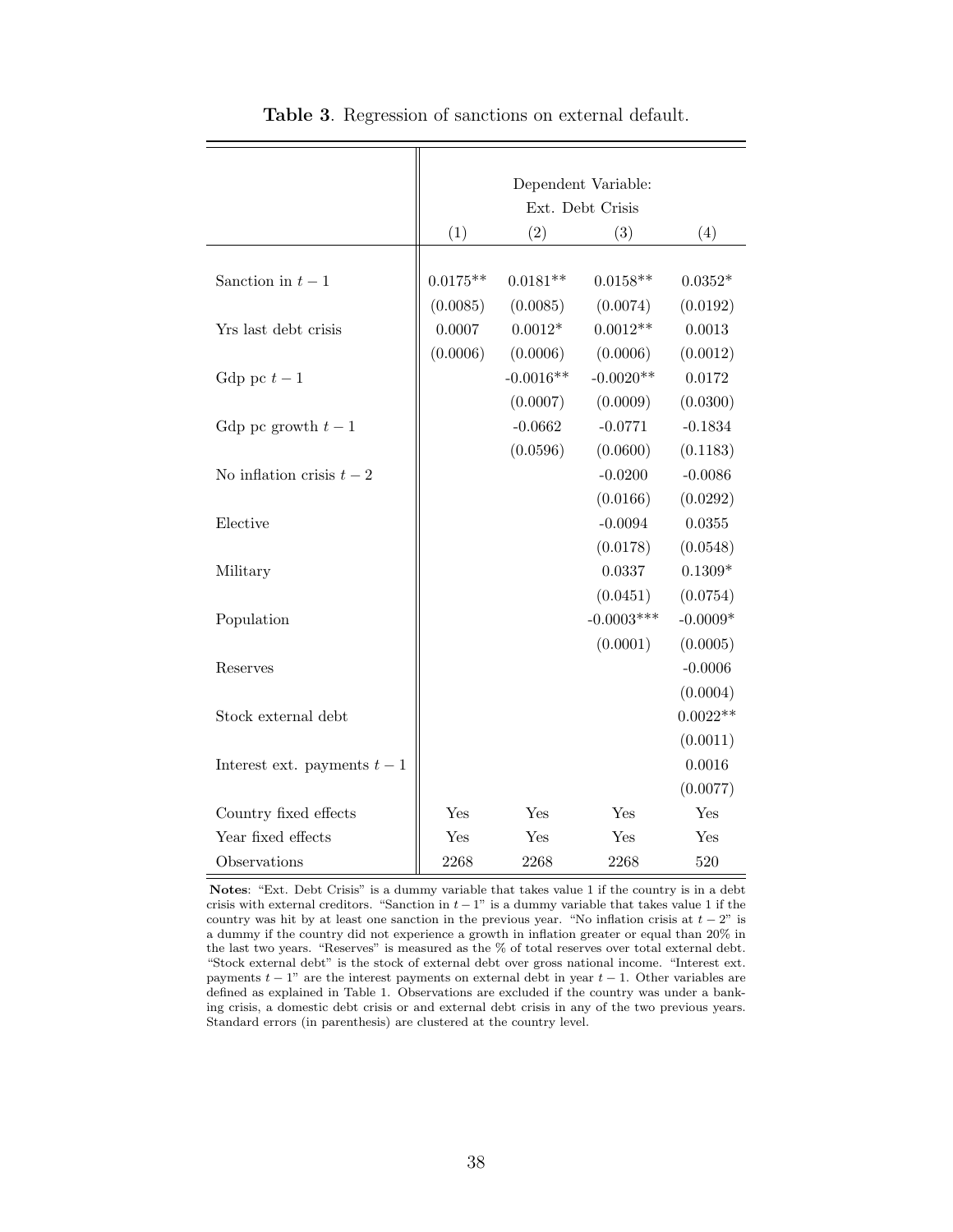**Table 3**. Regression of sanctions on external default.

| | Dependent Variable: Ext. Debt Crisis | | | |
|---|---|---|---|---|
| | (1) | (2) | (3) | (4) |
| Sanction in $t-1$ | 0.0175** | 0.0181** | 0.0158** | 0.0352* |
| | (0.0085) | (0.0085) | (0.0074) | (0.0192) |
| Yrs last debt crisis | 0.0007 | 0.0012* | 0.0012** | 0.0013 |
| | (0.0006) | (0.0006) | (0.0006) | (0.0012) |
| Gdp pc $t-1$ | | -0.0016** | -0.0020** | 0.0172 |
| | | (0.0007) | (0.0009) | (0.0300) |
| Gdp pc growth $t-1$ | | -0.0662 | -0.0771 | -0.1834 |
| | | (0.0596) | (0.0600) | (0.1183) |
| No inflation crisis $t-2$ | | | -0.0200 | -0.0086 |
| | | | (0.0166) | (0.0292) |
| Elective | | | -0.0094 | 0.0355 |
| | | | (0.0178) | (0.0548) |
| Military | | | 0.0337 | 0.1309* |
| | | | (0.0451) | (0.0754) |
| Population | | | -0.0003*** | -0.0009* |
| | | | (0.0001) | (0.0005) |
| Reserves | | | | -0.0006 |
| | | | | (0.0004) |
| Stock external debt | | | | 0.0022** |
| | | | | (0.0011) |
| Interest ext. payments $t-1$ | | | | 0.0016 |
| | | | | (0.0077) |
| Country fixed effects | Yes | Yes | Yes | Yes |
| Year fixed effects | Yes | Yes | Yes | Yes |
| Observations | 2268 | 2268 | 2268 | 520 |

**Notes**: "Ext. Debt Crisis" is a dummy variable that takes value 1 if the country is in a debt crisis with external creditors. "Sanction in $t-1$" is a dummy variable that takes value 1 if the country was hit by at least one sanction in the previous year. "No inflation crisis at $t-2$" is a dummy if the country did not experience a growth in inflation greater or equal than 20% in the last two years. "Reserves" is measured as the % of total reserves over total external debt. "Stock external debt" is the stock of external debt over gross national income. "Interest ext. payments $t-1$" are the interest payments on external debt in year $t-1$. Other variables are defined as explained in Table 1. Observations are excluded if the country was under a banking crisis, a domestic debt crisis or and external debt crisis in any of the two previous years. Standard errors (in parenthesis) are clustered at the country level.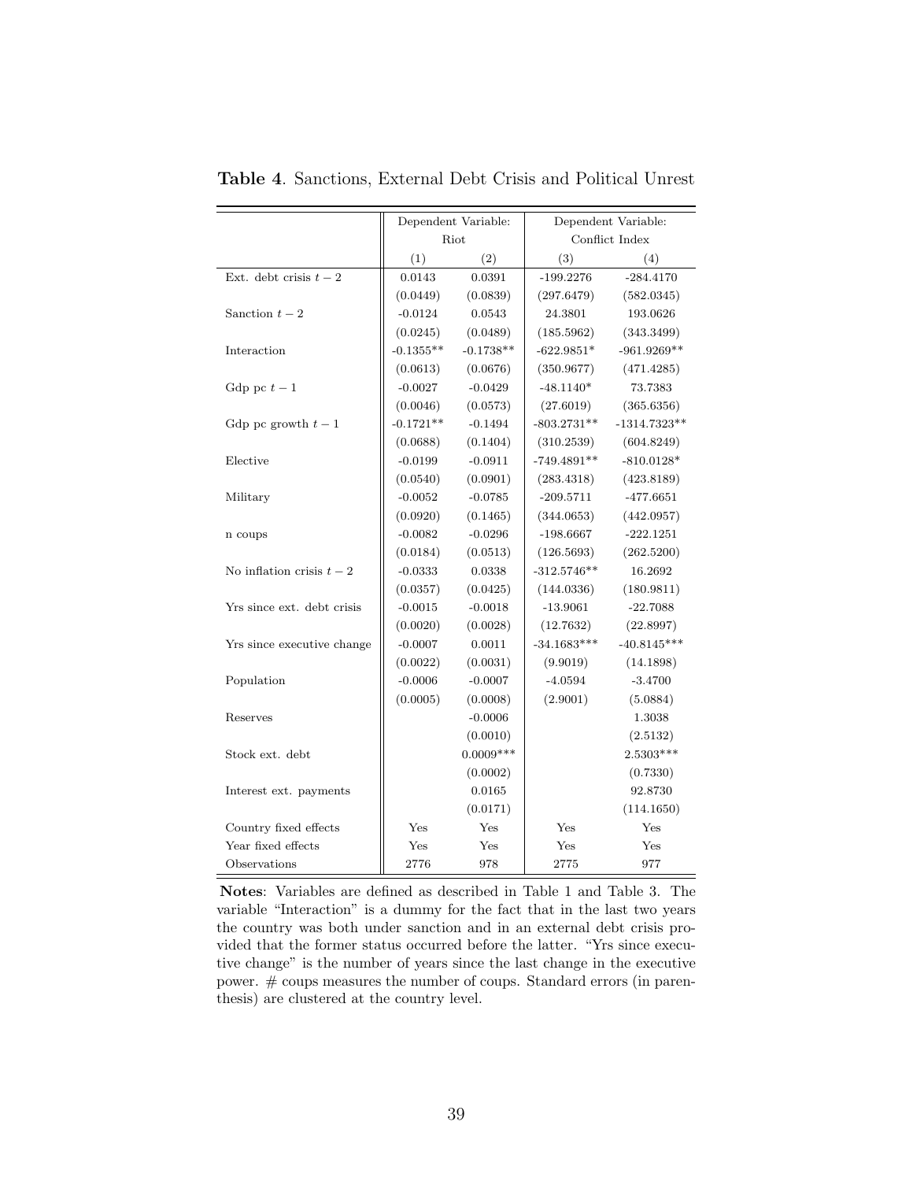**Table 4**. Sanctions, External Debt Crisis and Political Unrest

| | Dependent Variable: Riot | | Dependent Variable: Conflict Index | |
|---|---|---|---|---|
| | (1) | (2) | (3) | (4) |
| Ext. debt crisis $t-2$ | 0.0143 | 0.0391 | -199.2276 | -284.4170 |
| | (0.0449) | (0.0839) | (297.6479) | (582.0345) |
| Sanction $t-2$ | -0.0124 | 0.0543 | 24.3801 | 193.0626 |
| | (0.0245) | (0.0489) | (185.5962) | (343.3499) |
| Interaction | -0.1355** | -0.1738** | -622.9851* | -961.9269** |
| | (0.0613) | (0.0676) | (350.9677) | (471.4285) |
| Gdp pc $t-1$ | -0.0027 | -0.0429 | -48.1140* | 73.7383 |
| | (0.0046) | (0.0573) | (27.6019) | (365.6356) |
| Gdp pc growth $t-1$ | -0.1721** | -0.1494 | -803.2731** | -1314.7323** |
| | (0.0688) | (0.1404) | (310.2539) | (604.8249) |
| Elective | -0.0199 | -0.0911 | -749.4891** | -810.0128* |
| | (0.0540) | (0.0901) | (283.4318) | (423.8189) |
| Military | -0.0052 | -0.0785 | -209.5711 | -477.6651 |
| | (0.0920) | (0.1465) | (344.0653) | (442.0957) |
| n coups | -0.0082 | -0.0296 | -198.6667 | -222.1251 |
| | (0.0184) | (0.0513) | (126.5693) | (262.5200) |
| No inflation crisis $t-2$ | -0.0333 | 0.0338 | -312.5746** | 16.2692 |
| | (0.0357) | (0.0425) | (144.0336) | (180.9811) |
| Yrs since ext. debt crisis | -0.0015 | -0.0018 | -13.9061 | -22.7088 |
| | (0.0020) | (0.0028) | (12.7632) | (22.8997) |
| Yrs since executive change | -0.0007 | 0.0011 | -34.1683*** | -40.8145*** |
| | (0.0022) | (0.0031) | (9.9019) | (14.1898) |
| Population | -0.0006 | -0.0007 | -4.0594 | -3.4700 |
| | (0.0005) | (0.0008) | (2.9001) | (5.0884) |
| Reserves | | -0.0006 | | 1.3038 |
| | | (0.0010) | | (2.5132) |
| Stock ext. debt | | 0.0009*** | | 2.5303*** |
| | | (0.0002) | | (0.7330) |
| Interest ext. payments | | 0.0165 | | 92.8730 |
| | | (0.0171) | | (114.1650) |
| Country fixed effects | Yes | Yes | Yes | Yes |
| Year fixed effects | Yes | Yes | Yes | Yes |
| Observations | 2776 | 978 | 2775 | 977 |

**Notes**: Variables are defined as described in Table 1 and Table 3. The variable "Interaction" is a dummy for the fact that in the last two years the country was both under sanction and in an external debt crisis provided that the former status occurred before the latter. "Yrs since executive change" is the number of years since the last change in the executive power. # coups measures the number of coups. Standard errors (in parenthesis) are clustered at the country level.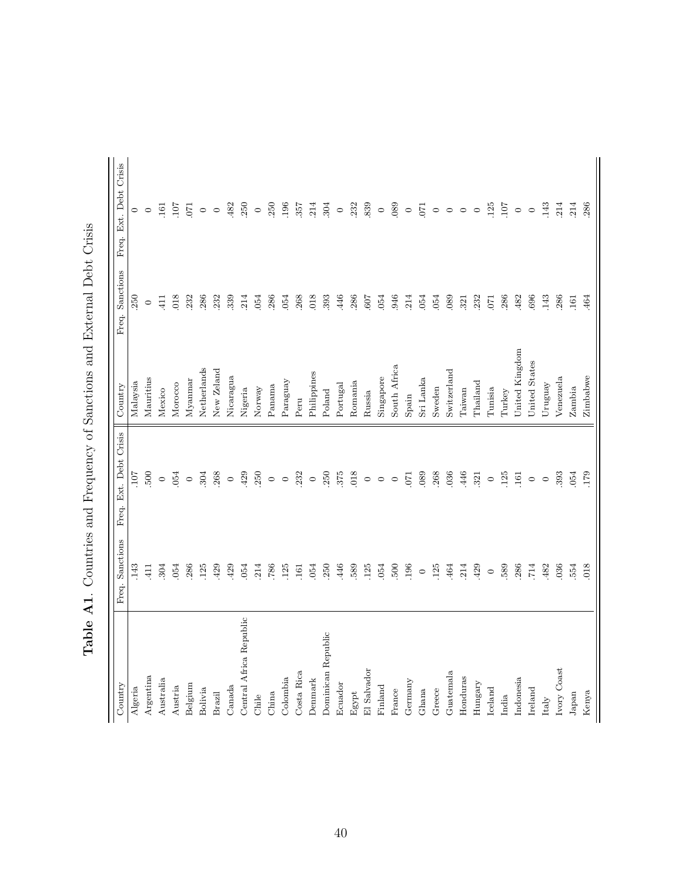**Table A1**. Countries and Frequency of Sanctions and External Debt Crisis

| Country | Freq. Sanctions | Freq. Ext. Debt Crisis | Country | Freq. Sanctions | Freq. Ext. Debt Crisis |
|---|---|---|---|---|---|
| Algeria | .143 | .107 | Malaysia | .250 | 0 |
| Argentina | .411 | .500 | Mauritius | 0 | 0 |
| Australia | .304 | 0 | Mexico | .411 | .161 |
| Austria | .054 | .054 | Morocco | .018 | .107 |
| Belgium | .286 | 0 | Myanmar | .232 | .071 |
| Bolivia | .125 | .304 | Netherlands | .286 | 0 |
| Brazil | .429 | .268 | New Zeland | .232 | 0 |
| Canada | .429 | 0 | Nicaragua | .339 | .482 |
| Central Africa Republic | .054 | .429 | Nigeria | .214 | .250 |
| Chile | .214 | .250 | Norway | .054 | 0 |
| China | .786 | 0 | Panama | .286 | .250 |
| Colombia | .125 | 0 | Paraguay | .054 | .196 |
| Costa Rica | .161 | .232 | Peru | .268 | .357 |
| Denmark | .054 | 0 | Philippines | .018 | .214 |
| Dominican Republic | .250 | .250 | Poland | .393 | .304 |
| Ecuador | .446 | .375 | Portugal | .446 | 0 |
| Egypt | .589 | .018 | Romania | .286 | .232 |
| El Salvador | .125 | 0 | Russia | .607 | .839 |
| Finland | .054 | 0 | Singapore | .054 | 0 |
| France | .500 | 0 | South Africa | .946 | .089 |
| Germany | .196 | .071 | Spain | .214 | 0 |
| Ghana | 0 | .089 | Sri Lanka | .054 | .071 |
| Greece | .125 | .268 | Sweden | .054 | 0 |
| Guatemala | .464 | .036 | Switzerland | .089 | 0 |
| Honduras | .214 | .446 | Taiwan | .321 | 0 |
| Hungary | .429 | .321 | Thailand | .232 | 0 |
| Iceland | 0 | 0 | Tunisia | .071 | .125 |
| India | .589 | .125 | Turkey | .286 | .107 |
| Indonesia | .286 | .161 | United Kingdom | .482 | 0 |
| Ireland | .714 | 0 | United States | .696 | 0 |
| Italy | .482 | 0 | Uruguay | .143 | .143 |
| Ivory Coast | .036 | .393 | Venezuela | .286 | .214 |
| Japan | .554 | .054 | Zambia | .161 | .214 |
| Kenya | .018 | .179 | Zimbabwe | .464 | .286 |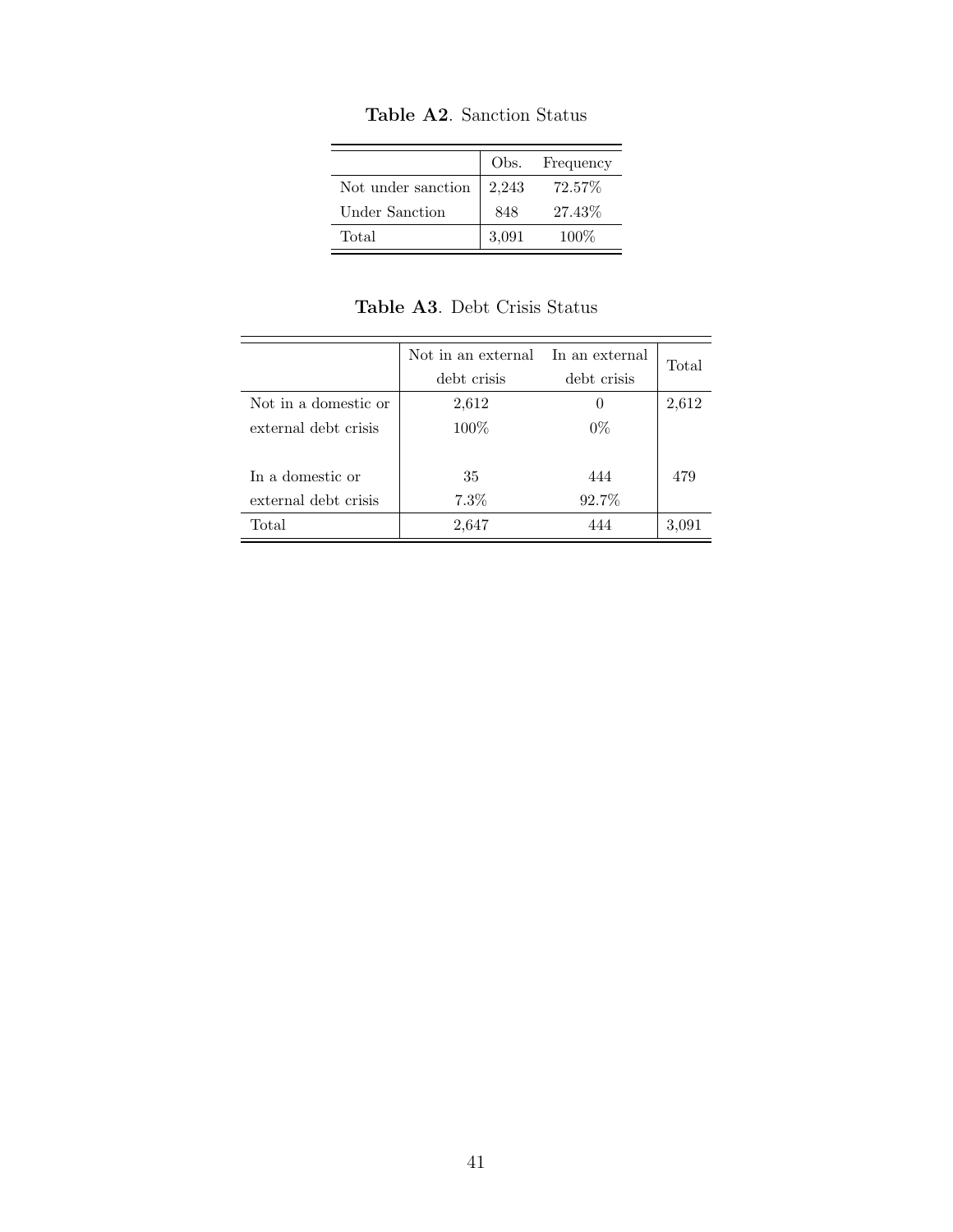**Table A2**. Sanction Status

| | Obs. | Frequency |
|---|---|---|
| Not under sanction | 2,243 | 72.57% |
| Under Sanction | 848 | 27.43% |
| Total | 3,091 | 100% |

**Table A3**. Debt Crisis Status

| | Not in an external debt crisis | In an external debt crisis | Total |
|---|---|---|---|
| Not in a domestic or external debt crisis | 2,612<br>100% | 0<br>0% | 2,612 |
| In a domestic or external debt crisis | 35<br>7.3% | 444<br>92.7% | 479 |
| Total | 2,647 | 444 | 3,091 |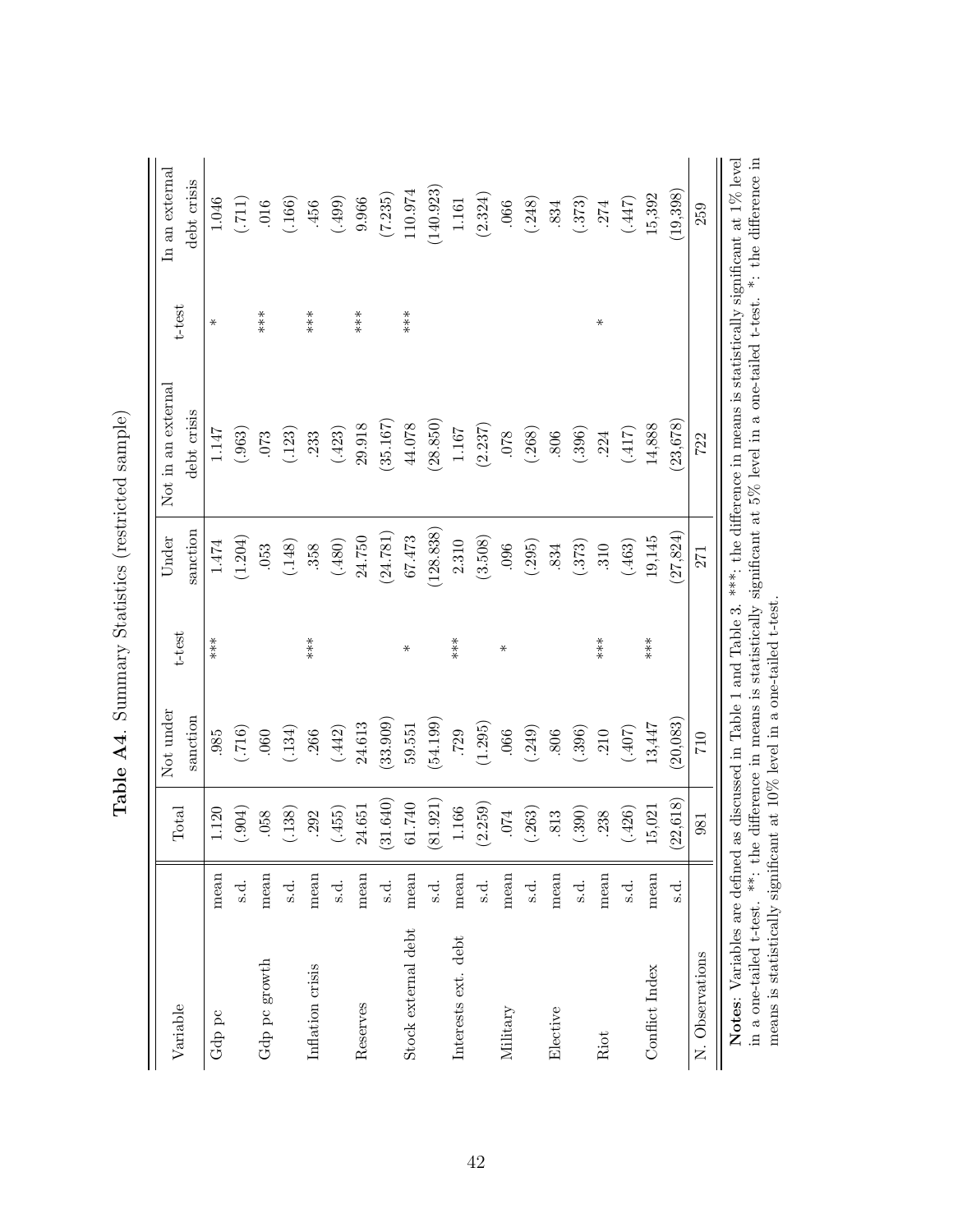**Table A4**. Summary Statistics (restricted sample)

| Variable | | Total | Not under sanction | t-test | Under sanction | Not in an external debt crisis | t-test | In an external debt crisis |
|---|---|---|---|---|---|---|---|---|
| Gdp pc | mean | 1.120 | .985 | *** | 1.474 | 1.147 | * | 1.046 |
| | s.d. | (.904) | (.716) | | (1.204) | (.963) | | (.711) |
| Gdp pc growth | mean | .058 | .060 | | .053 | .073 | *** | .016 |
| | s.d. | (.138) | (.134) | | (.148) | (.123) | | (.166) |
| Inflation crisis | mean | .292 | .266 | *** | .358 | .233 | *** | .456 |
| | s.d. | (.455) | (.442) | | (.480) | (.423) | | (.499) |
| Reserves | mean | 24.651 | 24.613 | | 24.750 | 29.918 | *** | 9.966 |
| | s.d. | (31.640) | (33.909) | | (24.781) | (35.167) | | (7.235) |
| Stock external debt | mean | 61.740 | 59.551 | * | 67.473 | 44.078 | *** | 110.974 |
| | s.d. | (81.921) | (54.199) | | (128.838) | (28.850) | | (140.923) |
| Interests ext. debt | mean | 1.166 | .729 | *** | 2.310 | 1.167 | | 1.161 |
| | s.d. | (2.259) | (1.295) | | (3.508) | (2.237) | | (2.324) |
| Military | mean | .074 | .066 | * | .096 | .078 | | .066 |
| | s.d. | (.263) | (.249) | | (.295) | (.268) | | (.248) |
| Elective | mean | .813 | .806 | | .834 | .806 | | .834 |
| | s.d. | (.390) | (.396) | | (.373) | (.396) | | (.373) |
| Riot | mean | .238 | .210 | *** | .310 | .224 | * | .274 |
| | s.d. | (.426) | (.407) | | (.463) | (.417) | | (.447) |
| Conflict Index | mean | 15,021 | 13,447 | *** | 19,145 | 14,888 | | 15,392 |
| | s.d. | (22,618) | (20,083) | | (27,824) | (23,678) | | (19,398) |
| N. Observations | | 981 | 710 | | 271 | 722 | | 259 |

**Notes**: Variables are defined as discussed in Table 1 and Table 3. ***: the difference in means is statistically significant at 1% level in a one-tailed t-test. **: the difference in means is statistically significant at 5% level in a one-tailed t-test. *: the difference in means is statistically significant at 10% level in a one-tailed t-test.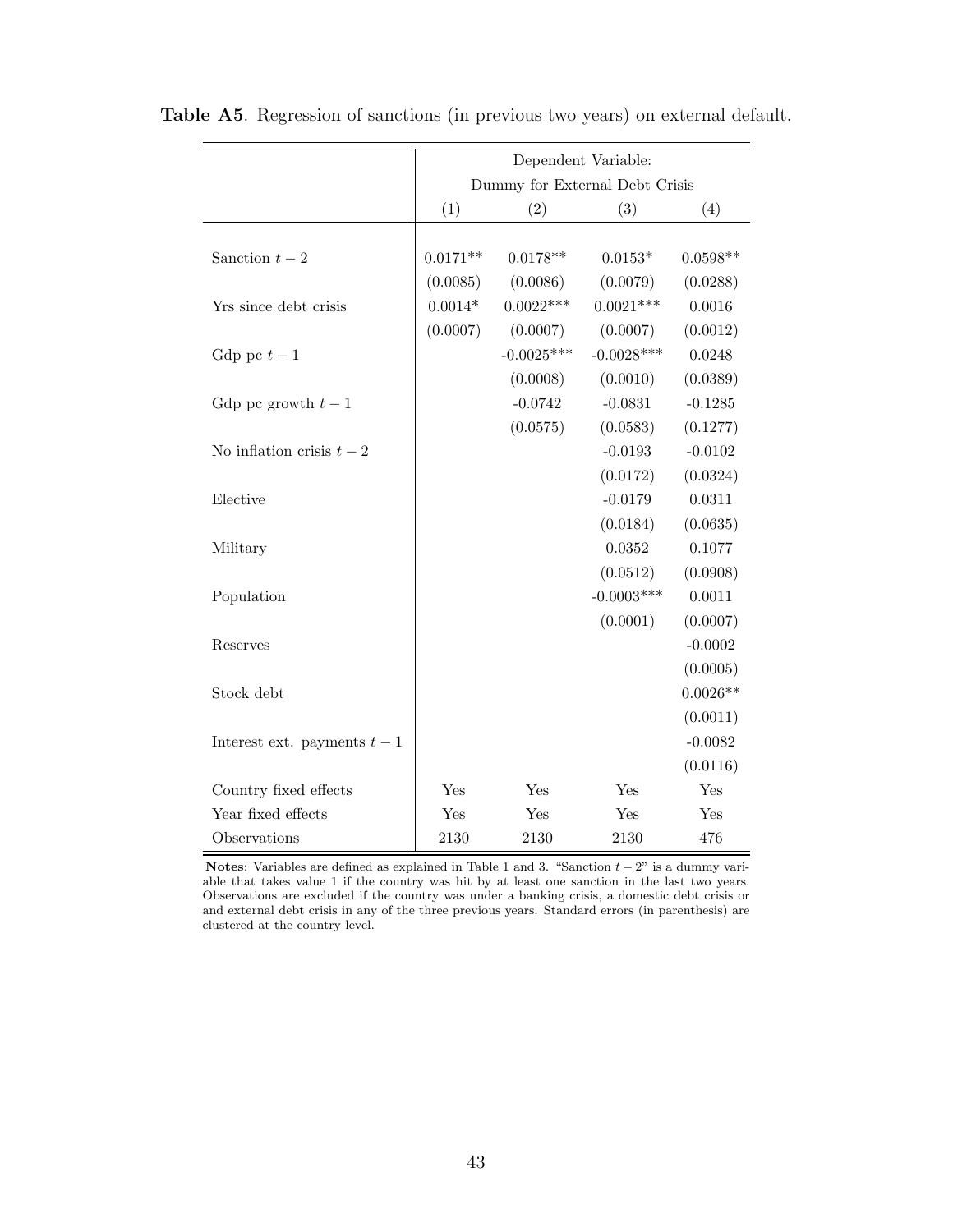**Table A5**. Regression of sanctions (in previous two years) on external default.

| | Dependent Variable: Dummy for External Debt Crisis | | | |
|---|---|---|---|---|
| | (1) | (2) | (3) | (4) |
| Sanction $t-2$ | 0.0171** | 0.0178** | 0.0153* | 0.0598** |
| | (0.0085) | (0.0086) | (0.0079) | (0.0288) |
| Yrs since debt crisis | 0.0014* | 0.0022*** | 0.0021*** | 0.0016 |
| | (0.0007) | (0.0007) | (0.0007) | (0.0012) |
| Gdp pc $t-1$ | | -0.0025*** | -0.0028*** | 0.0248 |
| | | (0.0008) | (0.0010) | (0.0389) |
| Gdp pc growth $t-1$ | | -0.0742 | -0.0831 | -0.1285 |
| | | (0.0575) | (0.0583) | (0.1277) |
| No inflation crisis $t-2$ | | | -0.0193 | -0.0102 |
| | | | (0.0172) | (0.0324) |
| Elective | | | -0.0179 | 0.0311 |
| | | | (0.0184) | (0.0635) |
| Military | | | 0.0352 | 0.1077 |
| | | | (0.0512) | (0.0908) |
| Population | | | -0.0003*** | 0.0011 |
| | | | (0.0001) | (0.0007) |
| Reserves | | | | -0.0002 |
| | | | | (0.0005) |
| Stock debt | | | | 0.0026** |
| | | | | (0.0011) |
| Interest ext. payments $t-1$ | | | | -0.0082 |
| | | | | (0.0116) |
| Country fixed effects | Yes | Yes | Yes | Yes |
| Year fixed effects | Yes | Yes | Yes | Yes |
| Observations | 2130 | 2130 | 2130 | 476 |

**Notes**: Variables are defined as explained in Table 1 and 3. "Sanction $t-2$" is a dummy variable that takes value 1 if the country was hit by at least one sanction in the last two years. Observations are excluded if the country was under a banking crisis, a domestic debt crisis or and external debt crisis in any of the three previous years. Standard errors (in parenthesis) are clustered at the country level.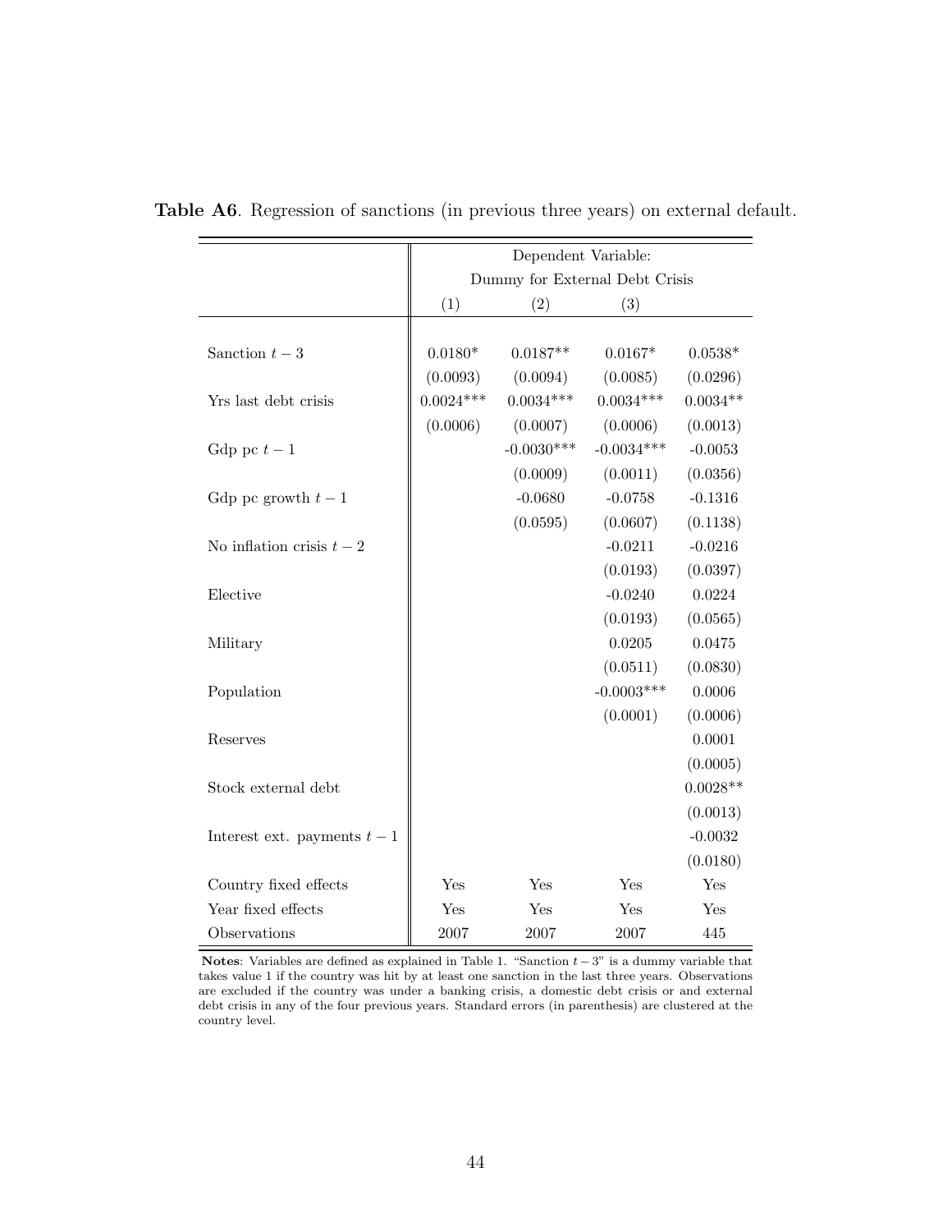**Table A6**. Regression of sanctions (in previous three years) on external default.

| | Dependent Variable: | | | |
|---|---|---|---|---|
| | Dummy for External Debt Crisis | | | |
| | (1) | (2) | (3) | |
| Sanction $t-3$ | 0.0180* | 0.0187** | 0.0167* | 0.0538* |
| | (0.0093) | (0.0094) | (0.0085) | (0.0296) |
| Yrs last debt crisis | 0.0024*** | 0.0034*** | 0.0034*** | 0.0034** |
| | (0.0006) | (0.0007) | (0.0006) | (0.0013) |
| Gdp pc $t-1$ | | -0.0030*** | -0.0034*** | -0.0053 |
| | | (0.0009) | (0.0011) | (0.0356) |
| Gdp pc growth $t-1$ | | -0.0680 | -0.0758 | -0.1316 |
| | | (0.0595) | (0.0607) | (0.1138) |
| No inflation crisis $t-2$ | | | -0.0211 | -0.0216 |
| | | | (0.0193) | (0.0397) |
| Elective | | | -0.0240 | 0.0224 |
| | | | (0.0193) | (0.0565) |
| Military | | | 0.0205 | 0.0475 |
| | | | (0.0511) | (0.0830) |
| Population | | | -0.0003*** | 0.0006 |
| | | | (0.0001) | (0.0006) |
| Reserves | | | | 0.0001 |
| | | | | (0.0005) |
| Stock external debt | | | | 0.0028** |
| | | | | (0.0013) |
| Interest ext. payments $t-1$ | | | | -0.0032 |
| | | | | (0.0180) |
| Country fixed effects | Yes | Yes | Yes | Yes |
| Year fixed effects | Yes | Yes | Yes | Yes |
| Observations | 2007 | 2007 | 2007 | 445 |

**Notes**: Variables are defined as explained in Table 1. "Sanction $t-3$" is a dummy variable that takes value 1 if the country was hit by at least one sanction in the last three years. Observations are excluded if the country was under a banking crisis, a domestic debt crisis or and external debt crisis in any of the four previous years. Standard errors (in parenthesis) are clustered at the country level.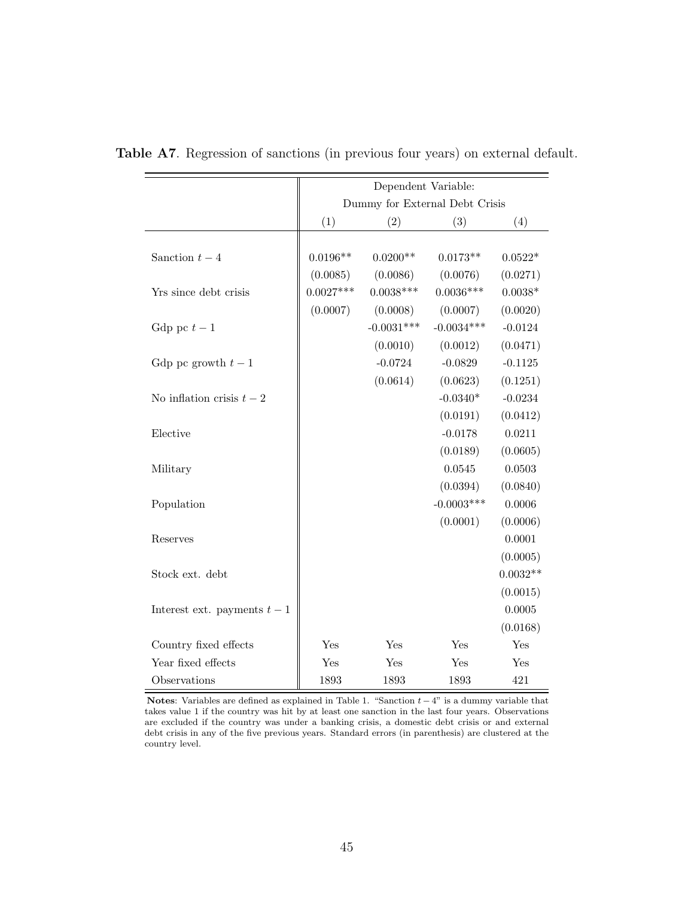**Table A7**. Regression of sanctions (in previous four years) on external default.

| | Dependent Variable: Dummy for External Debt Crisis | | | |
|---|---|---|---|---|
| | (1) | (2) | (3) | (4) |
| Sanction $t-4$ | 0.0196** | 0.0200** | 0.0173** | 0.0522* |
| | (0.0085) | (0.0086) | (0.0076) | (0.0271) |
| Yrs since debt crisis | 0.0027*** | 0.0038*** | 0.0036*** | 0.0038* |
| | (0.0007) | (0.0008) | (0.0007) | (0.0020) |
| Gdp pc $t-1$ | | -0.0031*** | -0.0034*** | -0.0124 |
| | | (0.0010) | (0.0012) | (0.0471) |
| Gdp pc growth $t-1$ | | -0.0724 | -0.0829 | -0.1125 |
| | | (0.0614) | (0.0623) | (0.1251) |
| No inflation crisis $t-2$ | | | -0.0340* | -0.0234 |
| | | | (0.0191) | (0.0412) |
| Elective | | | -0.0178 | 0.0211 |
| | | | (0.0189) | (0.0605) |
| Military | | | 0.0545 | 0.0503 |
| | | | (0.0394) | (0.0840) |
| Population | | | -0.0003*** | 0.0006 |
| | | | (0.0001) | (0.0006) |
| Reserves | | | | 0.0001 |
| | | | | (0.0005) |
| Stock ext. debt | | | | 0.0032** |
| | | | | (0.0015) |
| Interest ext. payments $t-1$ | | | | 0.0005 |
| | | | | (0.0168) |
| Country fixed effects | Yes | Yes | Yes | Yes |
| Year fixed effects | Yes | Yes | Yes | Yes |
| Observations | 1893 | 1893 | 1893 | 421 |

**Notes**: Variables are defined as explained in Table 1. "Sanction $t-4$" is a dummy variable that takes value 1 if the country was hit by at least one sanction in the last four years. Observations are excluded if the country was under a banking crisis, a domestic debt crisis or and external debt crisis in any of the five previous years. Standard errors (in parenthesis) are clustered at the country level.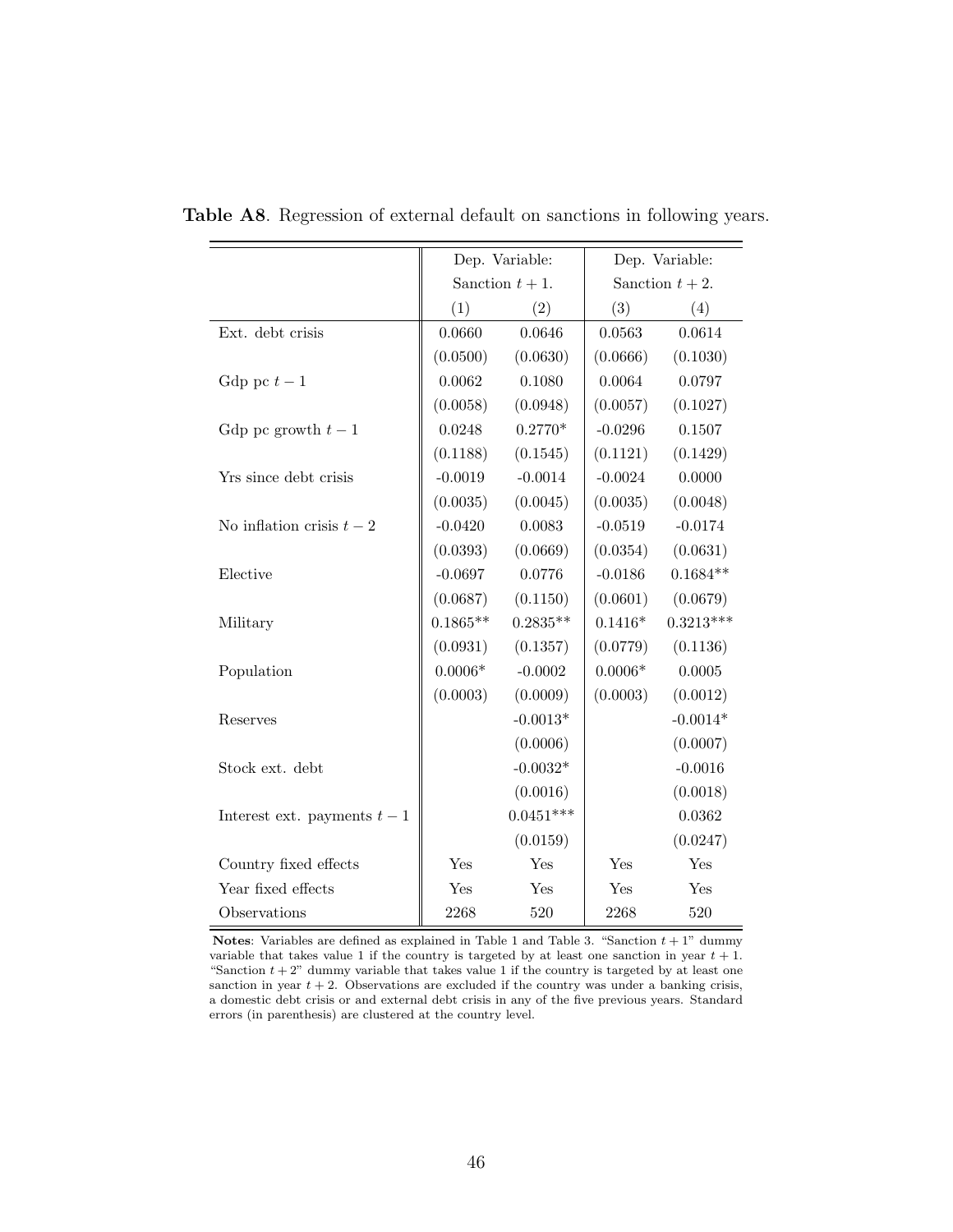**Table A8**. Regression of external default on sanctions in following years.

| | Dep. Variable: Sanction $t+1$. | | Dep. Variable: Sanction $t+2$. | |
|---|---|---|---|---|
| | (1) | (2) | (3) | (4) |
| Ext. debt crisis | 0.0660 | 0.0646 | 0.0563 | 0.0614 |
| | (0.0500) | (0.0630) | (0.0666) | (0.1030) |
| Gdp pc $t-1$ | 0.0062 | 0.1080 | 0.0064 | 0.0797 |
| | (0.0058) | (0.0948) | (0.0057) | (0.1027) |
| Gdp pc growth $t-1$ | 0.0248 | 0.2770* | -0.0296 | 0.1507 |
| | (0.1188) | (0.1545) | (0.1121) | (0.1429) |
| Yrs since debt crisis | -0.0019 | -0.0014 | -0.0024 | 0.0000 |
| | (0.0035) | (0.0045) | (0.0035) | (0.0048) |
| No inflation crisis $t-2$ | -0.0420 | 0.0083 | -0.0519 | -0.0174 |
| | (0.0393) | (0.0669) | (0.0354) | (0.0631) |
| Elective | -0.0697 | 0.0776 | -0.0186 | 0.1684** |
| | (0.0687) | (0.1150) | (0.0601) | (0.0679) |
| Military | 0.1865** | 0.2835** | 0.1416* | 0.3213*** |
| | (0.0931) | (0.1357) | (0.0779) | (0.1136) |
| Population | 0.0006* | -0.0002 | 0.0006* | 0.0005 |
| | (0.0003) | (0.0009) | (0.0003) | (0.0012) |
| Reserves | | -0.0013* | | -0.0014* |
| | | (0.0006) | | (0.0007) |
| Stock ext. debt | | -0.0032* | | -0.0016 |
| | | (0.0016) | | (0.0018) |
| Interest ext. payments $t-1$ | | 0.0451*** | | 0.0362 |
| | | (0.0159) | | (0.0247) |
| Country fixed effects | Yes | Yes | Yes | Yes |
| Year fixed effects | Yes | Yes | Yes | Yes |
| Observations | 2268 | 520 | 2268 | 520 |

**Notes**: Variables are defined as explained in Table 1 and Table 3. "Sanction $t+1$" dummy variable that takes value 1 if the country is targeted by at least one sanction in year $t+1$. "Sanction $t+2$" dummy variable that takes value 1 if the country is targeted by at least one sanction in year $t+2$. Observations are excluded if the country was under a banking crisis, a domestic debt crisis or and external debt crisis in any of the five previous years. Standard errors (in parenthesis) are clustered at the country level.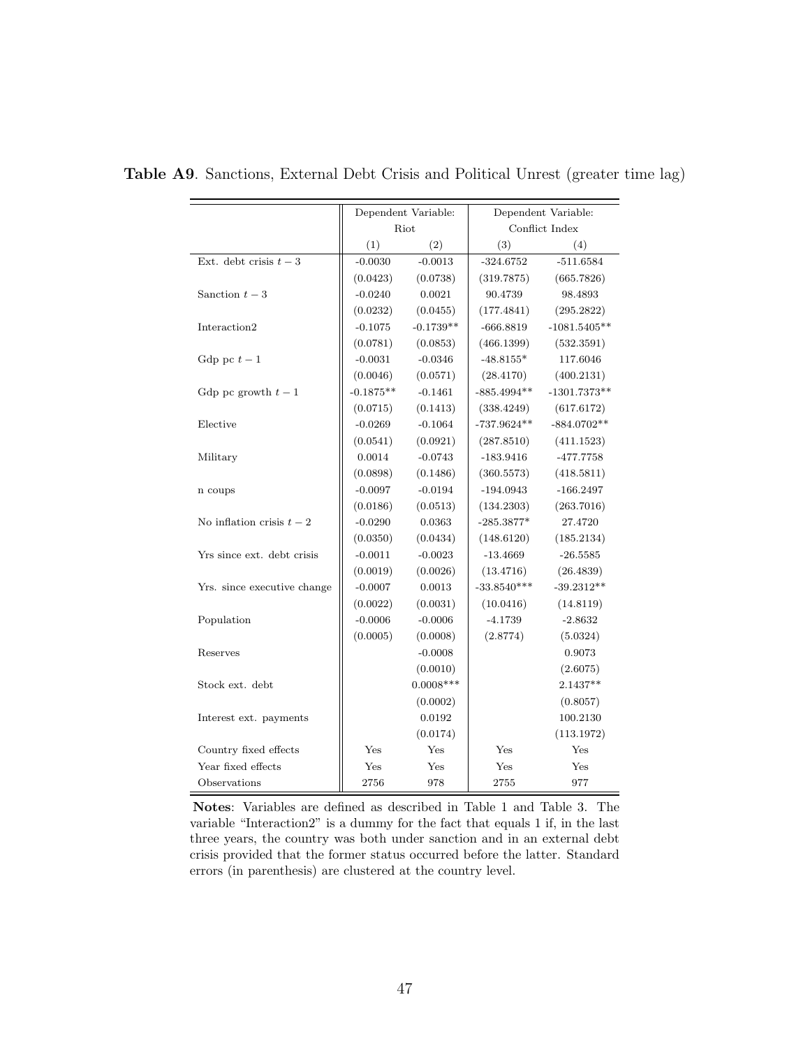**Table A9**. Sanctions, External Debt Crisis and Political Unrest (greater time lag)

| | Dependent Variable: Riot | | Dependent Variable: Conflict Index | |
|---|---|---|---|---|
| | (1) | (2) | (3) | (4) |
| Ext. debt crisis $t-3$ | -0.0030 | -0.0013 | -324.6752 | -511.6584 |
| | (0.0423) | (0.0738) | (319.7875) | (665.7826) |
| Sanction $t-3$ | -0.0240 | 0.0021 | 90.4739 | 98.4893 |
| | (0.0232) | (0.0455) | (177.4841) | (295.2822) |
| Interaction2 | -0.1075 | -0.1739** | -666.8819 | -1081.5405** |
| | (0.0781) | (0.0853) | (466.1399) | (532.3591) |
| Gdp pc $t-1$ | -0.0031 | -0.0346 | -48.8155* | 117.6046 |
| | (0.0046) | (0.0571) | (28.4170) | (400.2131) |
| Gdp pc growth $t-1$ | -0.1875** | -0.1461 | -885.4994** | -1301.7373** |
| | (0.0715) | (0.1413) | (338.4249) | (617.6172) |
| Elective | -0.0269 | -0.1064 | -737.9624** | -884.0702** |
| | (0.0541) | (0.0921) | (287.8510) | (411.1523) |
| Military | 0.0014 | -0.0743 | -183.9416 | -477.7758 |
| | (0.0898) | (0.1486) | (360.5573) | (418.5811) |
| n coups | -0.0097 | -0.0194 | -194.0943 | -166.2497 |
| | (0.0186) | (0.0513) | (134.2303) | (263.7016) |
| No inflation crisis $t-2$ | -0.0290 | 0.0363 | -285.3877* | 27.4720 |
| | (0.0350) | (0.0434) | (148.6120) | (185.2134) |
| Yrs since ext. debt crisis | -0.0011 | -0.0023 | -13.4669 | -26.5585 |
| | (0.0019) | (0.0026) | (13.4716) | (26.4839) |
| Yrs. since executive change | -0.0007 | 0.0013 | -33.8540*** | -39.2312** |
| | (0.0022) | (0.0031) | (10.0416) | (14.8119) |
| Population | -0.0006 | -0.0006 | -4.1739 | -2.8632 |
| | (0.0005) | (0.0008) | (2.8774) | (5.0324) |
| Reserves | | -0.0008 | | 0.9073 |
| | | (0.0010) | | (2.6075) |
| Stock ext. debt | | 0.0008*** | | 2.1437** |
| | | (0.0002) | | (0.8057) |
| Interest ext. payments | | 0.0192 | | 100.2130 |
| | | (0.0174) | | (113.1972) |
| Country fixed effects | Yes | Yes | Yes | Yes |
| Year fixed effects | Yes | Yes | Yes | Yes |
| Observations | 2756 | 978 | 2755 | 977 |

**Notes**: Variables are defined as described in Table 1 and Table 3. The variable "Interaction2" is a dummy for the fact that equals 1 if, in the last three years, the country was both under sanction and in an external debt crisis provided that the former status occurred before the latter. Standard errors (in parenthesis) are clustered at the country level.